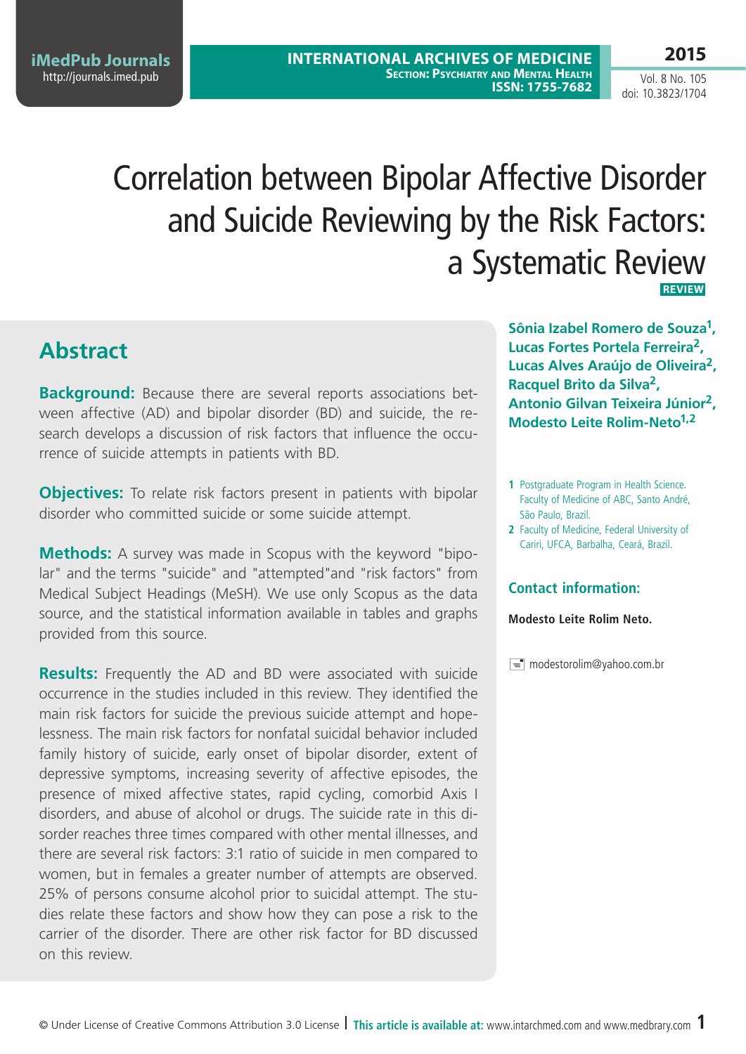# Correlation between Bipolar Affective Disorder and Suicide Reviewing by the Risk Factors: a Systematic Review

**REVIEW**

**Sônia Izabel Romero de Souza[1], Lucas Fortes Portela Ferreira[2], Lucas Alves Araújo de Oliveira[2], Racquel Brito da Silva[2], Antonio Gilvan Teixeira Júnior[2], Modesto Leite Rolim-Neto[1,2]**

1 Postgraduate Program in Health Science. Faculty of Medicine of ABC, Santo André, São Paulo, Brazil.

2 Faculty of Medicine, Federal University of Cariri, UFCA, Barbalha, Ceará, Brazil.

### Contact information:

**Modesto Leite Rolim Neto.**

modestorolim@yahoo.com.br

## Abstract

**Background:** Because there are several reports associations between affective (AD) and bipolar disorder (BD) and suicide, the research develops a discussion of risk factors that influence the occurrence of suicide attempts in patients with BD.

**Objectives:** To relate risk factors present in patients with bipolar disorder who committed suicide or some suicide attempt.

**Methods:** A survey was made in Scopus with the keyword "bipolar" and the terms "suicide" and "attempted"and "risk factors" from Medical Subject Headings (MeSH). We use only Scopus as the data source, and the statistical information available in tables and graphs provided from this source.

**Results:** Frequently the AD and BD were associated with suicide occurrence in the studies included in this review. They identified the main risk factors for suicide the previous suicide attempt and hopelessness. The main risk factors for nonfatal suicidal behavior included family history of suicide, early onset of bipolar disorder, extent of depressive symptoms, increasing severity of affective episodes, the presence of mixed affective states, rapid cycling, comorbid Axis I disorders, and abuse of alcohol or drugs. The suicide rate in this disorder reaches three times compared with other mental illnesses, and there are several risk factors: 3:1 ratio of suicide in men compared to women, but in females a greater number of attempts are observed. 25% of persons consume alcohol prior to suicidal attempt. The studies relate these factors and show how they can pose a risk to the carrier of the disorder. There are other risk factor for BD discussed on this review.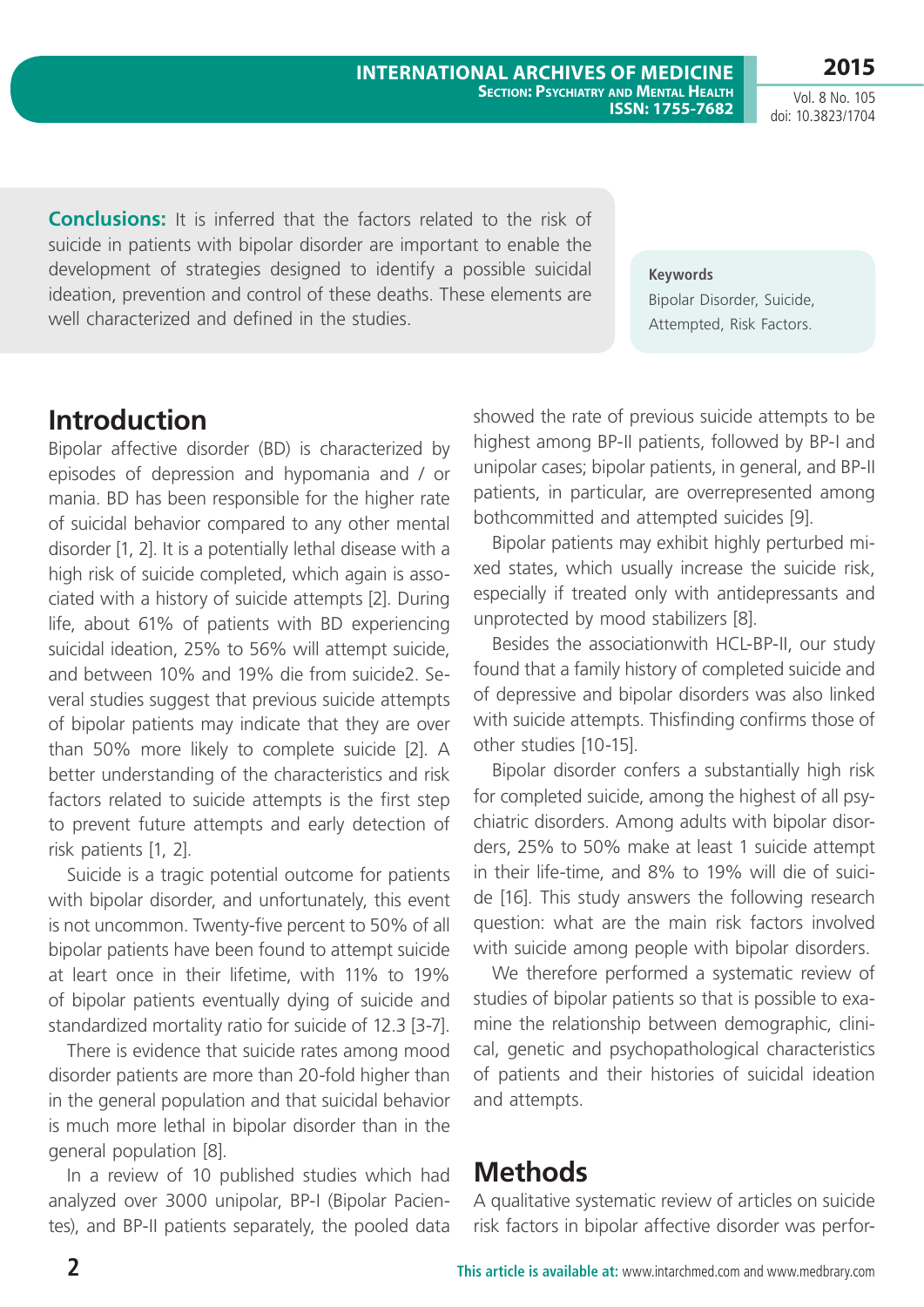**Conclusions:** It is inferred that the factors related to the risk of suicide in patients with bipolar disorder are important to enable the development of strategies designed to identify a possible suicidal ideation, prevention and control of these deaths. These elements are well characterized and defined in the studies.

**Keywords**

Bipolar Disorder, Suicide, Attempted, Risk Factors.

## Introduction

Bipolar affective disorder (BD) is characterized by episodes of depression and hypomania and / or mania. BD has been responsible for the higher rate of suicidal behavior compared to any other mental disorder [1, 2]. It is a potentially lethal disease with a high risk of suicide completed, which again is associated with a history of suicide attempts [2]. During life, about 61% of patients with BD experiencing suicidal ideation, 25% to 56% will attempt suicide, and between 10% and 19% die from suicide2. Several studies suggest that previous suicide attempts of bipolar patients may indicate that they are over than 50% more likely to complete suicide [2]. A better understanding of the characteristics and risk factors related to suicide attempts is the first step to prevent future attempts and early detection of risk patients [1, 2].

Suicide is a tragic potential outcome for patients with bipolar disorder, and unfortunately, this event is not uncommon. Twenty-five percent to 50% of all bipolar patients have been found to attempt suicide at leart once in their lifetime, with 11% to 19% of bipolar patients eventually dying of suicide and standardized mortality ratio for suicide of 12.3 [3-7].

There is evidence that suicide rates among mood disorder patients are more than 20-fold higher than in the general population and that suicidal behavior is much more lethal in bipolar disorder than in the general population [8].

In a review of 10 published studies which had analyzed over 3000 unipolar, BP-I (Bipolar Pacientes), and BP-II patients separately, the pooled data showed the rate of previous suicide attempts to be highest among BP-II patients, followed by BP-I and unipolar cases; bipolar patients, in general, and BP-II patients, in particular, are overrepresented among bothcommitted and attempted suicides [9].

Bipolar patients may exhibit highly perturbed mixed states, which usually increase the suicide risk, especially if treated only with antidepressants and unprotected by mood stabilizers [8].

Besides the associationwith HCL-BP-II, our study found that a family history of completed suicide and of depressive and bipolar disorders was also linked with suicide attempts. Thisfinding confirms those of other studies [10-15].

Bipolar disorder confers a substantially high risk for completed suicide, among the highest of all psychiatric disorders. Among adults with bipolar disorders, 25% to 50% make at least 1 suicide attempt in their life-time, and 8% to 19% will die of suicide [16]. This study answers the following research question: what are the main risk factors involved with suicide among people with bipolar disorders.

We therefore performed a systematic review of studies of bipolar patients so that is possible to examine the relationship between demographic, clinical, genetic and psychopathological characteristics of patients and their histories of suicidal ideation and attempts.

## Methods

A qualitative systematic review of articles on suicide risk factors in bipolar affective disorder was perfor-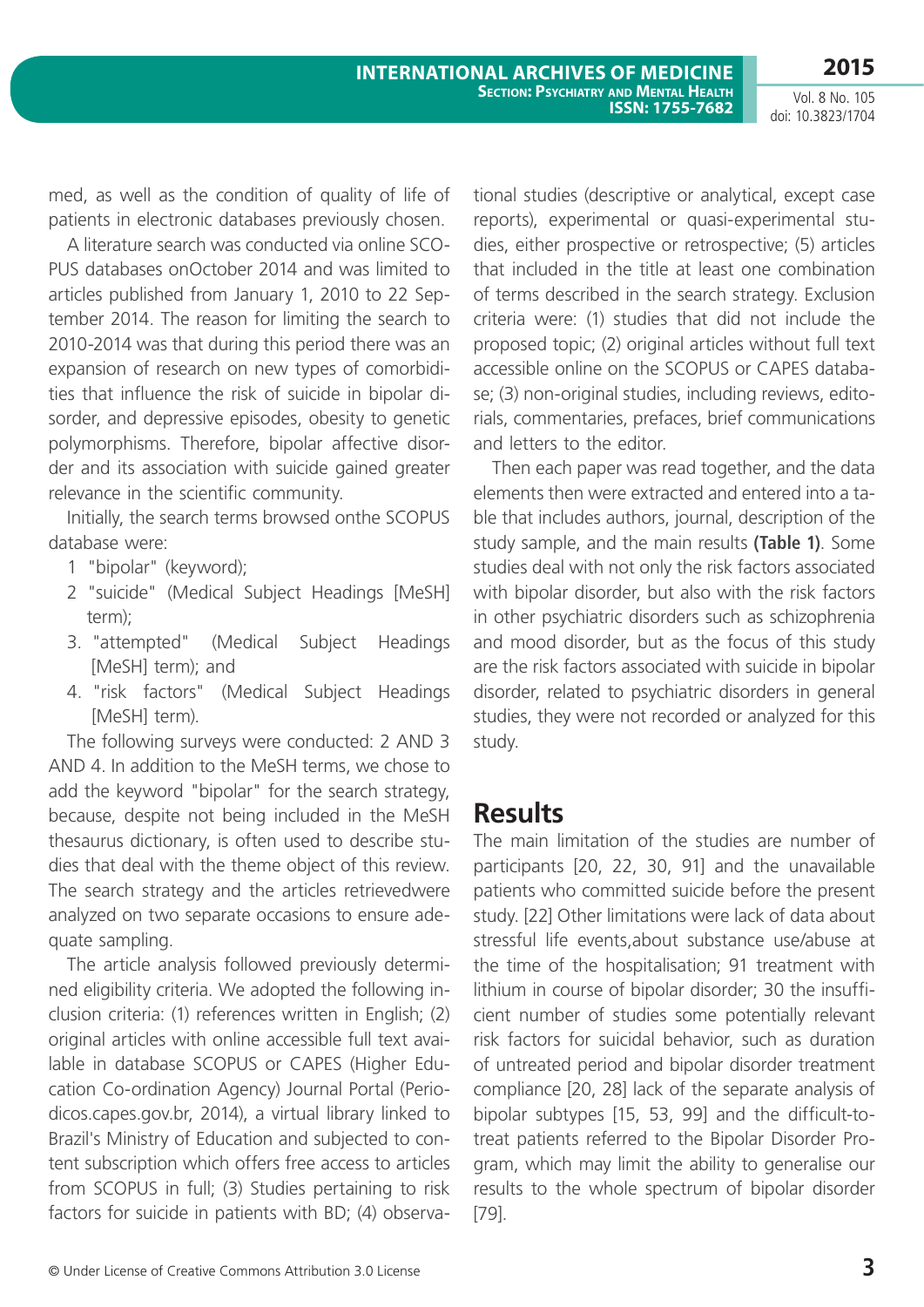med, as well as the condition of quality of life of patients in electronic databases previously chosen.

A literature search was conducted via online SCOPUS databases onOctober 2014 and was limited to articles published from January 1, 2010 to 22 September 2014. The reason for limiting the search to 2010-2014 was that during this period there was an expansion of research on new types of comorbidities that influence the risk of suicide in bipolar disorder, and depressive episodes, obesity to genetic polymorphisms. Therefore, bipolar affective disorder and its association with suicide gained greater relevance in the scientific community.

Initially, the search terms browsed onthe SCOPUS database were:

1 "bipolar" (keyword);
2 "suicide" (Medical Subject Headings [MeSH] term);
3. "attempted" (Medical Subject Headings [MeSH] term); and
4. "risk factors" (Medical Subject Headings [MeSH] term).

The following surveys were conducted: 2 AND 3 AND 4. In addition to the MeSH terms, we chose to add the keyword "bipolar" for the search strategy, because, despite not being included in the MeSH thesaurus dictionary, is often used to describe studies that deal with the theme object of this review. The search strategy and the articles retrievedwere analyzed on two separate occasions to ensure adequate sampling.

The article analysis followed previously determined eligibility criteria. We adopted the following inclusion criteria: (1) references written in English; (2) original articles with online accessible full text available in database SCOPUS or CAPES (Higher Education Co-ordination Agency) Journal Portal (Periodicos.capes.gov.br, 2014), a virtual library linked to Brazil's Ministry of Education and subjected to content subscription which offers free access to articles from SCOPUS in full; (3) Studies pertaining to risk factors for suicide in patients with BD; (4) observational studies (descriptive or analytical, except case reports), experimental or quasi-experimental studies, either prospective or retrospective; (5) articles that included in the title at least one combination of terms described in the search strategy. Exclusion criteria were: (1) studies that did not include the proposed topic; (2) original articles without full text accessible online on the SCOPUS or CAPES database; (3) non-original studies, including reviews, editorials, commentaries, prefaces, brief communications and letters to the editor.

Then each paper was read together, and the data elements then were extracted and entered into a table that includes authors, journal, description of the study sample, and the main results **(Table 1)**. Some studies deal with not only the risk factors associated with bipolar disorder, but also with the risk factors in other psychiatric disorders such as schizophrenia and mood disorder, but as the focus of this study are the risk factors associated with suicide in bipolar disorder, related to psychiatric disorders in general studies, they were not recorded or analyzed for this study.

## Results

The main limitation of the studies are number of participants [20, 22, 30, 91] and the unavailable patients who committed suicide before the present study. [22] Other limitations were lack of data about stressful life events,about substance use/abuse at the time of the hospitalisation; 91 treatment with lithium in course of bipolar disorder; 30 the insufficient number of studies some potentially relevant risk factors for suicidal behavior, such as duration of untreated period and bipolar disorder treatment compliance [20, 28] lack of the separate analysis of bipolar subtypes [15, 53, 99] and the difficult-to-treat patients referred to the Bipolar Disorder Program, which may limit the ability to generalise our results to the whole spectrum of bipolar disorder [79].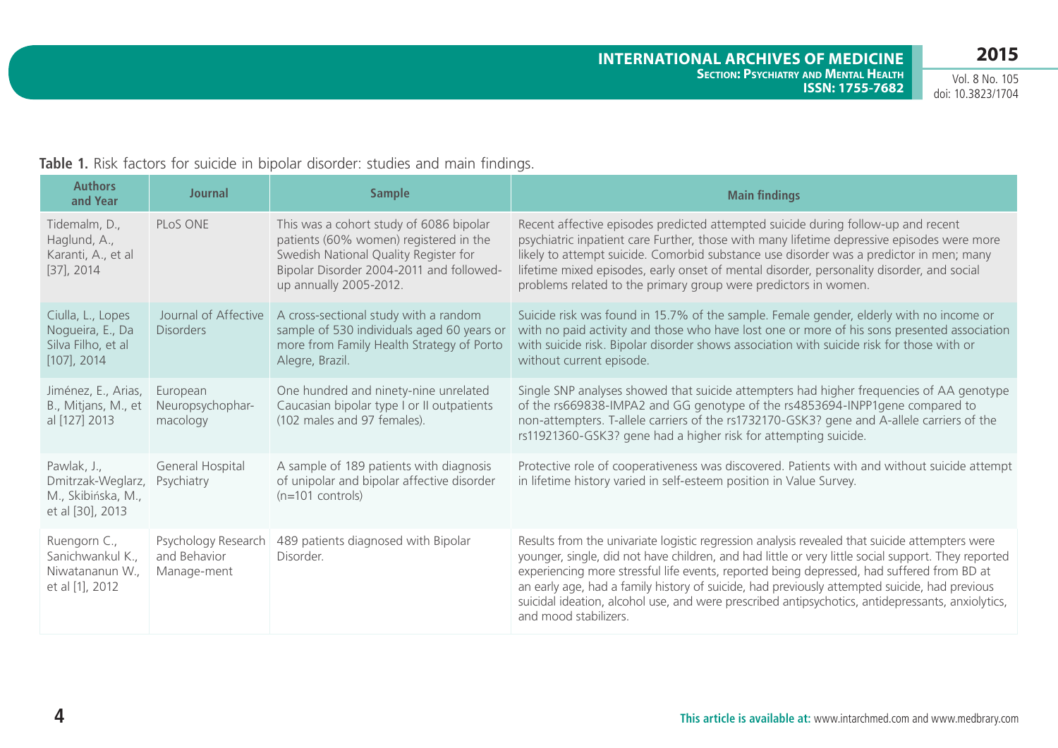**Table 1.** Risk factors for suicide in bipolar disorder: studies and main findings.

| Authors and Year | Journal | Sample | Main findings |
|---|---|---|---|
| Tidemalm, D., Haglund, A., Karanti, A., et al [37], 2014 | PLoS ONE | This was a cohort study of 6086 bipolar patients (60% women) registered in the Swedish National Quality Register for Bipolar Disorder 2004-2011 and followed-up annually 2005-2012. | Recent affective episodes predicted attempted suicide during follow-up and recent psychiatric inpatient care Further, those with many lifetime depressive episodes were more likely to attempt suicide. Comorbid substance use disorder was a predictor in men; many lifetime mixed episodes, early onset of mental disorder, personality disorder, and social problems related to the primary group were predictors in women. |
| Ciulla, L., Lopes Nogueira, E., Da Silva Filho, et al [107], 2014 | Journal of Affective Disorders | A cross-sectional study with a random sample of 530 individuals aged 60 years or more from Family Health Strategy of Porto Alegre, Brazil. | Suicide risk was found in 15.7% of the sample. Female gender, elderly with no income or with no paid activity and those who have lost one or more of his sons presented association with suicide risk. Bipolar disorder shows association with suicide risk for those with or without current episode. |
| Jiménez, E., Arias, B., Mitjans, M., et al [127] 2013 | European Neuropsychophar-macology | One hundred and ninety-nine unrelated Caucasian bipolar type I or II outpatients (102 males and 97 females). | Single SNP analyses showed that suicide attempters had higher frequencies of AA genotype of the rs669838-IMPA2 and GG genotype of the rs4853694-INPP1gene compared to non-attempters. T-allele carriers of the rs1732170-GSK3? gene and A-allele carriers of the rs11921360-GSK3? gene had a higher risk for attempting suicide. |
| Pawlak, J., Dmitrzak-Weglarz, M., Skibińska, M., et al [30], 2013 | General Hospital Psychiatry | A sample of 189 patients with diagnosis of unipolar and bipolar affective disorder (n=101 controls) | Protective role of cooperativeness was discovered. Patients with and without suicide attempt in lifetime history varied in self-esteem position in Value Survey. |
| Ruengorn C., Sanichwankul K., Niwatananun W., et al [1], 2012 | Psychology Research and Behavior Manage-ment | 489 patients diagnosed with Bipolar Disorder. | Results from the univariate logistic regression analysis revealed that suicide attempters were younger, single, did not have children, and had little or very little social support. They reported experiencing more stressful life events, reported being depressed, had suffered from BD at an early age, had a family history of suicide, had previously attempted suicide, had previous suicidal ideation, alcohol use, and were prescribed antipsychotics, antidepressants, anxiolytics, and mood stabilizers. |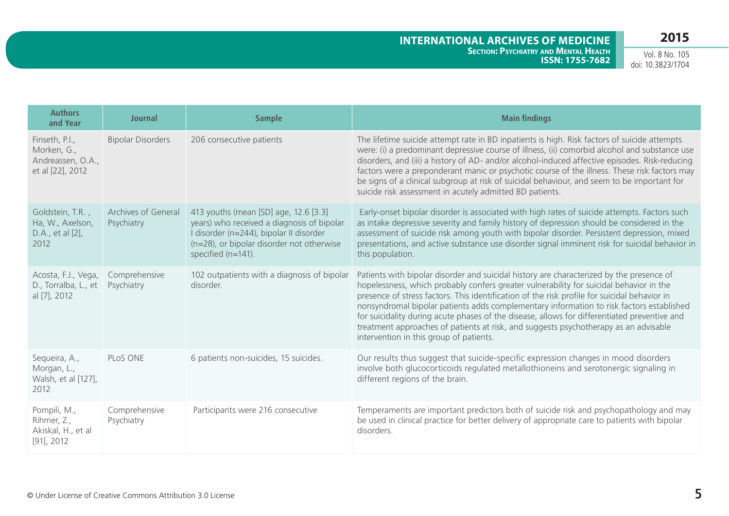| Authors and Year | Journal | Sample | Main findings |
|---|---|---|---|
| Finseth, P.I., Morken, G., Andreassen, O.A., et al [22], 2012 | Bipolar Disorders | 206 consecutive patients | The lifetime suicide attempt rate in BD inpatients is high. Risk factors of suicide attempts were: (i) a predominant depressive course of illness, (ii) comorbid alcohol and substance use disorders, and (iii) a history of AD- and/or alcohol-induced affective episodes. Risk-reducing factors were a preponderant manic or psychotic course of the illness. These risk factors may be signs of a clinical subgroup at risk of suicidal behaviour, and seem to be important for suicide risk assessment in acutely admitted BD patients. |
| Goldstein, T.R. , Ha, W., Axelson, D.A., et al [2], 2012 | Archives of General Psychiatry | 413 youths (mean [SD] age, 12.6 [3.3] years) who received a diagnosis of bipolar I disorder (n=244), bipolar II disorder (n=28), or bipolar disorder not otherwise specified (n=141). | Early-onset bipolar disorder is associated with high rates of suicide attempts. Factors such as intake depressive severity and family history of depression should be considered in the assessment of suicide risk among youth with bipolar disorder. Persistent depression, mixed presentations, and active substance use disorder signal imminent risk for suicidal behavior in this population. |
| Acosta, F.J., Vega, D., Torralba, L., et al [7], 2012 | Comprehensive Psychiatry | 102 outpatients with a diagnosis of bipolar disorder. | Patients with bipolar disorder and suicidal history are characterized by the presence of hopelessness, which probably confers greater vulnerability for suicidal behavior in the presence of stress factors. This identification of the risk profile for suicidal behavior in nonsyndromal bipolar patients adds complementary information to risk factors established for suicidality during acute phases of the disease, allows for differentiated preventive and treatment approaches of patients at risk, and suggests psychotherapy as an advisable intervention in this group of patients. |
| Sequeira, A., Morgan, L., Walsh, et al [127], 2012 | PLoS ONE | 6 patients non-suicides, 15 suicides. | Our results thus suggest that suicide-specific expression changes in mood disorders involve both glucocorticoids regulated metallothioneins and serotonergic signaling in different regions of the brain. |
| Pompili, M., Rihmer, Z., Akiskal, H., et al [91], 2012 | Comprehensive Psychiatry | Participants were 216 consecutive | Temperaments are important predictors both of suicide risk and psychopathology and may be used in clinical practice for better delivery of appropriate care to patients with bipolar disorders. |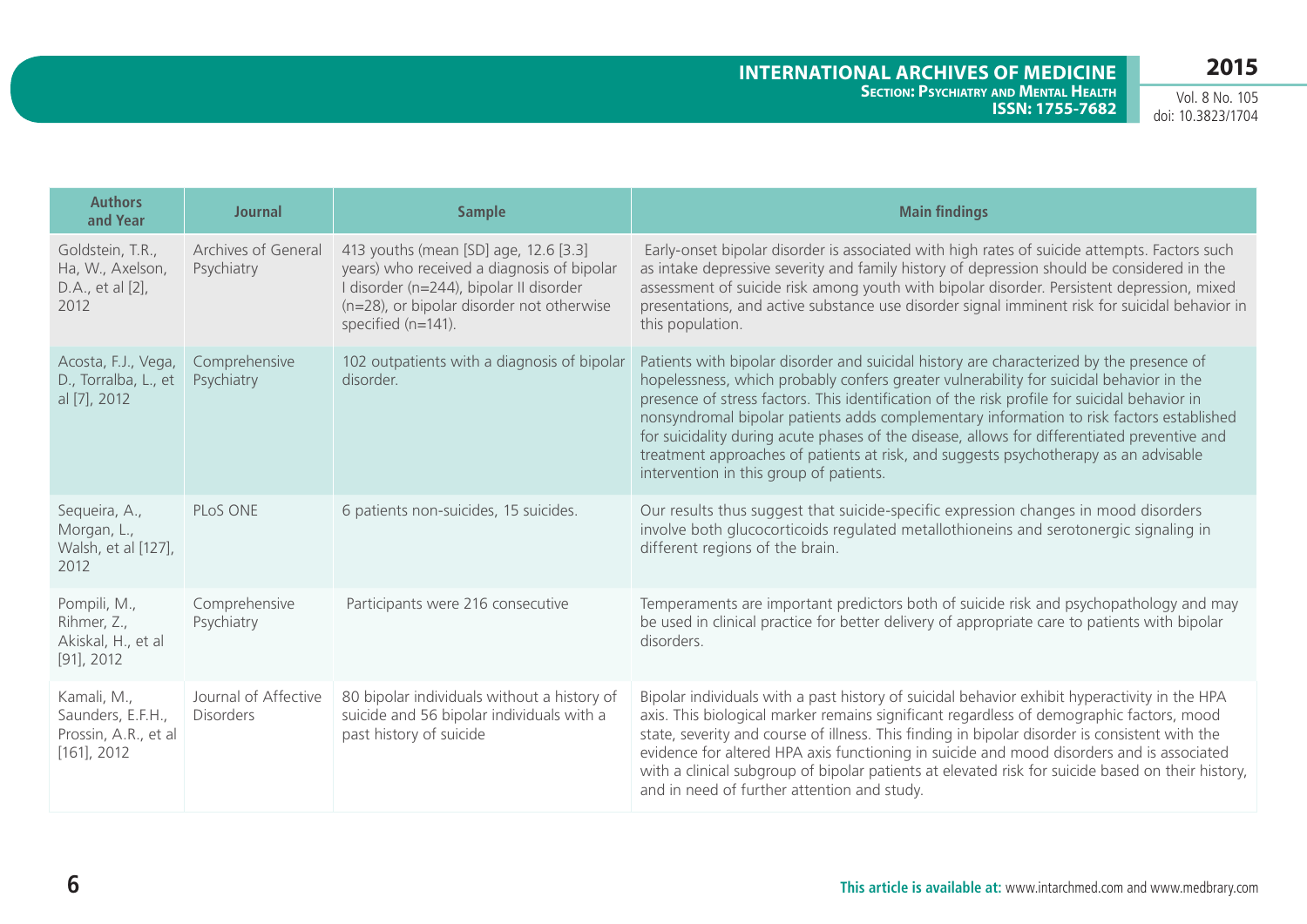| Authors and Year | Journal | Sample | Main findings |
|---|---|---|---|
| Goldstein, T.R., Ha, W., Axelson, D.A., et al [2], 2012 | Archives of General Psychiatry | 413 youths (mean [SD] age, 12.6 [3.3] years) who received a diagnosis of bipolar I disorder (n=244), bipolar II disorder (n=28), or bipolar disorder not otherwise specified (n=141). | Early-onset bipolar disorder is associated with high rates of suicide attempts. Factors such as intake depressive severity and family history of depression should be considered in the assessment of suicide risk among youth with bipolar disorder. Persistent depression, mixed presentations, and active substance use disorder signal imminent risk for suicidal behavior in this population. |
| Acosta, F.J., Vega, D., Torralba, L., et al [7], 2012 | Comprehensive Psychiatry | 102 outpatients with a diagnosis of bipolar disorder. | Patients with bipolar disorder and suicidal history are characterized by the presence of hopelessness, which probably confers greater vulnerability for suicidal behavior in the presence of stress factors. This identification of the risk profile for suicidal behavior in nonsyndromal bipolar patients adds complementary information to risk factors established for suicidality during acute phases of the disease, allows for differentiated preventive and treatment approaches of patients at risk, and suggests psychotherapy as an advisable intervention in this group of patients. |
| Sequeira, A., Morgan, L., Walsh, et al [127], 2012 | PLoS ONE | 6 patients non-suicides, 15 suicides. | Our results thus suggest that suicide-specific expression changes in mood disorders involve both glucocorticoids regulated metallothioneins and serotonergic signaling in different regions of the brain. |
| Pompili, M., Rihmer, Z., Akiskal, H., et al [91], 2012 | Comprehensive Psychiatry | Participants were 216 consecutive | Temperaments are important predictors both of suicide risk and psychopathology and may be used in clinical practice for better delivery of appropriate care to patients with bipolar disorders. |
| Kamali, M., Saunders, E.F.H., Prossin, A.R., et al [161], 2012 | Journal of Affective Disorders | 80 bipolar individuals without a history of suicide and 56 bipolar individuals with a past history of suicide | Bipolar individuals with a past history of suicidal behavior exhibit hyperactivity in the HPA axis. This biological marker remains significant regardless of demographic factors, mood state, severity and course of illness. This finding in bipolar disorder is consistent with the evidence for altered HPA axis functioning in suicide and mood disorders and is associated with a clinical subgroup of bipolar patients at elevated risk for suicide based on their history, and in need of further attention and study. |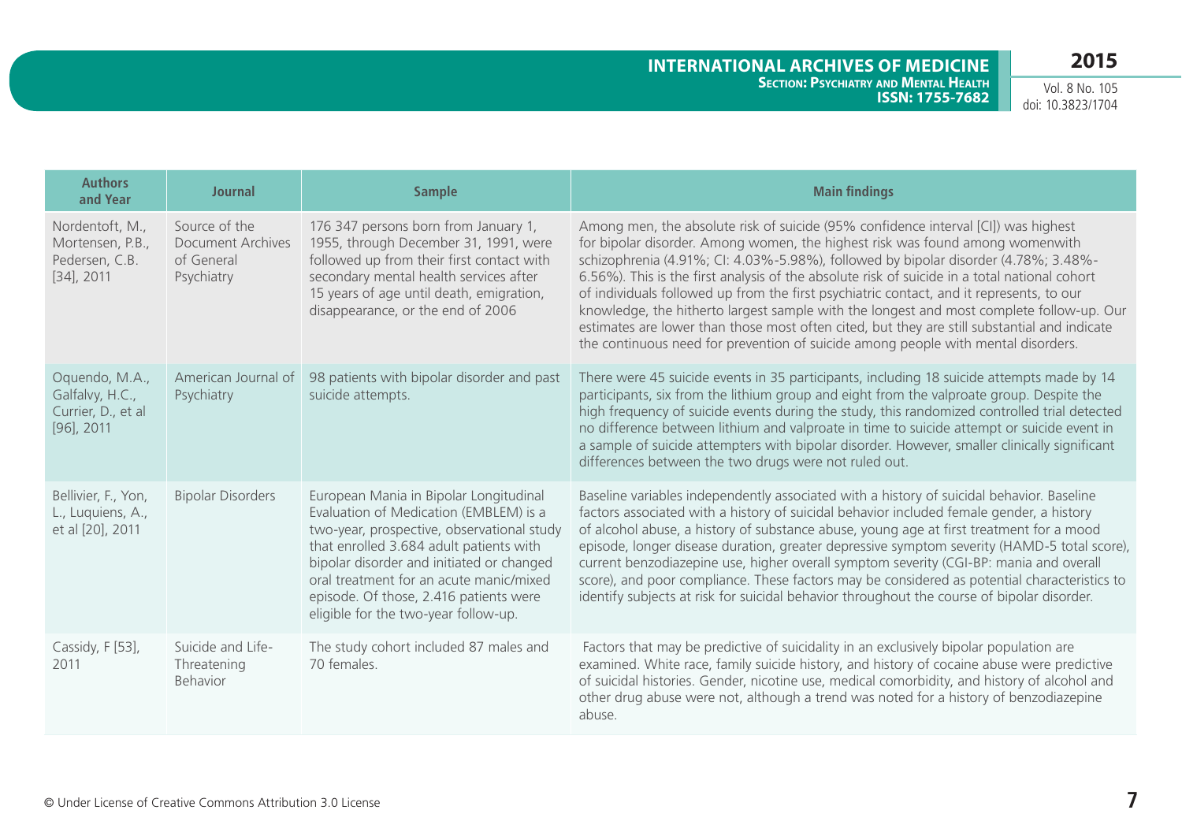| Authors and Year | Journal | Sample | Main findings |
|---|---|---|---|
| Nordentoft, M., Mortensen, P.B., Pedersen, C.B. [34], 2011 | Source of the Document Archives of General Psychiatry | 176 347 persons born from January 1, 1955, through December 31, 1991, were followed up from their first contact with secondary mental health services after 15 years of age until death, emigration, disappearance, or the end of 2006 | Among men, the absolute risk of suicide (95% confidence interval [CI]) was highest for bipolar disorder. Among women, the highest risk was found among womenwith schizophrenia (4.91%; CI: 4.03%-5.98%), followed by bipolar disorder (4.78%; 3.48%-6.56%). This is the first analysis of the absolute risk of suicide in a total national cohort of individuals followed up from the first psychiatric contact, and it represents, to our knowledge, the hitherto largest sample with the longest and most complete follow-up. Our estimates are lower than those most often cited, but they are still substantial and indicate the continuous need for prevention of suicide among people with mental disorders. |
| Oquendo, M.A., Galfalvy, H.C., Currier, D., et al [96], 2011 | American Journal of Psychiatry | 98 patients with bipolar disorder and past suicide attempts. | There were 45 suicide events in 35 participants, including 18 suicide attempts made by 14 participants, six from the lithium group and eight from the valproate group. Despite the high frequency of suicide events during the study, this randomized controlled trial detected no difference between lithium and valproate in time to suicide attempt or suicide event in a sample of suicide attempters with bipolar disorder. However, smaller clinically significant differences between the two drugs were not ruled out. |
| Bellivier, F., Yon, L., Luquiens, A., et al [20], 2011 | Bipolar Disorders | European Mania in Bipolar Longitudinal Evaluation of Medication (EMBLEM) is a two-year, prospective, observational study that enrolled 3.684 adult patients with bipolar disorder and initiated or changed oral treatment for an acute manic/mixed episode. Of those, 2.416 patients were eligible for the two-year follow-up. | Baseline variables independently associated with a history of suicidal behavior. Baseline factors associated with a history of suicidal behavior included female gender, a history of alcohol abuse, a history of substance abuse, young age at first treatment for a mood episode, longer disease duration, greater depressive symptom severity (HAMD-5 total score), current benzodiazepine use, higher overall symptom severity (CGI-BP: mania and overall score), and poor compliance. These factors may be considered as potential characteristics to identify subjects at risk for suicidal behavior throughout the course of bipolar disorder. |
| Cassidy, F [53], 2011 | Suicide and Life-Threatening Behavior | The study cohort included 87 males and 70 females. | Factors that may be predictive of suicidality in an exclusively bipolar population are examined. White race, family suicide history, and history of cocaine abuse were predictive of suicidal histories. Gender, nicotine use, medical comorbidity, and history of alcohol and other drug abuse were not, although a trend was noted for a history of benzodiazepine abuse. |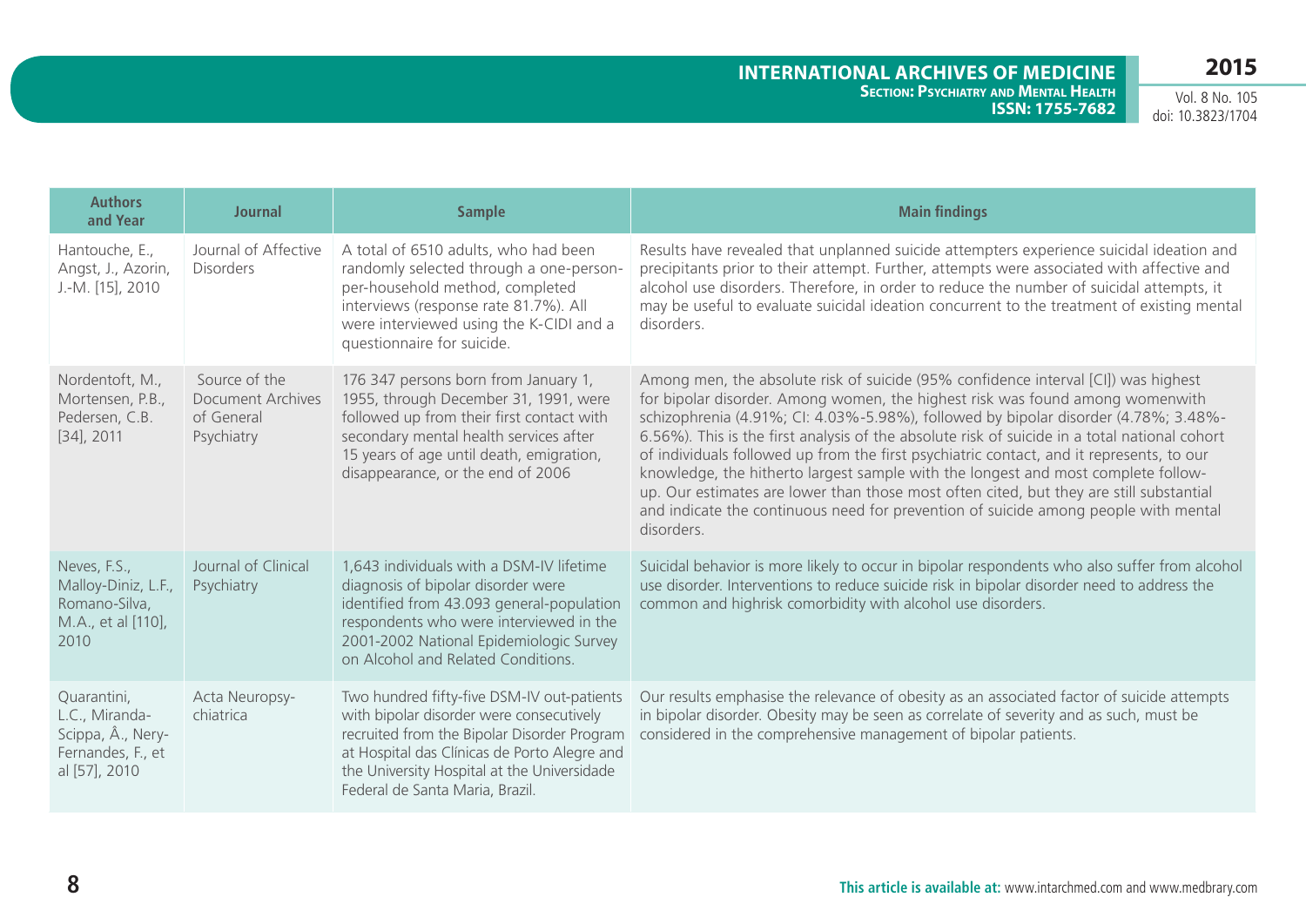| Authors and Year | Journal | Sample | Main findings |
|---|---|---|---|
| Hantouche, E., Angst, J., Azorin, J.-M. [15], 2010 | Journal of Affective Disorders | A total of 6510 adults, who had been randomly selected through a one-person-per-household method, completed interviews (response rate 81.7%). All were interviewed using the K-CIDI and a questionnaire for suicide. | Results have revealed that unplanned suicide attempters experience suicidal ideation and precipitants prior to their attempt. Further, attempts were associated with affective and alcohol use disorders. Therefore, in order to reduce the number of suicidal attempts, it may be useful to evaluate suicidal ideation concurrent to the treatment of existing mental disorders. |
| Nordentoft, M., Mortensen, P.B., Pedersen, C.B. [34], 2011 | Source of the Document Archives of General Psychiatry | 176 347 persons born from January 1, 1955, through December 31, 1991, were followed up from their first contact with secondary mental health services after 15 years of age until death, emigration, disappearance, or the end of 2006 | Among men, the absolute risk of suicide (95% confidence interval [CI]) was highest for bipolar disorder. Among women, the highest risk was found among womenwith schizophrenia (4.91%; CI: 4.03%-5.98%), followed by bipolar disorder (4.78%; 3.48%-6.56%). This is the first analysis of the absolute risk of suicide in a total national cohort of individuals followed up from the first psychiatric contact, and it represents, to our knowledge, the hitherto largest sample with the longest and most complete follow-up. Our estimates are lower than those most often cited, but they are still substantial and indicate the continuous need for prevention of suicide among people with mental disorders. |
| Neves, F.S., Malloy-Diniz, L.F., Romano-Silva, M.A., et al [110], 2010 | Journal of Clinical Psychiatry | 1,643 individuals with a DSM-IV lifetime diagnosis of bipolar disorder were identified from 43.093 general-population respondents who were interviewed in the 2001-2002 National Epidemiologic Survey on Alcohol and Related Conditions. | Suicidal behavior is more likely to occur in bipolar respondents who also suffer from alcohol use disorder. Interventions to reduce suicide risk in bipolar disorder need to address the common and highrisk comorbidity with alcohol use disorders. |
| Quarantini, L.C., Miranda-Scippa, Â., Nery-Fernandes, F., et al [57], 2010 | Acta Neuropsy-chiatrica | Two hundred fifty-five DSM-IV out-patients with bipolar disorder were consecutively recruited from the Bipolar Disorder Program at Hospital das Clínicas de Porto Alegre and the University Hospital at the Universidade Federal de Santa Maria, Brazil. | Our results emphasise the relevance of obesity as an associated factor of suicide attempts in bipolar disorder. Obesity may be seen as correlate of severity and as such, must be considered in the comprehensive management of bipolar patients. |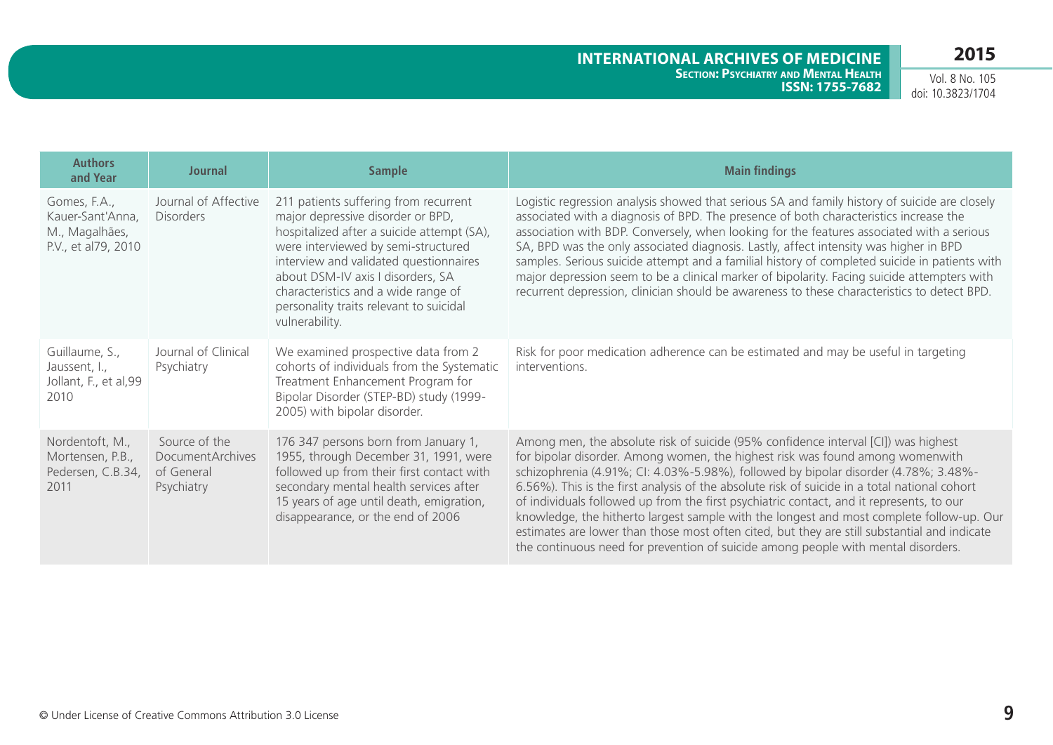| Authors and Year | Journal | Sample | Main findings |
|---|---|---|---|
| Gomes, F.A., Kauer-Sant'Anna, M., Magalhães, P.V., et al79, 2010 | Journal of Affective Disorders | 211 patients suffering from recurrent major depressive disorder or BPD, hospitalized after a suicide attempt (SA), were interviewed by semi-structured interview and validated questionnaires about DSM-IV axis I disorders, SA characteristics and a wide range of personality traits relevant to suicidal vulnerability. | Logistic regression analysis showed that serious SA and family history of suicide are closely associated with a diagnosis of BPD. The presence of both characteristics increase the association with BDP. Conversely, when looking for the features associated with a serious SA, BPD was the only associated diagnosis. Lastly, affect intensity was higher in BPD samples. Serious suicide attempt and a familial history of completed suicide in patients with major depression seem to be a clinical marker of bipolarity. Facing suicide attempters with recurrent depression, clinician should be awareness to these characteristics to detect BPD. |
| Guillaume, S., Jaussent, I., Jollant, F., et al,99 2010 | Journal of Clinical Psychiatry | We examined prospective data from 2 cohorts of individuals from the Systematic Treatment Enhancement Program for Bipolar Disorder (STEP-BD) study (1999-2005) with bipolar disorder. | Risk for poor medication adherence can be estimated and may be useful in targeting interventions. |
| Nordentoft, M., Mortensen, P.B., Pedersen, C.B.34, 2011 | Source of the DocumentArchives of General Psychiatry | 176 347 persons born from January 1, 1955, through December 31, 1991, were followed up from their first contact with secondary mental health services after 15 years of age until death, emigration, disappearance, or the end of 2006 | Among men, the absolute risk of suicide (95% confidence interval [CI]) was highest for bipolar disorder. Among women, the highest risk was found among womenwith schizophrenia (4.91%; CI: 4.03%-5.98%), followed by bipolar disorder (4.78%; 3.48%-6.56%). This is the first analysis of the absolute risk of suicide in a total national cohort of individuals followed up from the first psychiatric contact, and it represents, to our knowledge, the hitherto largest sample with the longest and most complete follow-up. Our estimates are lower than those most often cited, but they are still substantial and indicate the continuous need for prevention of suicide among people with mental disorders. |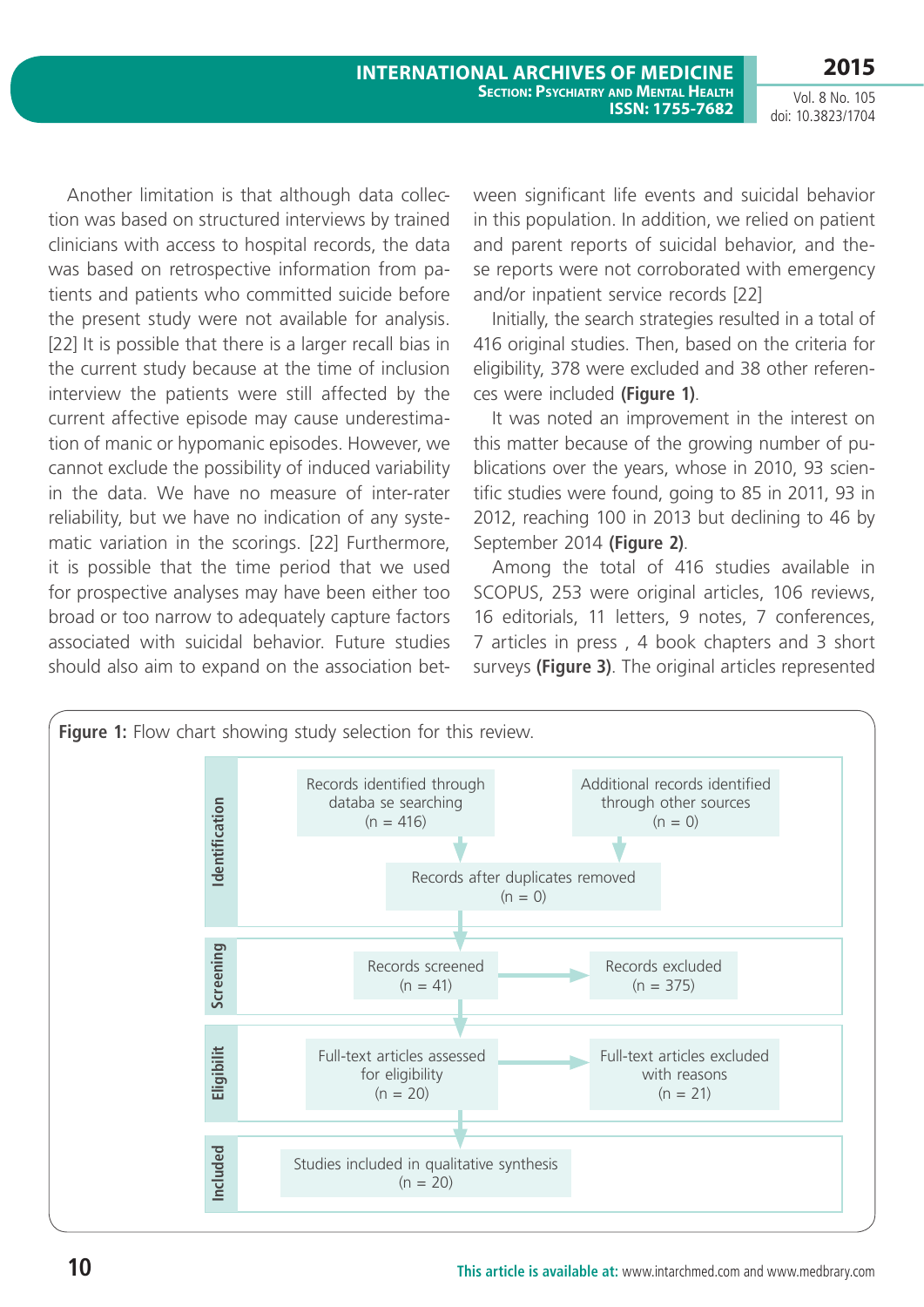Another limitation is that although data collection was based on structured interviews by trained clinicians with access to hospital records, the data was based on retrospective information from patients and patients who committed suicide before the present study were not available for analysis. [22] It is possible that there is a larger recall bias in the current study because at the time of inclusion interview the patients were still affected by the current affective episode may cause underestimation of manic or hypomanic episodes. However, we cannot exclude the possibility of induced variability in the data. We have no measure of inter-rater reliability, but we have no indication of any systematic variation in the scorings. [22] Furthermore, it is possible that the time period that we used for prospective analyses may have been either too broad or too narrow to adequately capture factors associated with suicidal behavior. Future studies should also aim to expand on the association between significant life events and suicidal behavior in this population. In addition, we relied on patient and parent reports of suicidal behavior, and these reports were not corroborated with emergency and/or inpatient service records [22]

Initially, the search strategies resulted in a total of 416 original studies. Then, based on the criteria for eligibility, 378 were excluded and 38 other references were included **(Figure 1)**.

It was noted an improvement in the interest on this matter because of the growing number of publications over the years, whose in 2010, 93 scientific studies were found, going to 85 in 2011, 93 in 2012, reaching 100 in 2013 but declining to 46 by September 2014 **(Figure 2)**.

Among the total of 416 studies available in SCOPUS, 253 were original articles, 106 reviews, 16 editorials, 11 letters, 9 notes, 7 conferences, 7 articles in press , 4 book chapters and 3 short surveys **(Figure 3)**. The original articles represented

**Figure 1:** Flow chart showing study selection for this review.

| Stage | | |
|---|---|---|
| Identification | Records identified through databa se searching (n = 416) | Additional records identified through other sources (n = 0) |
| Identification | Records after duplicates removed (n = 0) | |
| Screening | Records screened (n = 41) | Records excluded (n = 375) |
| Eligibilit | Full-text articles assessed for eligibility (n = 20) | Full-text articles excluded with reasons (n = 21) |
| Included | Studies included in qualitative synthesis (n = 20) | |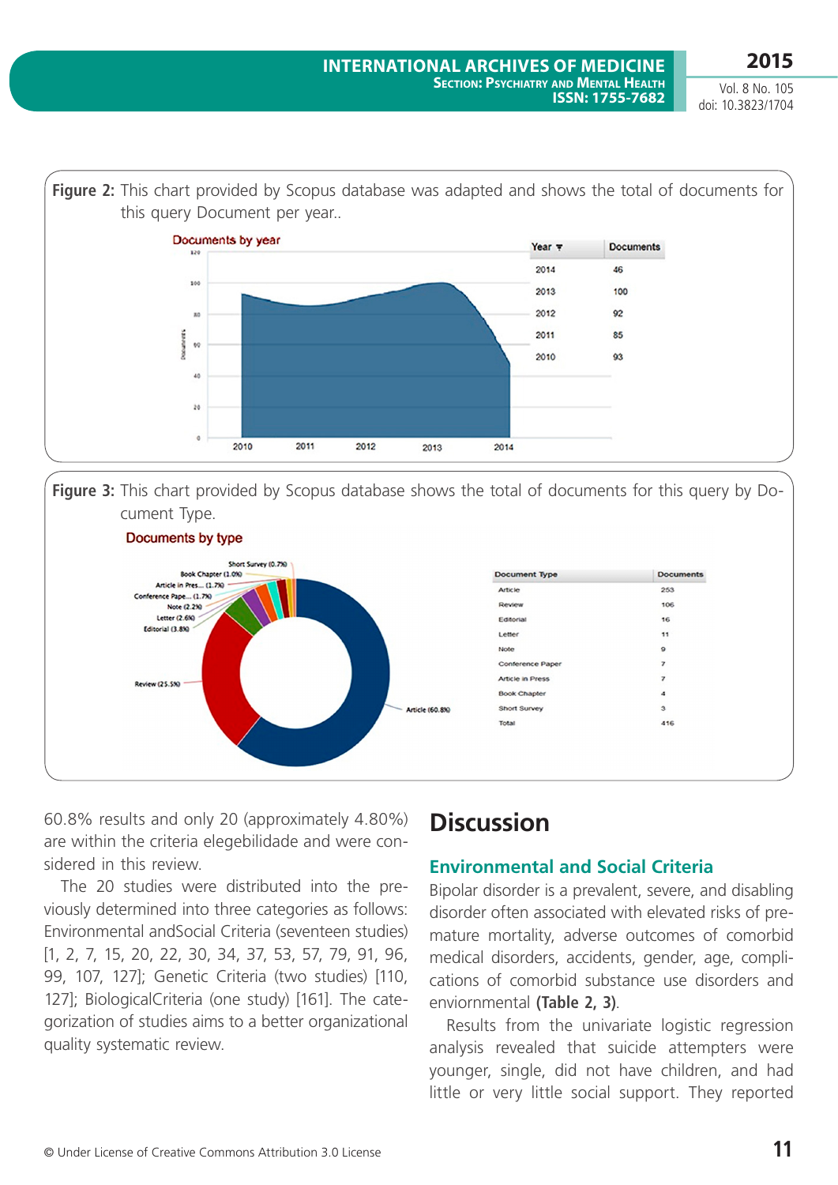**Figure 2:** This chart provided by Scopus database was adapted and shows the total of documents for this query Document per year..

| Year | Documents |
|---|---|
| 2014 | 46 |
| 2013 | 100 |
| 2012 | 92 |
| 2011 | 85 |
| 2010 | 93 |

**Figure 3:** This chart provided by Scopus database shows the total of documents for this query by Document Type.

| Document Type | Documents |
|---|---|
| Article | 253 |
| Review | 106 |
| Editorial | 16 |
| Letter | 11 |
| Note | 9 |
| Conference Paper | 7 |
| Article in Press | 7 |
| Book Chapter | 4 |
| Short Survey | 3 |
| Total | 416 |

60.8% results and only 20 (approximately 4.80%) are within the criteria elegebilidade and were considered in this review.

The 20 studies were distributed into the previously determined into three categories as follows: Environmental andSocial Criteria (seventeen studies) [1, 2, 7, 15, 20, 22, 30, 34, 37, 53, 57, 79, 91, 96, 99, 107, 127]; Genetic Criteria (two studies) [110, 127]; BiologicalCriteria (one study) [161]. The categorization of studies aims to a better organizational quality systematic review.

# Discussion

## Environmental and Social Criteria

Bipolar disorder is a prevalent, severe, and disabling disorder often associated with elevated risks of premature mortality, adverse outcomes of comorbid medical disorders, accidents, gender, age, complications of comorbid substance use disorders and enviornmental **(Table 2, 3)**.

Results from the univariate logistic regression analysis revealed that suicide attempters were younger, single, did not have children, and had little or very little social support. They reported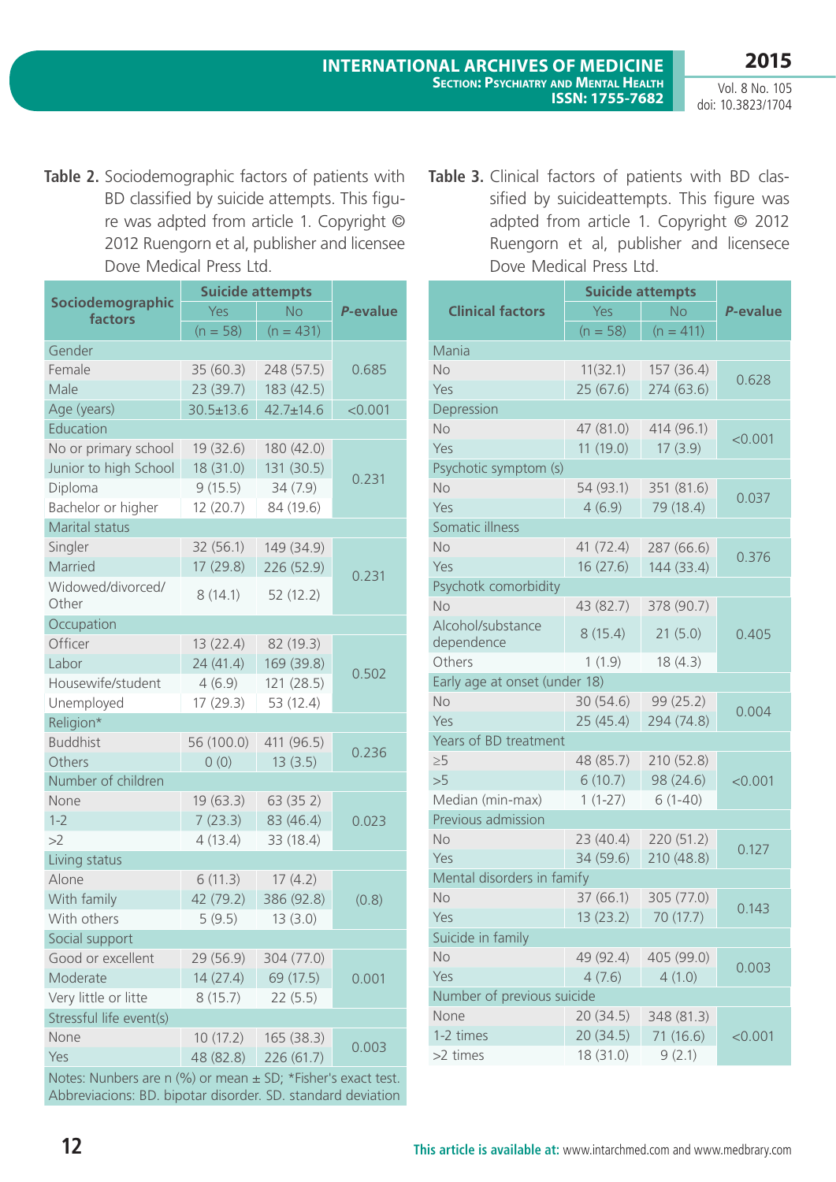**Table 2.** Sociodemographic factors of patients with BD classified by suicide attempts. This figure was adpted from article 1. Copyright © 2012 Ruengorn et al, publisher and licensee Dove Medical Press Ltd.

| Sociodemographic factors | Suicide attempts | | *P*-evalue |
|---|---|---|---|
| | Yes | No | |
| | (n = 58) | (n = 431) | |
| Gender | | | |
| Female | 35 (60.3) | 248 (57.5) | 0.685 |
| Male | 23 (39.7) | 183 (42.5) | |
| Age (years) | 30.5±13.6 | 42.7±14.6 | <0.001 |
| Education | | | |
| No or primary school | 19 (32.6) | 180 (42.0) | 0.231 |
| Junior to high School | 18 (31.0) | 131 (30.5) | |
| Diploma | 9 (15.5) | 34 (7.9) | |
| Bachelor or higher | 12 (20.7) | 84 (19.6) | |
| Marital status | | | |
| Singler | 32 (56.1) | 149 (34.9) | 0.231 |
| Married | 17 (29.8) | 226 (52.9) | |
| Widowed/divorced/ Other | 8 (14.1) | 52 (12.2) | |
| Occupation | | | |
| Officer | 13 (22.4) | 82 (19.3) | 0.502 |
| Labor | 24 (41.4) | 169 (39.8) | |
| Housewife/student | 4 (6.9) | 121 (28.5) | |
| Unemployed | 17 (29.3) | 53 (12.4) | |
| Religion* | | | |
| Buddhist | 56 (100.0) | 411 (96.5) | 0.236 |
| Others | 0 (0) | 13 (3.5) | |
| Number of children | | | |
| None | 19 (63.3) | 63 (35 2) | 0.023 |
| 1-2 | 7 (23.3) | 83 (46.4) | |
| >2 | 4 (13.4) | 33 (18.4) | |
| Living status | | | |
| Alone | 6 (11.3) | 17 (4.2) | (0.8) |
| With family | 42 (79.2) | 386 (92.8) | |
| With others | 5 (9.5) | 13 (3.0) | |
| Social support | | | |
| Good or excellent | 29 (56.9) | 304 (77.0) | 0.001 |
| Moderate | 14 (27.4) | 69 (17.5) | |
| Very little or litte | 8 (15.7) | 22 (5.5) | |
| Stressful life event(s) | | | |
| None | 10 (17.2) | 165 (38.3) | 0.003 |
| Yes | 48 (82.8) | 226 (61.7) | |

Notes: Nunbers are n (%) or mean ± SD; *Fisher's exact test. Abbreviacions: BD. bipotar disorder. SD. standard deviation

**Table 3.** Clinical factors of patients with BD classified by suicideattempts. This figure was adpted from article 1. Copyright © 2012 Ruengorn et al, publisher and licensece Dove Medical Press Ltd.

| Clinical factors | Suicide attempts | | *P*-evalue |
|---|---|---|---|
| | Yes | No | |
| | (n = 58) | (n = 411) | |
| Mania | | | |
| No | 11(32.1) | 157 (36.4) | 0.628 |
| Yes | 25 (67.6) | 274 (63.6) | |
| Depression | | | |
| No | 47 (81.0) | 414 (96.1) | <0.001 |
| Yes | 11 (19.0) | 17 (3.9) | |
| Psychotic symptom (s) | | | |
| No | 54 (93.1) | 351 (81.6) | 0.037 |
| Yes | 4 (6.9) | 79 (18.4) | |
| Somatic illness | | | |
| No | 41 (72.4) | 287 (66.6) | 0.376 |
| Yes | 16 (27.6) | 144 (33.4) | |
| Psychotk comorbidity | | | |
| No | 43 (82.7) | 378 (90.7) | 0.405 |
| Alcohol/substance dependence | 8 (15.4) | 21 (5.0) | |
| Others | 1 (1.9) | 18 (4.3) | |
| Early age at onset (under 18) | | | |
| No | 30 (54.6) | 99 (25.2) | 0.004 |
| Yes | 25 (45.4) | 294 (74.8) | |
| Years of BD treatment | | | |
| ≥5 | 48 (85.7) | 210 (52.8) | <0.001 |
| >5 | 6 (10.7) | 98 (24.6) | |
| Median (min-max) | 1 (1-27) | 6 (1-40) | |
| Previous admission | | | |
| No | 23 (40.4) | 220 (51.2) | 0.127 |
| Yes | 34 (59.6) | 210 (48.8) | |
| Mental disorders in famify | | | |
| No | 37 (66.1) | 305 (77.0) | 0.143 |
| Yes | 13 (23.2) | 70 (17.7) | |
| Suicide in family | | | |
| No | 49 (92.4) | 405 (99.0) | 0.003 |
| Yes | 4 (7.6) | 4 (1.0) | |
| Number of previous suicide | | | |
| None | 20 (34.5) | 348 (81.3) | <0.001 |
| 1-2 times | 20 (34.5) | 71 (16.6) | |
| >2 times | 18 (31.0) | 9 (2.1) | |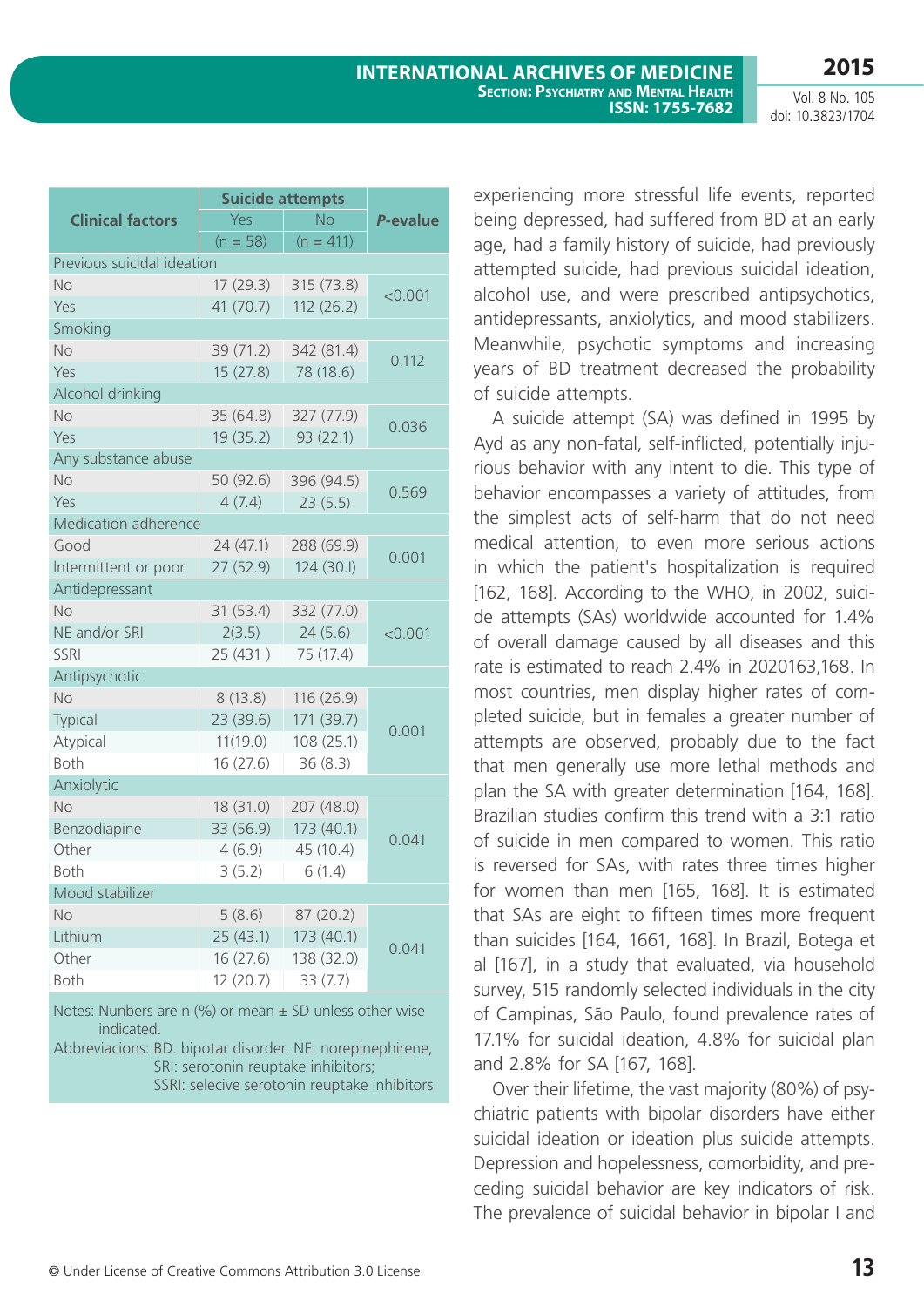| Clinical factors | Suicide attempts | | *P*-evalue |
|---|---|---|---|
| | Yes | No | |
| | (n = 58) | (n = 411) | |
| Previous suicidal ideation | | | |
| No | 17 (29.3) | 315 (73.8) | <0.001 |
| Yes | 41 (70.7) | 112 (26.2) | |
| Smoking | | | |
| No | 39 (71.2) | 342 (81.4) | 0.112 |
| Yes | 15 (27.8) | 78 (18.6) | |
| Alcohol drinking | | | |
| No | 35 (64.8) | 327 (77.9) | 0.036 |
| Yes | 19 (35.2) | 93 (22.1) | |
| Any substance abuse | | | |
| No | 50 (92.6) | 396 (94.5) | 0.569 |
| Yes | 4 (7.4) | 23 (5.5) | |
| Medication adherence | | | |
| Good | 24 (47.1) | 288 (69.9) | 0.001 |
| Intermittent or poor | 27 (52.9) | 124 (30.I) | |
| Antidepressant | | | |
| No | 31 (53.4) | 332 (77.0) | <0.001 |
| NE and/or SRI | 2(3.5) | 24 (5.6) | |
| SSRI | 25 (431 ) | 75 (17.4) | |
| Antipsychotic | | | |
| No | 8 (13.8) | 116 (26.9) | 0.001 |
| Typical | 23 (39.6) | 171 (39.7) | |
| Atypical | 11(19.0) | 108 (25.1) | |
| Both | 16 (27.6) | 36 (8.3) | |
| Anxiolytic | | | |
| No | 18 (31.0) | 207 (48.0) | 0.041 |
| Benzodiapine | 33 (56.9) | 173 (40.1) | |
| Other | 4 (6.9) | 45 (10.4) | |
| Both | 3 (5.2) | 6 (1.4) | |
| Mood stabilizer | | | |
| No | 5 (8.6) | 87 (20.2) | 0.041 |
| Lithium | 25 (43.1) | 173 (40.1) | |
| Other | 16 (27.6) | 138 (32.0) | |
| Both | 12 (20.7) | 33 (7.7) | |

Notes: Nunbers are n (%) or mean ± SD unless other wise indicated.
Abbreviacions: BD. bipotar disorder. NE: norepinephrene, SRI: serotonin reuptake inhibitors; SSRI: selecive serotonin reuptake inhibitors

experiencing more stressful life events, reported being depressed, had suffered from BD at an early age, had a family history of suicide, had previously attempted suicide, had previous suicidal ideation, alcohol use, and were prescribed antipsychotics, antidepressants, anxiolytics, and mood stabilizers. Meanwhile, psychotic symptoms and increasing years of BD treatment decreased the probability of suicide attempts.

A suicide attempt (SA) was defined in 1995 by Ayd as any non-fatal, self-inflicted, potentially injurious behavior with any intent to die. This type of behavior encompasses a variety of attitudes, from the simplest acts of self-harm that do not need medical attention, to even more serious actions in which the patient's hospitalization is required [162, 168]. According to the WHO, in 2002, suicide attempts (SAs) worldwide accounted for 1.4% of overall damage caused by all diseases and this rate is estimated to reach 2.4% in 2020163,168. In most countries, men display higher rates of completed suicide, but in females a greater number of attempts are observed, probably due to the fact that men generally use more lethal methods and plan the SA with greater determination [164, 168]. Brazilian studies confirm this trend with a 3:1 ratio of suicide in men compared to women. This ratio is reversed for SAs, with rates three times higher for women than men [165, 168]. It is estimated that SAs are eight to fifteen times more frequent than suicides [164, 1661, 168]. In Brazil, Botega et al [167], in a study that evaluated, via household survey, 515 randomly selected individuals in the city of Campinas, São Paulo, found prevalence rates of 17.1% for suicidal ideation, 4.8% for suicidal plan and 2.8% for SA [167, 168].

Over their lifetime, the vast majority (80%) of psychiatric patients with bipolar disorders have either suicidal ideation or ideation plus suicide attempts. Depression and hopelessness, comorbidity, and preceding suicidal behavior are key indicators of risk. The prevalence of suicidal behavior in bipolar I and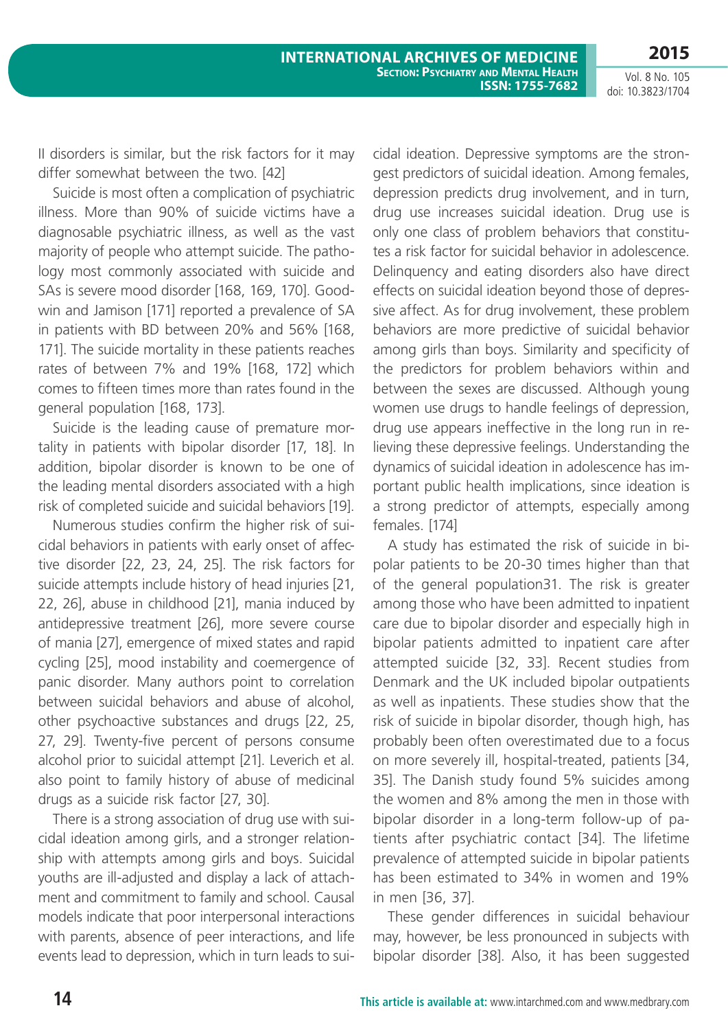II disorders is similar, but the risk factors for it may differ somewhat between the two. [42]

Suicide is most often a complication of psychiatric illness. More than 90% of suicide victims have a diagnosable psychiatric illness, as well as the vast majority of people who attempt suicide. The pathology most commonly associated with suicide and SAs is severe mood disorder [168, 169, 170]. Goodwin and Jamison [171] reported a prevalence of SA in patients with BD between 20% and 56% [168, 171]. The suicide mortality in these patients reaches rates of between 7% and 19% [168, 172] which comes to fifteen times more than rates found in the general population [168, 173].

Suicide is the leading cause of premature mortality in patients with bipolar disorder [17, 18]. In addition, bipolar disorder is known to be one of the leading mental disorders associated with a high risk of completed suicide and suicidal behaviors [19].

Numerous studies confirm the higher risk of suicidal behaviors in patients with early onset of affective disorder [22, 23, 24, 25]. The risk factors for suicide attempts include history of head injuries [21, 22, 26], abuse in childhood [21], mania induced by antidepressive treatment [26], more severe course of mania [27], emergence of mixed states and rapid cycling [25], mood instability and coemergence of panic disorder. Many authors point to correlation between suicidal behaviors and abuse of alcohol, other psychoactive substances and drugs [22, 25, 27, 29]. Twenty-five percent of persons consume alcohol prior to suicidal attempt [21]. Leverich et al. also point to family history of abuse of medicinal drugs as a suicide risk factor [27, 30].

There is a strong association of drug use with suicidal ideation among girls, and a stronger relationship with attempts among girls and boys. Suicidal youths are ill-adjusted and display a lack of attachment and commitment to family and school. Causal models indicate that poor interpersonal interactions with parents, absence of peer interactions, and life events lead to depression, which in turn leads to suicidal ideation. Depressive symptoms are the strongest predictors of suicidal ideation. Among females, depression predicts drug involvement, and in turn, drug use increases suicidal ideation. Drug use is only one class of problem behaviors that constitutes a risk factor for suicidal behavior in adolescence. Delinquency and eating disorders also have direct effects on suicidal ideation beyond those of depressive affect. As for drug involvement, these problem behaviors are more predictive of suicidal behavior among girls than boys. Similarity and specificity of the predictors for problem behaviors within and between the sexes are discussed. Although young women use drugs to handle feelings of depression, drug use appears ineffective in the long run in relieving these depressive feelings. Understanding the dynamics of suicidal ideation in adolescence has important public health implications, since ideation is a strong predictor of attempts, especially among females. [174]

A study has estimated the risk of suicide in bipolar patients to be 20-30 times higher than that of the general population31. The risk is greater among those who have been admitted to inpatient care due to bipolar disorder and especially high in bipolar patients admitted to inpatient care after attempted suicide [32, 33]. Recent studies from Denmark and the UK included bipolar outpatients as well as inpatients. These studies show that the risk of suicide in bipolar disorder, though high, has probably been often overestimated due to a focus on more severely ill, hospital-treated, patients [34, 35]. The Danish study found 5% suicides among the women and 8% among the men in those with bipolar disorder in a long-term follow-up of patients after psychiatric contact [34]. The lifetime prevalence of attempted suicide in bipolar patients has been estimated to 34% in women and 19% in men [36, 37].

These gender differences in suicidal behaviour may, however, be less pronounced in subjects with bipolar disorder [38]. Also, it has been suggested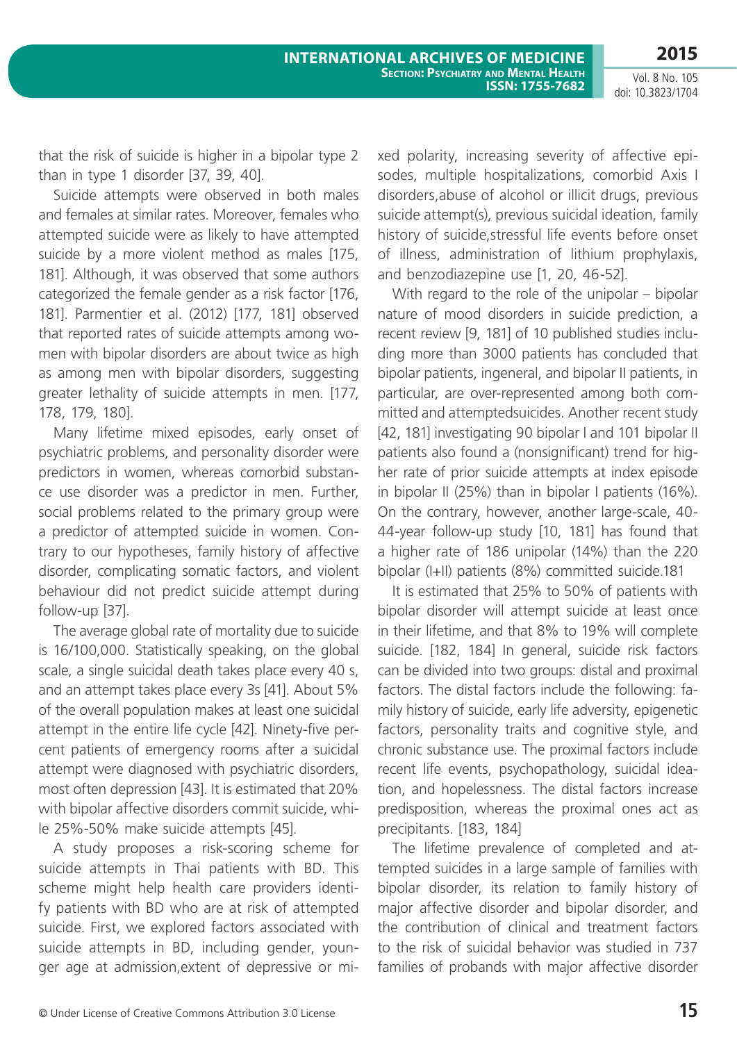that the risk of suicide is higher in a bipolar type 2 than in type 1 disorder [37, 39, 40].

Suicide attempts were observed in both males and females at similar rates. Moreover, females who attempted suicide were as likely to have attempted suicide by a more violent method as males [175, 181]. Although, it was observed that some authors categorized the female gender as a risk factor [176, 181]. Parmentier et al. (2012) [177, 181] observed that reported rates of suicide attempts among women with bipolar disorders are about twice as high as among men with bipolar disorders, suggesting greater lethality of suicide attempts in men. [177, 178, 179, 180].

Many lifetime mixed episodes, early onset of psychiatric problems, and personality disorder were predictors in women, whereas comorbid substance use disorder was a predictor in men. Further, social problems related to the primary group were a predictor of attempted suicide in women. Contrary to our hypotheses, family history of affective disorder, complicating somatic factors, and violent behaviour did not predict suicide attempt during follow-up [37].

The average global rate of mortality due to suicide is 16/100,000. Statistically speaking, on the global scale, a single suicidal death takes place every 40 s, and an attempt takes place every 3s [41]. About 5% of the overall population makes at least one suicidal attempt in the entire life cycle [42]. Ninety-five percent patients of emergency rooms after a suicidal attempt were diagnosed with psychiatric disorders, most often depression [43]. It is estimated that 20% with bipolar affective disorders commit suicide, while 25%-50% make suicide attempts [45].

A study proposes a risk-scoring scheme for suicide attempts in Thai patients with BD. This scheme might help health care providers identify patients with BD who are at risk of attempted suicide. First, we explored factors associated with suicide attempts in BD, including gender, younger age at admission,extent of depressive or mixed polarity, increasing severity of affective episodes, multiple hospitalizations, comorbid Axis I disorders,abuse of alcohol or illicit drugs, previous suicide attempt(s), previous suicidal ideation, family history of suicide,stressful life events before onset of illness, administration of lithium prophylaxis, and benzodiazepine use [1, 20, 46-52].

With regard to the role of the unipolar – bipolar nature of mood disorders in suicide prediction, a recent review [9, 181] of 10 published studies including more than 3000 patients has concluded that bipolar patients, ingeneral, and bipolar II patients, in particular, are over-represented among both committed and attemptedsuicides. Another recent study [42, 181] investigating 90 bipolar I and 101 bipolar II patients also found a (nonsignificant) trend for higher rate of prior suicide attempts at index episode in bipolar II (25%) than in bipolar I patients (16%). On the contrary, however, another large-scale, 40-44-year follow-up study [10, 181] has found that a higher rate of 186 unipolar (14%) than the 220 bipolar (I+II) patients (8%) committed suicide.181

It is estimated that 25% to 50% of patients with bipolar disorder will attempt suicide at least once in their lifetime, and that 8% to 19% will complete suicide. [182, 184] In general, suicide risk factors can be divided into two groups: distal and proximal factors. The distal factors include the following: family history of suicide, early life adversity, epigenetic factors, personality traits and cognitive style, and chronic substance use. The proximal factors include recent life events, psychopathology, suicidal ideation, and hopelessness. The distal factors increase predisposition, whereas the proximal ones act as precipitants. [183, 184]

The lifetime prevalence of completed and attempted suicides in a large sample of families with bipolar disorder, its relation to family history of major affective disorder and bipolar disorder, and the contribution of clinical and treatment factors to the risk of suicidal behavior was studied in 737 families of probands with major affective disorder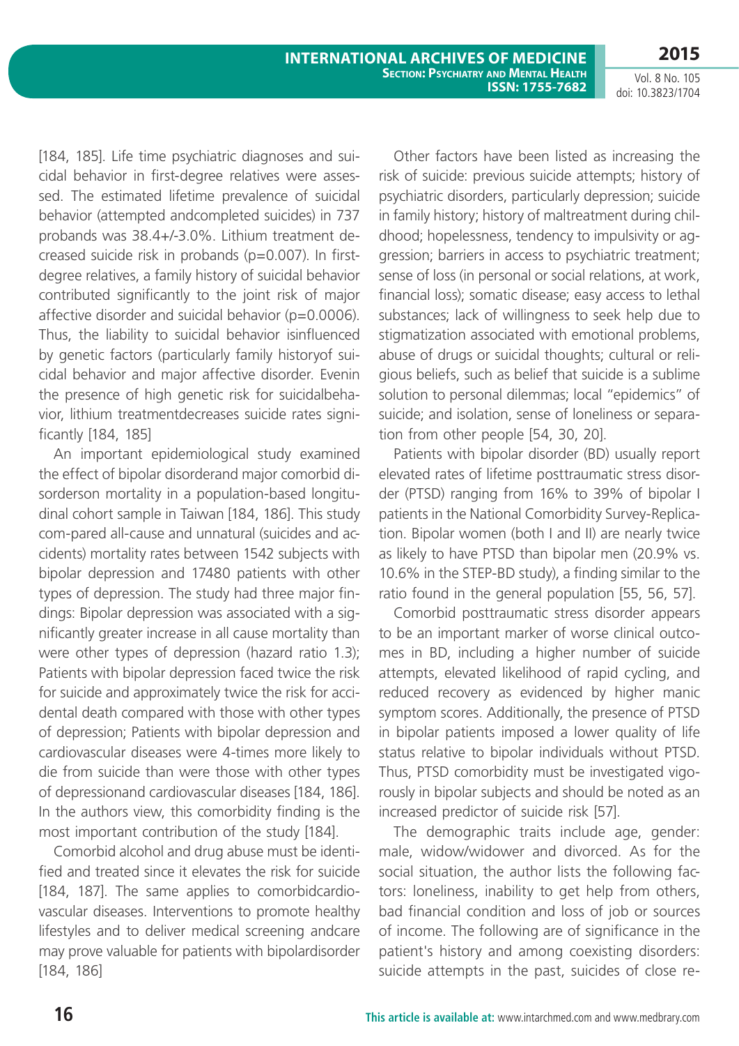[184, 185]. Life time psychiatric diagnoses and suicidal behavior in first-degree relatives were assessed. The estimated lifetime prevalence of suicidal behavior (attempted andcompleted suicides) in 737 probands was 38.4+/-3.0%. Lithium treatment decreased suicide risk in probands (p=0.007). In first-degree relatives, a family history of suicidal behavior contributed significantly to the joint risk of major affective disorder and suicidal behavior (p=0.0006). Thus, the liability to suicidal behavior isinfluenced by genetic factors (particularly family historyof suicidal behavior and major affective disorder. Evenin the presence of high genetic risk for suicidalbehavior, lithium treatmentdecreases suicide rates significantly [184, 185]

An important epidemiological study examined the effect of bipolar disorderand major comorbid disorderson mortality in a population-based longitudinal cohort sample in Taiwan [184, 186]. This study com-pared all-cause and unnatural (suicides and accidents) mortality rates between 1542 subjects with bipolar depression and 17480 patients with other types of depression. The study had three major findings: Bipolar depression was associated with a significantly greater increase in all cause mortality than were other types of depression (hazard ratio 1.3); Patients with bipolar depression faced twice the risk for suicide and approximately twice the risk for accidental death compared with those with other types of depression; Patients with bipolar depression and cardiovascular diseases were 4-times more likely to die from suicide than were those with other types of depressionand cardiovascular diseases [184, 186]. In the authors view, this comorbidity finding is the most important contribution of the study [184].

Comorbid alcohol and drug abuse must be identified and treated since it elevates the risk for suicide [184, 187]. The same applies to comorbidcardiovascular diseases. Interventions to promote healthy lifestyles and to deliver medical screening andcare may prove valuable for patients with bipolardisorder [184, 186]

Other factors have been listed as increasing the risk of suicide: previous suicide attempts; history of psychiatric disorders, particularly depression; suicide in family history; history of maltreatment during childhood; hopelessness, tendency to impulsivity or aggression; barriers in access to psychiatric treatment; sense of loss (in personal or social relations, at work, financial loss); somatic disease; easy access to lethal substances; lack of willingness to seek help due to stigmatization associated with emotional problems, abuse of drugs or suicidal thoughts; cultural or religious beliefs, such as belief that suicide is a sublime solution to personal dilemmas; local "epidemics" of suicide; and isolation, sense of loneliness or separation from other people [54, 30, 20].

Patients with bipolar disorder (BD) usually report elevated rates of lifetime posttraumatic stress disorder (PTSD) ranging from 16% to 39% of bipolar I patients in the National Comorbidity Survey-Replication. Bipolar women (both I and II) are nearly twice as likely to have PTSD than bipolar men (20.9% vs. 10.6% in the STEP-BD study), a finding similar to the ratio found in the general population [55, 56, 57].

Comorbid posttraumatic stress disorder appears to be an important marker of worse clinical outcomes in BD, including a higher number of suicide attempts, elevated likelihood of rapid cycling, and reduced recovery as evidenced by higher manic symptom scores. Additionally, the presence of PTSD in bipolar patients imposed a lower quality of life status relative to bipolar individuals without PTSD. Thus, PTSD comorbidity must be investigated vigorously in bipolar subjects and should be noted as an increased predictor of suicide risk [57].

The demographic traits include age, gender: male, widow/widower and divorced. As for the social situation, the author lists the following factors: loneliness, inability to get help from others, bad financial condition and loss of job or sources of income. The following are of significance in the patient's history and among coexisting disorders: suicide attempts in the past, suicides of close re-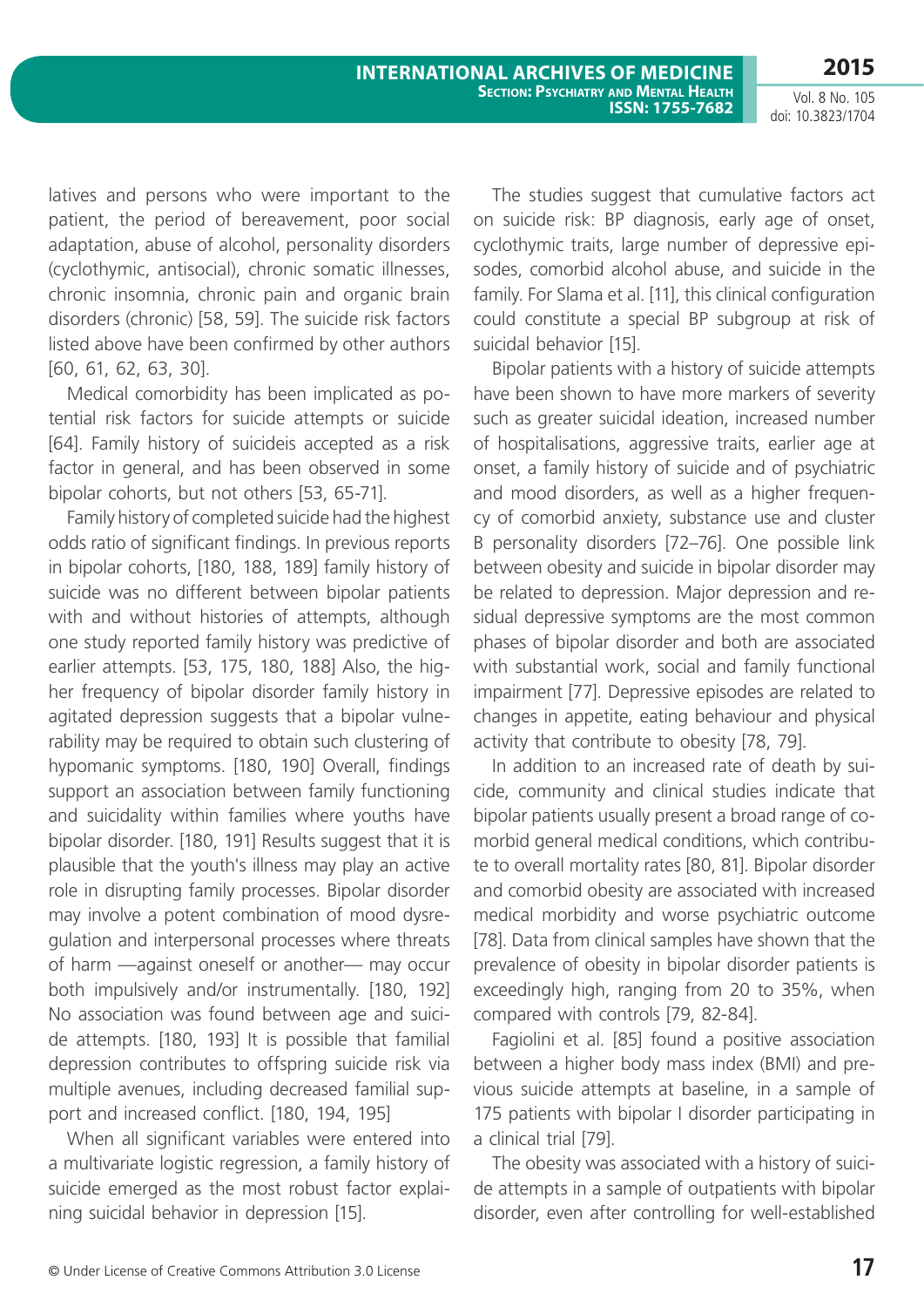latives and persons who were important to the patient, the period of bereavement, poor social adaptation, abuse of alcohol, personality disorders (cyclothymic, antisocial), chronic somatic illnesses, chronic insomnia, chronic pain and organic brain disorders (chronic) [58, 59]. The suicide risk factors listed above have been confirmed by other authors [60, 61, 62, 63, 30].

Medical comorbidity has been implicated as potential risk factors for suicide attempts or suicide [64]. Family history of suicideis accepted as a risk factor in general, and has been observed in some bipolar cohorts, but not others [53, 65-71].

Family history of completed suicide had the highest odds ratio of significant findings. In previous reports in bipolar cohorts, [180, 188, 189] family history of suicide was no different between bipolar patients with and without histories of attempts, although one study reported family history was predictive of earlier attempts. [53, 175, 180, 188] Also, the higher frequency of bipolar disorder family history in agitated depression suggests that a bipolar vulnerability may be required to obtain such clustering of hypomanic symptoms. [180, 190] Overall, findings support an association between family functioning and suicidality within families where youths have bipolar disorder. [180, 191] Results suggest that it is plausible that the youth's illness may play an active role in disrupting family processes. Bipolar disorder may involve a potent combination of mood dysregulation and interpersonal processes where threats of harm —against oneself or another— may occur both impulsively and/or instrumentally. [180, 192] No association was found between age and suicide attempts. [180, 193] It is possible that familial depression contributes to offspring suicide risk via multiple avenues, including decreased familial support and increased conflict. [180, 194, 195]

When all significant variables were entered into a multivariate logistic regression, a family history of suicide emerged as the most robust factor explaining suicidal behavior in depression [15].

The studies suggest that cumulative factors act on suicide risk: BP diagnosis, early age of onset, cyclothymic traits, large number of depressive episodes, comorbid alcohol abuse, and suicide in the family. For Slama et al. [11], this clinical configuration could constitute a special BP subgroup at risk of suicidal behavior [15].

Bipolar patients with a history of suicide attempts have been shown to have more markers of severity such as greater suicidal ideation, increased number of hospitalisations, aggressive traits, earlier age at onset, a family history of suicide and of psychiatric and mood disorders, as well as a higher frequency of comorbid anxiety, substance use and cluster B personality disorders [72–76]. One possible link between obesity and suicide in bipolar disorder may be related to depression. Major depression and residual depressive symptoms are the most common phases of bipolar disorder and both are associated with substantial work, social and family functional impairment [77]. Depressive episodes are related to changes in appetite, eating behaviour and physical activity that contribute to obesity [78, 79].

In addition to an increased rate of death by suicide, community and clinical studies indicate that bipolar patients usually present a broad range of comorbid general medical conditions, which contribute to overall mortality rates [80, 81]. Bipolar disorder and comorbid obesity are associated with increased medical morbidity and worse psychiatric outcome [78]. Data from clinical samples have shown that the prevalence of obesity in bipolar disorder patients is exceedingly high, ranging from 20 to 35%, when compared with controls [79, 82-84].

Fagiolini et al. [85] found a positive association between a higher body mass index (BMI) and previous suicide attempts at baseline, in a sample of 175 patients with bipolar I disorder participating in a clinical trial [79].

The obesity was associated with a history of suicide attempts in a sample of outpatients with bipolar disorder, even after controlling for well-established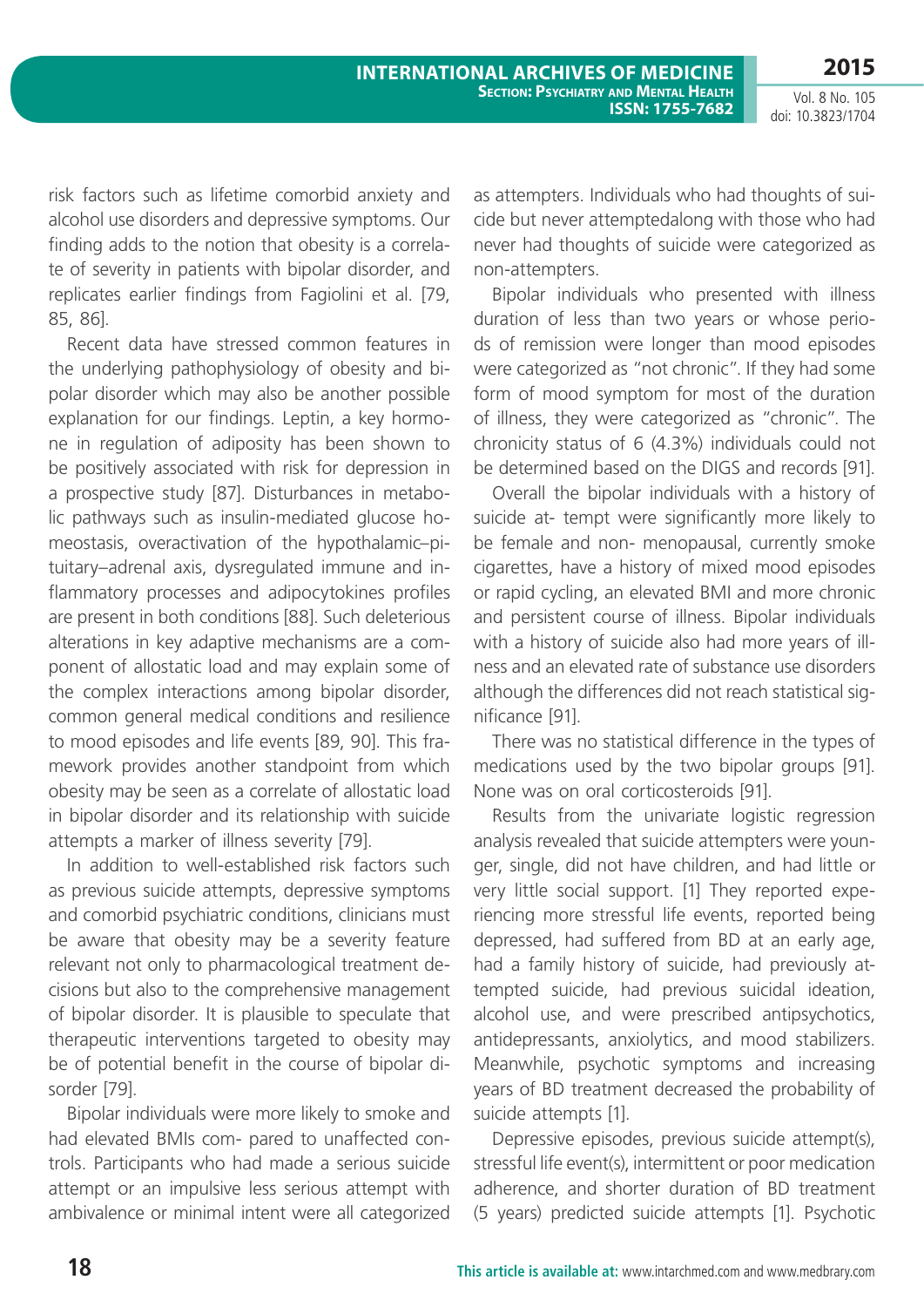risk factors such as lifetime comorbid anxiety and alcohol use disorders and depressive symptoms. Our finding adds to the notion that obesity is a correlate of severity in patients with bipolar disorder, and replicates earlier findings from Fagiolini et al. [79, 85, 86].

Recent data have stressed common features in the underlying pathophysiology of obesity and bipolar disorder which may also be another possible explanation for our findings. Leptin, a key hormone in regulation of adiposity has been shown to be positively associated with risk for depression in a prospective study [87]. Disturbances in metabolic pathways such as insulin-mediated glucose homeostasis, overactivation of the hypothalamic–pituitary–adrenal axis, dysregulated immune and inflammatory processes and adipocytokines profiles are present in both conditions [88]. Such deleterious alterations in key adaptive mechanisms are a component of allostatic load and may explain some of the complex interactions among bipolar disorder, common general medical conditions and resilience to mood episodes and life events [89, 90]. This framework provides another standpoint from which obesity may be seen as a correlate of allostatic load in bipolar disorder and its relationship with suicide attempts a marker of illness severity [79].

In addition to well-established risk factors such as previous suicide attempts, depressive symptoms and comorbid psychiatric conditions, clinicians must be aware that obesity may be a severity feature relevant not only to pharmacological treatment decisions but also to the comprehensive management of bipolar disorder. It is plausible to speculate that therapeutic interventions targeted to obesity may be of potential benefit in the course of bipolar disorder [79].

Bipolar individuals were more likely to smoke and had elevated BMIs com- pared to unaffected controls. Participants who had made a serious suicide attempt or an impulsive less serious attempt with ambivalence or minimal intent were all categorized as attempters. Individuals who had thoughts of suicide but never attemptedalong with those who had never had thoughts of suicide were categorized as non-attempters.

Bipolar individuals who presented with illness duration of less than two years or whose periods of remission were longer than mood episodes were categorized as "not chronic". If they had some form of mood symptom for most of the duration of illness, they were categorized as "chronic". The chronicity status of 6 (4.3%) individuals could not be determined based on the DIGS and records [91].

Overall the bipolar individuals with a history of suicide at- tempt were significantly more likely to be female and non- menopausal, currently smoke cigarettes, have a history of mixed mood episodes or rapid cycling, an elevated BMI and more chronic and persistent course of illness. Bipolar individuals with a history of suicide also had more years of illness and an elevated rate of substance use disorders although the differences did not reach statistical significance [91].

There was no statistical difference in the types of medications used by the two bipolar groups [91]. None was on oral corticosteroids [91].

Results from the univariate logistic regression analysis revealed that suicide attempters were younger, single, did not have children, and had little or very little social support. [1] They reported experiencing more stressful life events, reported being depressed, had suffered from BD at an early age, had a family history of suicide, had previously attempted suicide, had previous suicidal ideation, alcohol use, and were prescribed antipsychotics, antidepressants, anxiolytics, and mood stabilizers. Meanwhile, psychotic symptoms and increasing years of BD treatment decreased the probability of suicide attempts [1].

Depressive episodes, previous suicide attempt(s), stressful life event(s), intermittent or poor medication adherence, and shorter duration of BD treatment (5 years) predicted suicide attempts [1]. Psychotic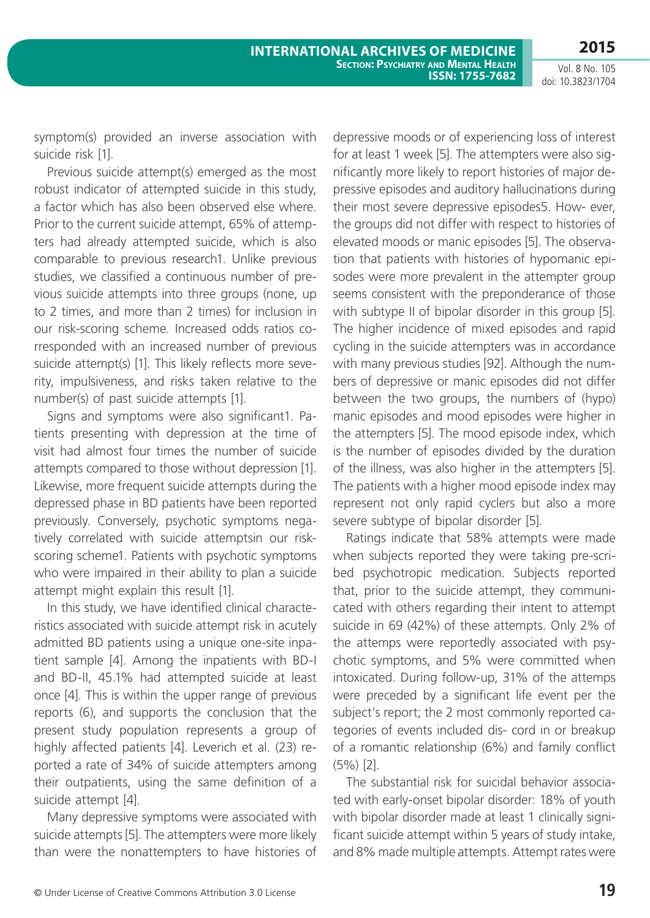symptom(s) provided an inverse association with suicide risk [1].

Previous suicide attempt(s) emerged as the most robust indicator of attempted suicide in this study, a factor which has also been observed else where. Prior to the current suicide attempt, 65% of attempters had already attempted suicide, which is also comparable to previous research1. Unlike previous studies, we classified a continuous number of previous suicide attempts into three groups (none, up to 2 times, and more than 2 times) for inclusion in our risk-scoring scheme. Increased odds ratios corresponded with an increased number of previous suicide attempt(s) [1]. This likely reflects more severity, impulsiveness, and risks taken relative to the number(s) of past suicide attempts [1].

Signs and symptoms were also significant1. Patients presenting with depression at the time of visit had almost four times the number of suicide attempts compared to those without depression [1]. Likewise, more frequent suicide attempts during the depressed phase in BD patients have been reported previously. Conversely, psychotic symptoms negatively correlated with suicide attemptsin our risk-scoring scheme1. Patients with psychotic symptoms who were impaired in their ability to plan a suicide attempt might explain this result [1].

In this study, we have identified clinical characteristics associated with suicide attempt risk in acutely admitted BD patients using a unique one-site inpatient sample [4]. Among the inpatients with BD-I and BD-II, 45.1% had attempted suicide at least once [4]. This is within the upper range of previous reports (6), and supports the conclusion that the present study population represents a group of highly affected patients [4]. Leverich et al. (23) reported a rate of 34% of suicide attempters among their outpatients, using the same definition of a suicide attempt [4].

Many depressive symptoms were associated with suicide attempts [5]. The attempters were more likely than were the nonattempters to have histories of depressive moods or of experiencing loss of interest for at least 1 week [5]. The attempters were also significantly more likely to report histories of major depressive episodes and auditory hallucinations during their most severe depressive episodes5. How- ever, the groups did not differ with respect to histories of elevated moods or manic episodes [5]. The observation that patients with histories of hypomanic episodes were more prevalent in the attempter group seems consistent with the preponderance of those with subtype II of bipolar disorder in this group [5]. The higher incidence of mixed episodes and rapid cycling in the suicide attempters was in accordance with many previous studies [92]. Although the numbers of depressive or manic episodes did not differ between the two groups, the numbers of (hypo) manic episodes and mood episodes were higher in the attempters [5]. The mood episode index, which is the number of episodes divided by the duration of the illness, was also higher in the attempters [5]. The patients with a higher mood episode index may represent not only rapid cyclers but also a more severe subtype of bipolar disorder [5].

Ratings indicate that 58% attempts were made when subjects reported they were taking pre-scribed psychotropic medication. Subjects reported that, prior to the suicide attempt, they communicated with others regarding their intent to attempt suicide in 69 (42%) of these attempts. Only 2% of the attemps were reportedly associated with psychotic symptoms, and 5% were committed when intoxicated. During follow-up, 31% of the attemps were preceded by a significant life event per the subject's report; the 2 most commonly reported categories of events included dis- cord in or breakup of a romantic relationship (6%) and family conflict (5%) [2].

The substantial risk for suicidal behavior associated with early-onset bipolar disorder: 18% of youth with bipolar disorder made at least 1 clinically significant suicide attempt within 5 years of study intake, and 8% made multiple attempts. Attempt rates were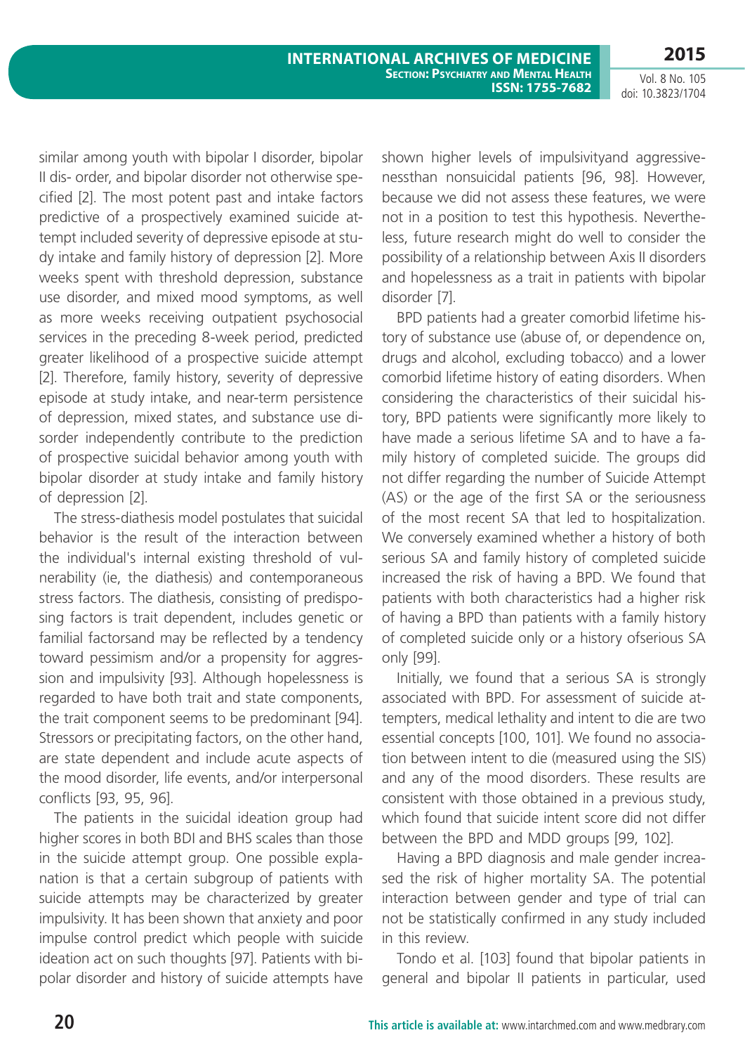similar among youth with bipolar I disorder, bipolar II dis- order, and bipolar disorder not otherwise specified [2]. The most potent past and intake factors predictive of a prospectively examined suicide attempt included severity of depressive episode at study intake and family history of depression [2]. More weeks spent with threshold depression, substance use disorder, and mixed mood symptoms, as well as more weeks receiving outpatient psychosocial services in the preceding 8-week period, predicted greater likelihood of a prospective suicide attempt [2]. Therefore, family history, severity of depressive episode at study intake, and near-term persistence of depression, mixed states, and substance use disorder independently contribute to the prediction of prospective suicidal behavior among youth with bipolar disorder at study intake and family history of depression [2].

The stress-diathesis model postulates that suicidal behavior is the result of the interaction between the individual's internal existing threshold of vulnerability (ie, the diathesis) and contemporaneous stress factors. The diathesis, consisting of predisposing factors is trait dependent, includes genetic or familial factorsand may be reflected by a tendency toward pessimism and/or a propensity for aggression and impulsivity [93]. Although hopelessness is regarded to have both trait and state components, the trait component seems to be predominant [94]. Stressors or precipitating factors, on the other hand, are state dependent and include acute aspects of the mood disorder, life events, and/or interpersonal conflicts [93, 95, 96].

The patients in the suicidal ideation group had higher scores in both BDI and BHS scales than those in the suicide attempt group. One possible explanation is that a certain subgroup of patients with suicide attempts may be characterized by greater impulsivity. It has been shown that anxiety and poor impulse control predict which people with suicide ideation act on such thoughts [97]. Patients with bipolar disorder and history of suicide attempts have shown higher levels of impulsivityand aggressivenessthan nonsuicidal patients [96, 98]. However, because we did not assess these features, we were not in a position to test this hypothesis. Nevertheless, future research might do well to consider the possibility of a relationship between Axis II disorders and hopelessness as a trait in patients with bipolar disorder [7].

BPD patients had a greater comorbid lifetime history of substance use (abuse of, or dependence on, drugs and alcohol, excluding tobacco) and a lower comorbid lifetime history of eating disorders. When considering the characteristics of their suicidal history, BPD patients were significantly more likely to have made a serious lifetime SA and to have a family history of completed suicide. The groups did not differ regarding the number of Suicide Attempt (AS) or the age of the first SA or the seriousness of the most recent SA that led to hospitalization. We conversely examined whether a history of both serious SA and family history of completed suicide increased the risk of having a BPD. We found that patients with both characteristics had a higher risk of having a BPD than patients with a family history of completed suicide only or a history ofserious SA only [99].

Initially, we found that a serious SA is strongly associated with BPD. For assessment of suicide attempters, medical lethality and intent to die are two essential concepts [100, 101]. We found no association between intent to die (measured using the SIS) and any of the mood disorders. These results are consistent with those obtained in a previous study, which found that suicide intent score did not differ between the BPD and MDD groups [99, 102].

Having a BPD diagnosis and male gender increased the risk of higher mortality SA. The potential interaction between gender and type of trial can not be statistically confirmed in any study included in this review.

Tondo et al. [103] found that bipolar patients in general and bipolar II patients in particular, used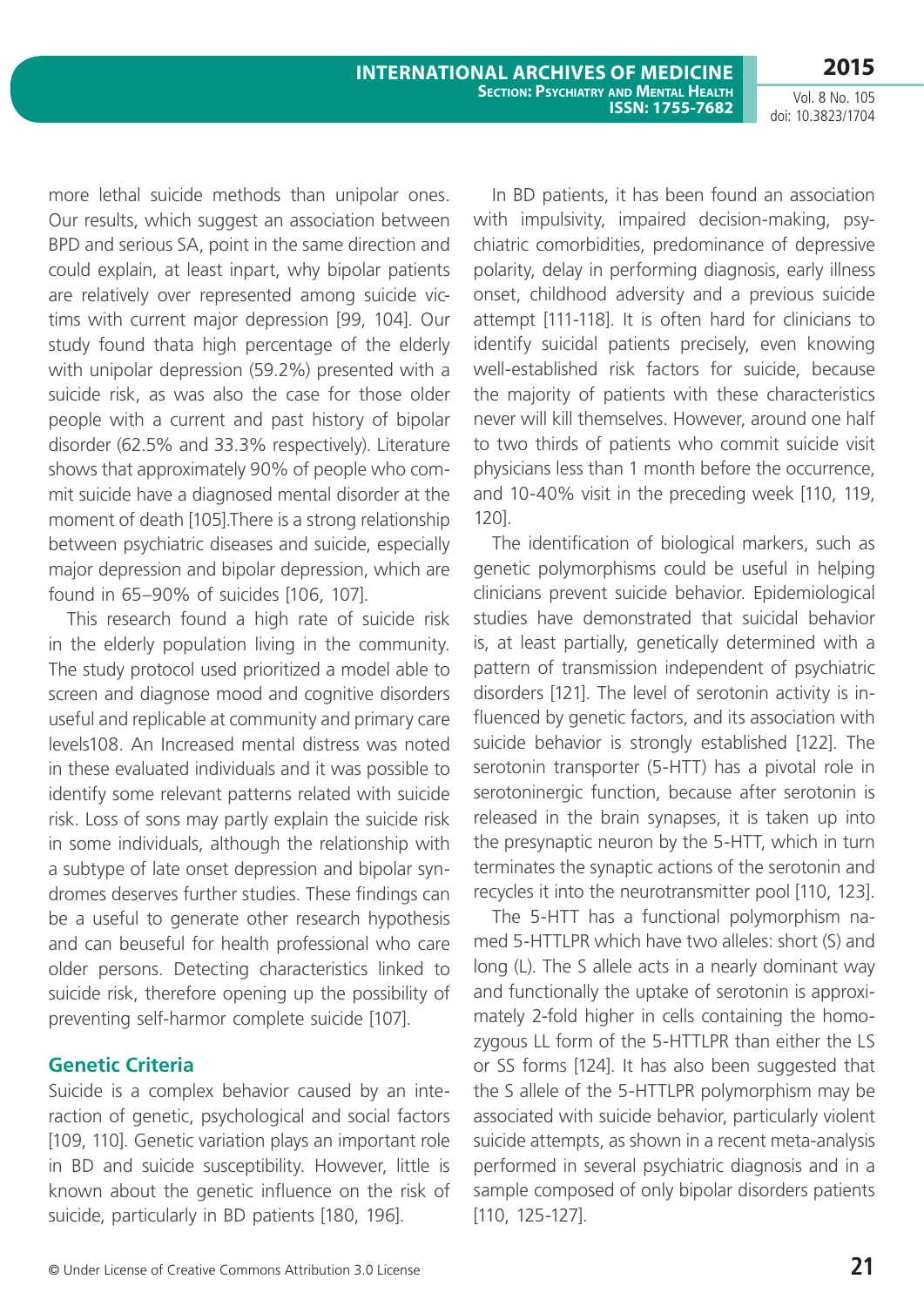more lethal suicide methods than unipolar ones. Our results, which suggest an association between BPD and serious SA, point in the same direction and could explain, at least inpart, why bipolar patients are relatively over represented among suicide victims with current major depression [99, 104]. Our study found thata high percentage of the elderly with unipolar depression (59.2%) presented with a suicide risk, as was also the case for those older people with a current and past history of bipolar disorder (62.5% and 33.3% respectively). Literature shows that approximately 90% of people who commit suicide have a diagnosed mental disorder at the moment of death [105].There is a strong relationship between psychiatric diseases and suicide, especially major depression and bipolar depression, which are found in 65–90% of suicides [106, 107].

This research found a high rate of suicide risk in the elderly population living in the community. The study protocol used prioritized a model able to screen and diagnose mood and cognitive disorders useful and replicable at community and primary care levels108. An Increased mental distress was noted in these evaluated individuals and it was possible to identify some relevant patterns related with suicide risk. Loss of sons may partly explain the suicide risk in some individuals, although the relationship with a subtype of late onset depression and bipolar syndromes deserves further studies. These findings can be a useful to generate other research hypothesis and can beuseful for health professional who care older persons. Detecting characteristics linked to suicide risk, therefore opening up the possibility of preventing self-harmor complete suicide [107].

## Genetic Criteria

Suicide is a complex behavior caused by an interaction of genetic, psychological and social factors [109, 110]. Genetic variation plays an important role in BD and suicide susceptibility. However, little is known about the genetic influence on the risk of suicide, particularly in BD patients [180, 196].

In BD patients, it has been found an association with impulsivity, impaired decision-making, psychiatric comorbidities, predominance of depressive polarity, delay in performing diagnosis, early illness onset, childhood adversity and a previous suicide attempt [111-118]. It is often hard for clinicians to identify suicidal patients precisely, even knowing well-established risk factors for suicide, because the majority of patients with these characteristics never will kill themselves. However, around one half to two thirds of patients who commit suicide visit physicians less than 1 month before the occurrence, and 10-40% visit in the preceding week [110, 119, 120].

The identification of biological markers, such as genetic polymorphisms could be useful in helping clinicians prevent suicide behavior. Epidemiological studies have demonstrated that suicidal behavior is, at least partially, genetically determined with a pattern of transmission independent of psychiatric disorders [121]. The level of serotonin activity is influenced by genetic factors, and its association with suicide behavior is strongly established [122]. The serotonin transporter (5-HTT) has a pivotal role in serotoninergic function, because after serotonin is released in the brain synapses, it is taken up into the presynaptic neuron by the 5-HTT, which in turn terminates the synaptic actions of the serotonin and recycles it into the neurotransmitter pool [110, 123].

The 5-HTT has a functional polymorphism named 5-HTTLPR which have two alleles: short (S) and long (L). The S allele acts in a nearly dominant way and functionally the uptake of serotonin is approximately 2-fold higher in cells containing the homozygous LL form of the 5-HTTLPR than either the LS or SS forms [124]. It has also been suggested that the S allele of the 5-HTTLPR polymorphism may be associated with suicide behavior, particularly violent suicide attempts, as shown in a recent meta-analysis performed in several psychiatric diagnosis and in a sample composed of only bipolar disorders patients [110, 125-127].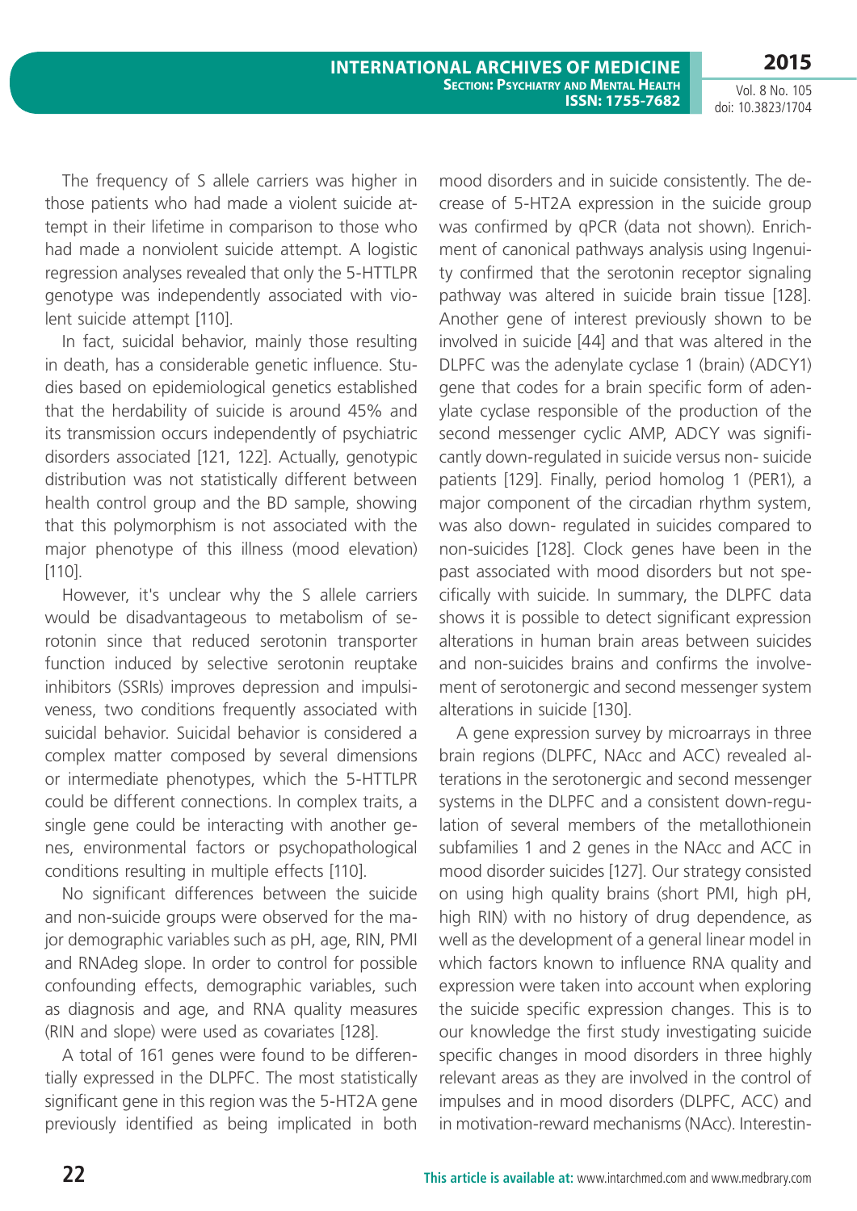The frequency of S allele carriers was higher in those patients who had made a violent suicide attempt in their lifetime in comparison to those who had made a nonviolent suicide attempt. A logistic regression analyses revealed that only the 5-HTTLPR genotype was independently associated with violent suicide attempt [110].

In fact, suicidal behavior, mainly those resulting in death, has a considerable genetic influence. Studies based on epidemiological genetics established that the herdability of suicide is around 45% and its transmission occurs independently of psychiatric disorders associated [121, 122]. Actually, genotypic distribution was not statistically different between health control group and the BD sample, showing that this polymorphism is not associated with the major phenotype of this illness (mood elevation) [110].

However, it's unclear why the S allele carriers would be disadvantageous to metabolism of serotonin since that reduced serotonin transporter function induced by selective serotonin reuptake inhibitors (SSRIs) improves depression and impulsiveness, two conditions frequently associated with suicidal behavior. Suicidal behavior is considered a complex matter composed by several dimensions or intermediate phenotypes, which the 5-HTTLPR could be different connections. In complex traits, a single gene could be interacting with another genes, environmental factors or psychopathological conditions resulting in multiple effects [110].

No significant differences between the suicide and non-suicide groups were observed for the major demographic variables such as pH, age, RIN, PMI and RNAdeg slope. In order to control for possible confounding effects, demographic variables, such as diagnosis and age, and RNA quality measures (RIN and slope) were used as covariates [128].

A total of 161 genes were found to be differentially expressed in the DLPFC. The most statistically significant gene in this region was the 5-HT2A gene previously identified as being implicated in both mood disorders and in suicide consistently. The decrease of 5-HT2A expression in the suicide group was confirmed by qPCR (data not shown). Enrichment of canonical pathways analysis using Ingenuity confirmed that the serotonin receptor signaling pathway was altered in suicide brain tissue [128]. Another gene of interest previously shown to be involved in suicide [44] and that was altered in the DLPFC was the adenylate cyclase 1 (brain) (ADCY1) gene that codes for a brain specific form of adenylate cyclase responsible of the production of the second messenger cyclic AMP, ADCY was significantly down-regulated in suicide versus non- suicide patients [129]. Finally, period homolog 1 (PER1), a major component of the circadian rhythm system, was also down- regulated in suicides compared to non-suicides [128]. Clock genes have been in the past associated with mood disorders but not specifically with suicide. In summary, the DLPFC data shows it is possible to detect significant expression alterations in human brain areas between suicides and non-suicides brains and confirms the involvement of serotonergic and second messenger system alterations in suicide [130].

A gene expression survey by microarrays in three brain regions (DLPFC, NAcc and ACC) revealed alterations in the serotonergic and second messenger systems in the DLPFC and a consistent down-regulation of several members of the metallothionein subfamilies 1 and 2 genes in the NAcc and ACC in mood disorder suicides [127]. Our strategy consisted on using high quality brains (short PMI, high pH, high RIN) with no history of drug dependence, as well as the development of a general linear model in which factors known to influence RNA quality and expression were taken into account when exploring the suicide specific expression changes. This is to our knowledge the first study investigating suicide specific changes in mood disorders in three highly relevant areas as they are involved in the control of impulses and in mood disorders (DLPFC, ACC) and in motivation-reward mechanisms (NAcc). Interestin-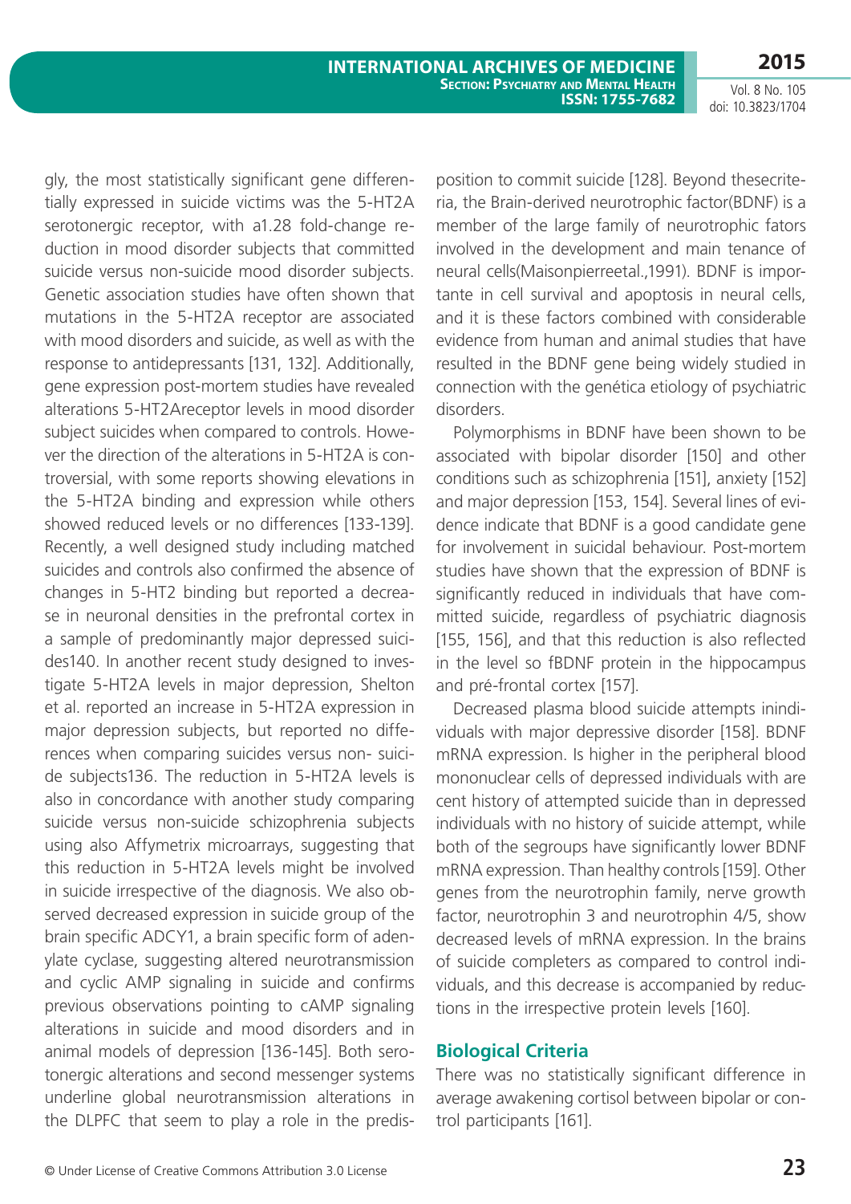gly, the most statistically significant gene differentially expressed in suicide victims was the 5-HT2A serotonergic receptor, with a1.28 fold-change reduction in mood disorder subjects that committed suicide versus non-suicide mood disorder subjects. Genetic association studies have often shown that mutations in the 5-HT2A receptor are associated with mood disorders and suicide, as well as with the response to antidepressants [131, 132]. Additionally, gene expression post-mortem studies have revealed alterations 5-HT2Areceptor levels in mood disorder subject suicides when compared to controls. However the direction of the alterations in 5-HT2A is controversial, with some reports showing elevations in the 5-HT2A binding and expression while others showed reduced levels or no differences [133-139]. Recently, a well designed study including matched suicides and controls also confirmed the absence of changes in 5-HT2 binding but reported a decrease in neuronal densities in the prefrontal cortex in a sample of predominantly major depressed suicides140. In another recent study designed to investigate 5-HT2A levels in major depression, Shelton et al. reported an increase in 5-HT2A expression in major depression subjects, but reported no differences when comparing suicides versus non- suicide subjects136. The reduction in 5-HT2A levels is also in concordance with another study comparing suicide versus non-suicide schizophrenia subjects using also Affymetrix microarrays, suggesting that this reduction in 5-HT2A levels might be involved in suicide irrespective of the diagnosis. We also observed decreased expression in suicide group of the brain specific ADCY1, a brain specific form of adenylate cyclase, suggesting altered neurotransmission and cyclic AMP signaling in suicide and confirms previous observations pointing to cAMP signaling alterations in suicide and mood disorders and in animal models of depression [136-145]. Both serotonergic alterations and second messenger systems underline global neurotransmission alterations in the DLPFC that seem to play a role in the predisposition to commit suicide [128]. Beyond thesecriteria, the Brain-derived neurotrophic factor(BDNF) is a member of the large family of neurotrophic fators involved in the development and main tenance of neural cells(Maisonpierreetal.,1991). BDNF is importante in cell survival and apoptosis in neural cells, and it is these factors combined with considerable evidence from human and animal studies that have resulted in the BDNF gene being widely studied in connection with the genética etiology of psychiatric disorders.

Polymorphisms in BDNF have been shown to be associated with bipolar disorder [150] and other conditions such as schizophrenia [151], anxiety [152] and major depression [153, 154]. Several lines of evidence indicate that BDNF is a good candidate gene for involvement in suicidal behaviour. Post-mortem studies have shown that the expression of BDNF is significantly reduced in individuals that have committed suicide, regardless of psychiatric diagnosis [155, 156], and that this reduction is also reflected in the level so fBDNF protein in the hippocampus and pré-frontal cortex [157].

Decreased plasma blood suicide attempts inindividuals with major depressive disorder [158]. BDNF mRNA expression. Is higher in the peripheral blood mononuclear cells of depressed individuals with are cent history of attempted suicide than in depressed individuals with no history of suicide attempt, while both of the segroups have significantly lower BDNF mRNA expression. Than healthy controls [159]. Other genes from the neurotrophin family, nerve growth factor, neurotrophin 3 and neurotrophin 4/5, show decreased levels of mRNA expression. In the brains of suicide completers as compared to control individuals, and this decrease is accompanied by reductions in the irrespective protein levels [160].

## Biological Criteria

There was no statistically significant difference in average awakening cortisol between bipolar or control participants [161].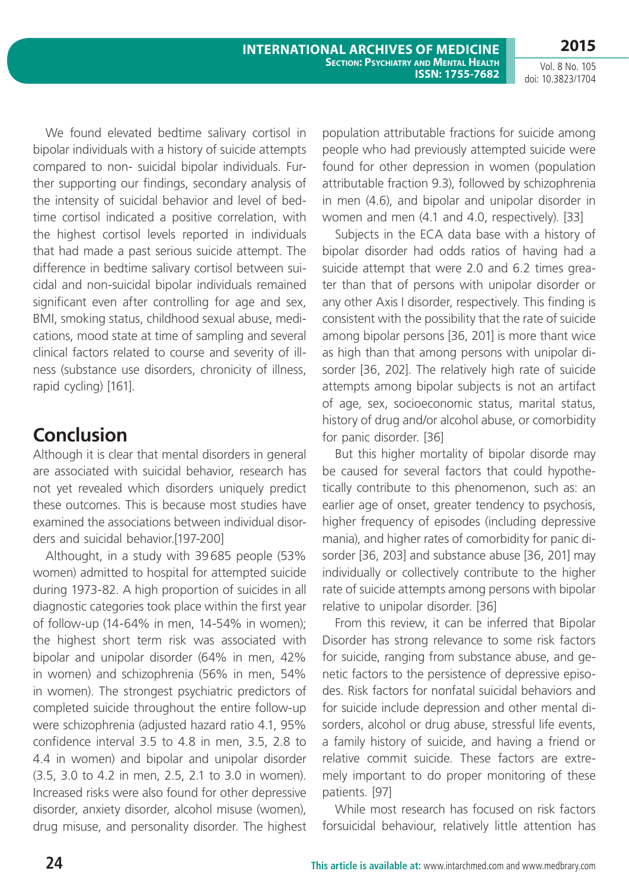We found elevated bedtime salivary cortisol in bipolar individuals with a history of suicide attempts compared to non- suicidal bipolar individuals. Further supporting our findings, secondary analysis of the intensity of suicidal behavior and level of bedtime cortisol indicated a positive correlation, with the highest cortisol levels reported in individuals that had made a past serious suicide attempt. The difference in bedtime salivary cortisol between suicidal and non-suicidal bipolar individuals remained significant even after controlling for age and sex, BMI, smoking status, childhood sexual abuse, medications, mood state at time of sampling and several clinical factors related to course and severity of illness (substance use disorders, chronicity of illness, rapid cycling) [161].

## Conclusion

Although it is clear that mental disorders in general are associated with suicidal behavior, research has not yet revealed which disorders uniquely predict these outcomes. This is because most studies have examined the associations between individual disorders and suicidal behavior.[197-200]

Althought, in a study with 39685 people (53% women) admitted to hospital for attempted suicide during 1973-82. A high proportion of suicides in all diagnostic categories took place within the first year of follow-up (14-64% in men, 14-54% in women); the highest short term risk was associated with bipolar and unipolar disorder (64% in men, 42% in women) and schizophrenia (56% in men, 54% in women). The strongest psychiatric predictors of completed suicide throughout the entire follow-up were schizophrenia (adjusted hazard ratio 4.1, 95% confidence interval 3.5 to 4.8 in men, 3.5, 2.8 to 4.4 in women) and bipolar and unipolar disorder (3.5, 3.0 to 4.2 in men, 2.5, 2.1 to 3.0 in women). Increased risks were also found for other depressive disorder, anxiety disorder, alcohol misuse (women), drug misuse, and personality disorder. The highest population attributable fractions for suicide among people who had previously attempted suicide were found for other depression in women (population attributable fraction 9.3), followed by schizophrenia in men (4.6), and bipolar and unipolar disorder in women and men (4.1 and 4.0, respectively). [33]

Subjects in the ECA data base with a history of bipolar disorder had odds ratios of having had a suicide attempt that were 2.0 and 6.2 times greater than that of persons with unipolar disorder or any other Axis I disorder, respectively. This finding is consistent with the possibility that the rate of suicide among bipolar persons [36, 201] is more thant wice as high than that among persons with unipolar disorder [36, 202]. The relatively high rate of suicide attempts among bipolar subjects is not an artifact of age, sex, socioeconomic status, marital status, history of drug and/or alcohol abuse, or comorbidity for panic disorder. [36]

But this higher mortality of bipolar disorde may be caused for several factors that could hypothetically contribute to this phenomenon, such as: an earlier age of onset, greater tendency to psychosis, higher frequency of episodes (including depressive mania), and higher rates of comorbidity for panic disorder [36, 203] and substance abuse [36, 201] may individually or collectively contribute to the higher rate of suicide attempts among persons with bipolar relative to unipolar disorder. [36]

From this review, it can be inferred that Bipolar Disorder has strong relevance to some risk factors for suicide, ranging from substance abuse, and genetic factors to the persistence of depressive episodes. Risk factors for nonfatal suicidal behaviors and for suicide include depression and other mental disorders, alcohol or drug abuse, stressful life events, a family history of suicide, and having a friend or relative commit suicide. These factors are extremely important to do proper monitoring of these patients. [97]

While most research has focused on risk factors forsuicidal behaviour, relatively little attention has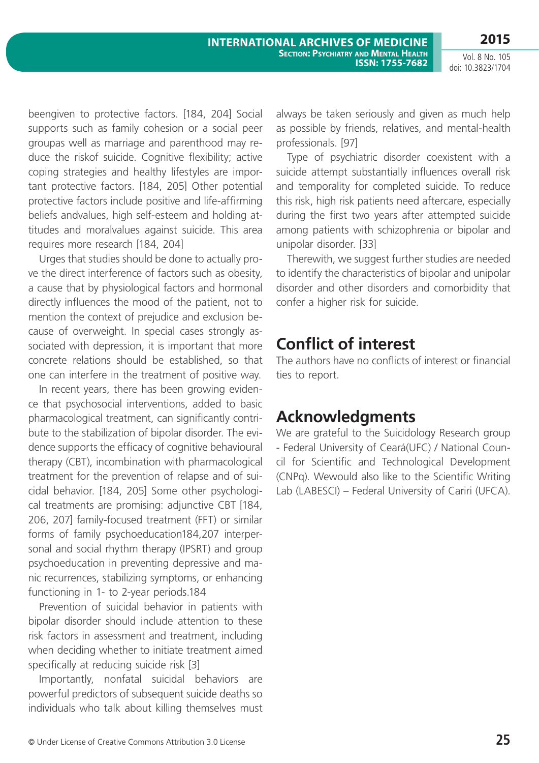beengiven to protective factors. [184, 204] Social supports such as family cohesion or a social peer groupas well as marriage and parenthood may reduce the riskof suicide. Cognitive flexibility; active coping strategies and healthy lifestyles are important protective factors. [184, 205] Other potential protective factors include positive and life-affirming beliefs andvalues, high self-esteem and holding attitudes and moralvalues against suicide. This area requires more research [184, 204]

Urges that studies should be done to actually prove the direct interference of factors such as obesity, a cause that by physiological factors and hormonal directly influences the mood of the patient, not to mention the context of prejudice and exclusion because of overweight. In special cases strongly associated with depression, it is important that more concrete relations should be established, so that one can interfere in the treatment of positive way.

In recent years, there has been growing evidence that psychosocial interventions, added to basic pharmacological treatment, can significantly contribute to the stabilization of bipolar disorder. The evidence supports the efficacy of cognitive behavioural therapy (CBT), incombination with pharmacological treatment for the prevention of relapse and of suicidal behavior. [184, 205] Some other psychological treatments are promising: adjunctive CBT [184, 206, 207] family-focused treatment (FFT) or similar forms of family psychoeducation184,207 interpersonal and social rhythm therapy (IPSRT) and group psychoeducation in preventing depressive and manic recurrences, stabilizing symptoms, or enhancing functioning in 1- to 2-year periods.184

Prevention of suicidal behavior in patients with bipolar disorder should include attention to these risk factors in assessment and treatment, including when deciding whether to initiate treatment aimed specifically at reducing suicide risk [3]

Importantly, nonfatal suicidal behaviors are powerful predictors of subsequent suicide deaths so individuals who talk about killing themselves must always be taken seriously and given as much help as possible by friends, relatives, and mental-health professionals. [97]

Type of psychiatric disorder coexistent with a suicide attempt substantially influences overall risk and temporality for completed suicide. To reduce this risk, high risk patients need aftercare, especially during the first two years after attempted suicide among patients with schizophrenia or bipolar and unipolar disorder. [33]

Therewith, we suggest further studies are needed to identify the characteristics of bipolar and unipolar disorder and other disorders and comorbidity that confer a higher risk for suicide.

## Conflict of interest

The authors have no conflicts of interest or financial ties to report.

## Acknowledgments

We are grateful to the Suicidology Research group - Federal University of Ceará(UFC) / National Council for Scientific and Technological Development (CNPq). Wewould also like to the Scientific Writing Lab (LABESCI) – Federal University of Cariri (UFCA).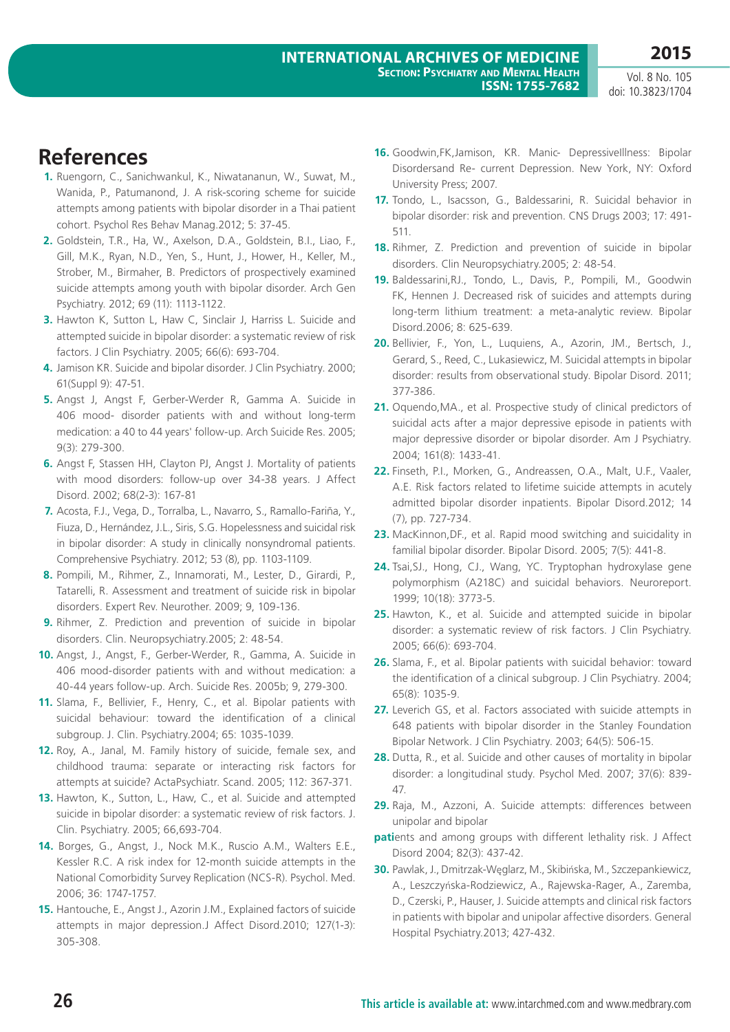# References

1. Ruengorn, C., Sanichwankul, K., Niwatananun, W., Suwat, M., Wanida, P., Patumanond, J. A risk-scoring scheme for suicide attempts among patients with bipolar disorder in a Thai patient cohort. Psychol Res Behav Manag.2012; 5: 37-45.
2. Goldstein, T.R., Ha, W., Axelson, D.A., Goldstein, B.I., Liao, F., Gill, M.K., Ryan, N.D., Yen, S., Hunt, J., Hower, H., Keller, M., Strober, M., Birmaher, B. Predictors of prospectively examined suicide attempts among youth with bipolar disorder. Arch Gen Psychiatry. 2012; 69 (11): 1113-1122.
3. Hawton K, Sutton L, Haw C, Sinclair J, Harriss L. Suicide and attempted suicide in bipolar disorder: a systematic review of risk factors. J Clin Psychiatry. 2005; 66(6): 693-704.
4. Jamison KR. Suicide and bipolar disorder. J Clin Psychiatry. 2000; 61(Suppl 9): 47-51.
5. Angst J, Angst F, Gerber-Werder R, Gamma A. Suicide in 406 mood- disorder patients with and without long-term medication: a 40 to 44 years' follow-up. Arch Suicide Res. 2005; 9(3): 279-300.
6. Angst F, Stassen HH, Clayton PJ, Angst J. Mortality of patients with mood disorders: follow-up over 34-38 years. J Affect Disord. 2002; 68(2-3): 167-81
7. Acosta, F.J., Vega, D., Torralba, L., Navarro, S., Ramallo-Fariña, Y., Fiuza, D., Hernández, J.L., Siris, S.G. Hopelessness and suicidal risk in bipolar disorder: A study in clinically nonsyndromal patients. Comprehensive Psychiatry. 2012; 53 (8), pp. 1103-1109.
8. Pompili, M., Rihmer, Z., Innamorati, M., Lester, D., Girardi, P., Tatarelli, R. Assessment and treatment of suicide risk in bipolar disorders. Expert Rev. Neurother. 2009; 9, 109-136.
9. Rihmer, Z. Prediction and prevention of suicide in bipolar disorders. Clin. Neuropsychiatry.2005; 2: 48-54.
10. Angst, J., Angst, F., Gerber-Werder, R., Gamma, A. Suicide in 406 mood-disorder patients with and without medication: a 40-44 years follow-up. Arch. Suicide Res. 2005b; 9, 279-300.
11. Slama, F., Bellivier, F., Henry, C., et al. Bipolar patients with suicidal behaviour: toward the identification of a clinical subgroup. J. Clin. Psychiatry.2004; 65: 1035-1039.
12. Roy, A., Janal, M. Family history of suicide, female sex, and childhood trauma: separate or interacting risk factors for attempts at suicide? ActaPsychiatr. Scand. 2005; 112: 367-371.
13. Hawton, K., Sutton, L., Haw, C., et al. Suicide and attempted suicide in bipolar disorder: a systematic review of risk factors. J. Clin. Psychiatry. 2005; 66,693-704.
14. Borges, G., Angst, J., Nock M.K., Ruscio A.M., Walters E.E., Kessler R.C. A risk index for 12-month suicide attempts in the National Comorbidity Survey Replication (NCS-R). Psychol. Med. 2006; 36: 1747-1757.
15. Hantouche, E., Angst J., Azorin J.M., Explained factors of suicide attempts in major depression.J Affect Disord.2010; 127(1-3): 305-308.
16. Goodwin,FK,Jamison, KR. Manic- Depressivelllness: Bipolar Disordersand Re- current Depression. New York, NY: Oxford University Press; 2007.
17. Tondo, L., Isacsson, G., Baldessarini, R. Suicidal behavior in bipolar disorder: risk and prevention. CNS Drugs 2003; 17: 491-511.
18. Rihmer, Z. Prediction and prevention of suicide in bipolar disorders. Clin Neuropsychiatry.2005; 2: 48-54.
19. Baldessarini,RJ., Tondo, L., Davis, P., Pompili, M., Goodwin FK, Hennen J. Decreased risk of suicides and attempts during long-term lithium treatment: a meta-analytic review. Bipolar Disord.2006; 8: 625-639.
20. Bellivier, F., Yon, L., Luquiens, A., Azorin, JM., Bertsch, J., Gerard, S., Reed, C., Lukasiewicz, M. Suicidal attempts in bipolar disorder: results from observational study. Bipolar Disord. 2011; 377-386.
21. Oquendo,MA., et al. Prospective study of clinical predictors of suicidal acts after a major depressive episode in patients with major depressive disorder or bipolar disorder. Am J Psychiatry. 2004; 161(8): 1433-41.
22. Finseth, P.I., Morken, G., Andreassen, O.A., Malt, U.F., Vaaler, A.E. Risk factors related to lifetime suicide attempts in acutely admitted bipolar disorder inpatients. Bipolar Disord.2012; 14 (7), pp. 727-734.
23. MacKinnon,DF., et al. Rapid mood switching and suicidality in familial bipolar disorder. Bipolar Disord. 2005; 7(5): 441-8.
24. Tsai,SJ., Hong, CJ., Wang, YC. Tryptophan hydroxylase gene polymorphism (A218C) and suicidal behaviors. Neuroreport. 1999; 10(18): 3773-5.
25. Hawton, K., et al. Suicide and attempted suicide in bipolar disorder: a systematic review of risk factors. J Clin Psychiatry. 2005; 66(6): 693-704.
26. Slama, F., et al. Bipolar patients with suicidal behavior: toward the identification of a clinical subgroup. J Clin Psychiatry. 2004; 65(8): 1035-9.
27. Leverich GS, et al. Factors associated with suicide attempts in 648 patients with bipolar disorder in the Stanley Foundation Bipolar Network. J Clin Psychiatry. 2003; 64(5): 506-15.
28. Dutta, R., et al. Suicide and other causes of mortality in bipolar disorder: a longitudinal study. Psychol Med. 2007; 37(6): 839-47.
29. Raja, M., Azzoni, A. Suicide attempts: differences between unipolar and bipolar patients and among groups with different lethality risk. J Affect Disord 2004; 82(3): 437-42.
30. Pawlak, J., Dmitrzak-Węglarz, M., Skibińska, M., Szczepankiewicz, A., Leszczyńska-Rodziewicz, A., Rajewska-Rager, A., Zaremba, D., Czerski, P., Hauser, J. Suicide attempts and clinical risk factors in patients with bipolar and unipolar affective disorders. General Hospital Psychiatry.2013; 427-432.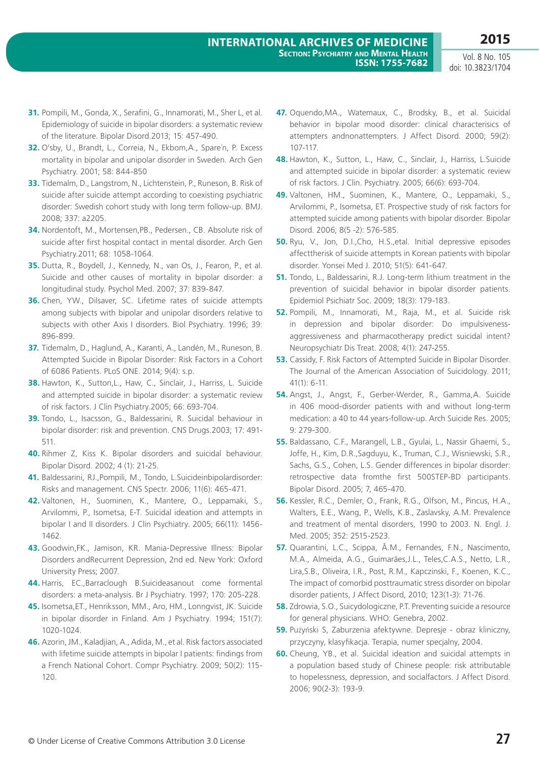**31.** Pompili, M., Gonda, X., Serafini, G., Innamorati, M., Sher L, et al. Epidemiology of suicide in bipolar disorders: a systematic review of the literature. Bipolar Disord.2013; 15: 457-490.

**32.** O'sby, U., Brandt, L., Correia, N., Ekbom,A., Spare´n, P. Excess mortality in bipolar and unipolar disorder in Sweden. Arch Gen Psychiatry. 2001; 58: 844-850

**33.** Tidemalm, D., Langstrom, N., Lichtenstein, P., Runeson, B. Risk of suicide after suicide attempt according to coexisting psychiatric disorder: Swedish cohort study with long term follow-up. BMJ. 2008; 337: a2205.

**34.** Nordentoft, M., Mortensen,PB., Pedersen., CB. Absolute risk of suicide after first hospital contact in mental disorder. Arch Gen Psychiatry.2011; 68: 1058-1064.

**35.** Dutta, R., Boydell, J., Kennedy, N., van Os, J., Fearon, P., et al. Suicide and other causes of mortality in bipolar disorder: a longitudinal study. Psychol Med. 2007; 37: 839-847.

**36.** Chen, YW., Dilsaver, SC. Lifetime rates of suicide attempts among subjects with bipolar and unipolar disorders relative to subjects with other Axis I disorders. Biol Psychiatry. 1996; 39: 896-899.

**37.** Tidemalm, D., Haglund, A., Karanti, A., Landén, M., Runeson, B. Attempted Suicide in Bipolar Disorder: Risk Factors in a Cohort of 6086 Patients. PLoS ONE. 2014; 9(4): s.p.

**38.** Hawton, K., Sutton,L., Haw, C., Sinclair, J., Harriss, L. Suicide and attempted suicide in bipolar disorder: a systematic review of risk factors. J Clin Psychiatry.2005; 66: 693-704.

**39.** Tondo, L., Isacsson, G., Baldessarini, R. Suicidal behaviour in bipolar disorder: risk and prevention. CNS Drugs.2003; 17: 491-511.

**40.** Rihmer Z, Kiss K. Bipolar disorders and suicidal behaviour. Bipolar Disord. 2002; 4 (1): 21-25.

**41.** Baldessarini, RJ.,Pompili, M., Tondo, L.Suicideinbipolardisorder: Risks and management. CNS Spectr. 2006; 11(6): 465-471.

**42.** Valtonen, H., Suominen, K., Mantere, O., Leppamaki, S., Arvilommi, P., Isometsa, E-T. Suicidal ideation and attempts in bipolar I and II disorders. J Clin Psychiatry. 2005; 66(11): 1456-1462.

**43.** Goodwin,FK., Jamison, KR. Mania-Depressive Illness: Bipolar Disorders andRecurrent Depression, 2nd ed. New York: Oxford University Press; 2007.

**44.** Harris, EC.,Barraclough B.Suicideasanout come formental disorders: a meta-analysis. Br J Psychiatry. 1997; 170: 205-228.

**45.** Isometsa,ET., Henriksson, MM., Aro, HM., Lonngvist, JK. Suicide in bipolar disorder in Finland. Am J Psychiatry. 1994; 151(7): 1020-1024.

**46.** Azorin, JM., Kaladjian, A., Adida, M., et al. Risk factors associated with lifetime suicide attempts in bipolar I patients: findings from a French National Cohort. Compr Psychiatry. 2009; 50(2): 115-120.

**47.** Oquendo,MA., Watemaux, C., Brodsky, B., et al. Suicidal behavior in bipolar mood disorder: clinical characterisics of attempters andnonattempters. J Affect Disord. 2000; 59(2): 107-117.

**48.** Hawton, K., Sutton, L., Haw, C., Sinclair, J., Harriss, L.Suicide and attempted suicide in bipolar disorder: a systematic review of risk factors. J Clin. Psychiatry. 2005; 66(6): 693-704.

**49.** Valtonen, HM., Suominen, K., Mantere, O., Leppamaki, S., Arvilommi, P., Isometsa, ET. Prospective study of risk factors for attempted suicide among patients with bipolar disorder. Bipolar Disord. 2006; 8(5 -2): 576-585.

**50.** Ryu, V., Jon, D.I.,Cho, H.S.,etal. Initial depressive episodes affecttherisk of suicide attempts in Korean patients with bipolar disorder. Yonsei Med J. 2010; 51(5): 641-647.

**51.** Tondo, L., Baldessarini, R.J. Long-term lithium treatment in the prevention of suicidal behavior in bipolar disorder patients. Epidemiol Psichiatr Soc. 2009; 18(3): 179-183.

**52.** Pompili, M., Innamorati, M., Raja, M., et al. Suicide risk in depression and bipolar disorder: Do impulsiveness-aggressiveness and pharmacotherapy predict suicidal intent? Neuropsychiatr Dis Treat. 2008; 4(1): 247-255.

**53.** Cassidy, F. Risk Factors of Attempted Suicide in Bipolar Disorder. The Journal of the American Association of Suicidology. 2011; 41(1): 6-11.

**54.** Angst, J., Angst, F., Gerber-Werder, R., Gamma,A. Suicide in 406 mood-disorder patients with and without long-term medication: a 40 to 44 years-follow-up. Arch Suicide Res. 2005; 9: 279-300.

**55.** Baldassano, C.F., Marangell, L.B., Gyulai, L., Nassir Ghaemi, S., Joffe, H., Kim, D.R.,Sagduyu, K., Truman, C.J., Wisniewski, S.R., Sachs, G.S., Cohen, L.S. Gender differences in bipolar disorder: retrospective data fromthe first 500STEP-BD participants. Bipolar Disord. 2005; 7, 465-470.

**56.** Kessler, R.C., Demler, O., Frank, R.G., Olfson, M., Pincus, H.A., Walters, E.E., Wang, P., Wells, K.B., Zaslavsky, A.M. Prevalence and treatment of mental disorders, 1990 to 2003. N. Engl. J. Med. 2005; 352: 2515-2523.

**57.** Quarantini, L.C., Scippa, Â.M., Fernandes, F.N., Nascimento, M.A., Almeida, A.G., Guimarães,J.L., Teles,C.A.S., Netto, L.R., Lira,S.B., Oliveira, I.R., Post, R.M., Kapczinski, F., Koenen, K.C., The impact of comorbid posttraumatic stress disorder on bipolar disorder patients, J Affect Disord, 2010; 123(1-3): 71-76.

**58.** Zdrowia, S.O., Suicydologiczne, P.T. Preventing suicide a resource for general physicians. WHO: Genebra, 2002.

**59.** Pużyński S, Zaburzenia afektywne. Depresje - obraz kliniczny, przyczyny, klasyfikacja. Terapia, numer specjalny, 2004.

**60.** Cheung, YB., et al. Suicidal ideation and suicidal attempts in a population based study of Chinese people: risk attributable to hopelessness, depression, and socialfactors. J Affect Disord. 2006; 90(2-3): 193-9.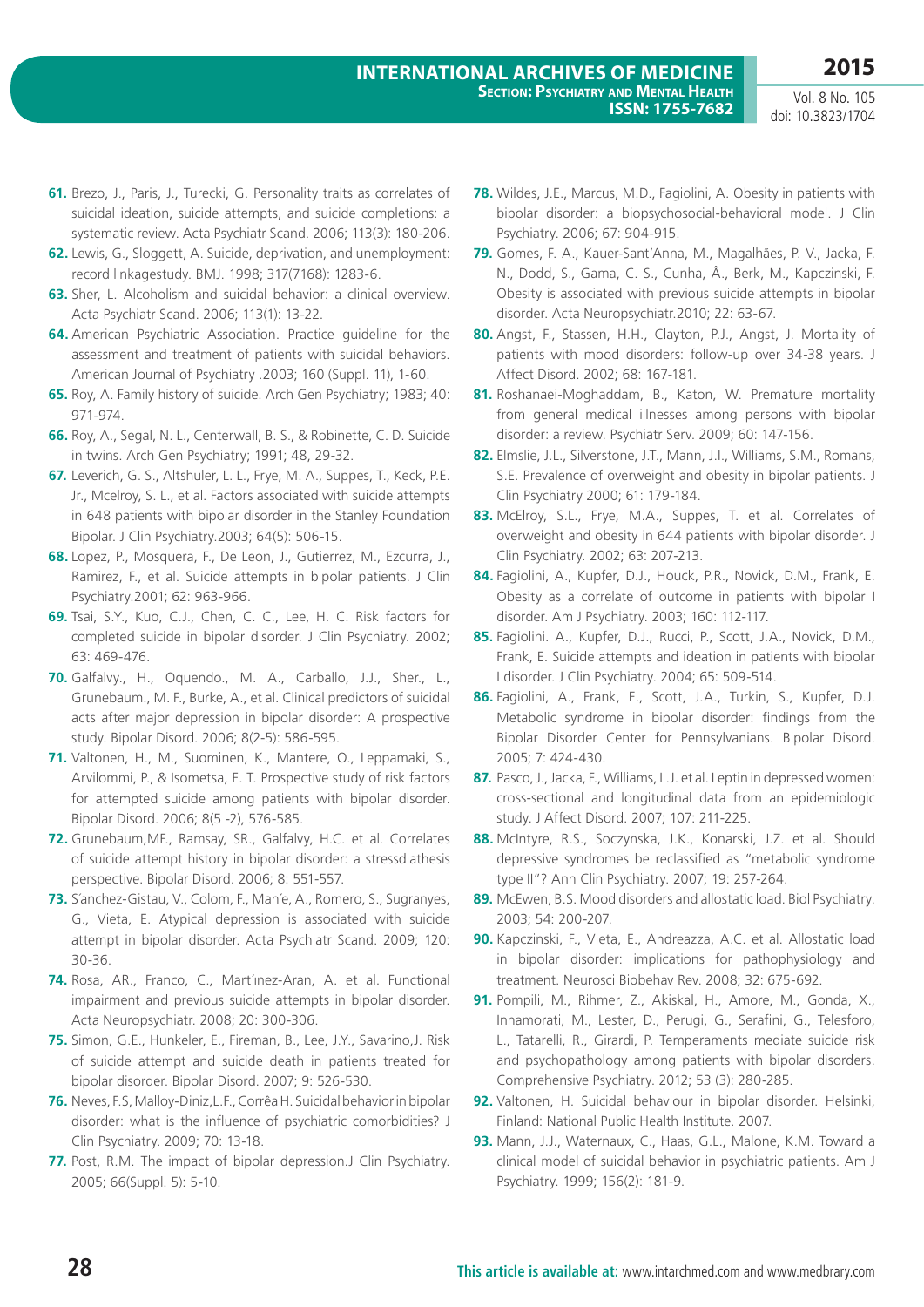**61.** Brezo, J., Paris, J., Turecki, G. Personality traits as correlates of suicidal ideation, suicide attempts, and suicide completions: a systematic review. Acta Psychiatr Scand. 2006; 113(3): 180-206.

**62.** Lewis, G., Sloggett, A. Suicide, deprivation, and unemployment: record linkagestudy. BMJ. 1998; 317(7168): 1283-6.

**63.** Sher, L. Alcoholism and suicidal behavior: a clinical overview. Acta Psychiatr Scand. 2006; 113(1): 13-22.

**64.** American Psychiatric Association. Practice guideline for the assessment and treatment of patients with suicidal behaviors. American Journal of Psychiatry .2003; 160 (Suppl. 11), 1-60.

**65.** Roy, A. Family history of suicide. Arch Gen Psychiatry; 1983; 40: 971-974.

**66.** Roy, A., Segal, N. L., Centerwall, B. S., & Robinette, C. D. Suicide in twins. Arch Gen Psychiatry; 1991; 48, 29-32.

**67.** Leverich, G. S., Altshuler, L. L., Frye, M. A., Suppes, T., Keck, P.E. Jr., Mcelroy, S. L., et al. Factors associated with suicide attempts in 648 patients with bipolar disorder in the Stanley Foundation Bipolar. J Clin Psychiatry.2003; 64(5): 506-15.

**68.** Lopez, P., Mosquera, F., De Leon, J., Gutierrez, M., Ezcurra, J., Ramirez, F., et al. Suicide attempts in bipolar patients. J Clin Psychiatry.2001; 62: 963-966.

**69.** Tsai, S.Y., Kuo, C.J., Chen, C. C., Lee, H. C. Risk factors for completed suicide in bipolar disorder. J Clin Psychiatry. 2002; 63: 469-476.

**70.** Galfalvy., H., Oquendo., M. A., Carballo, J.J., Sher., L., Grunebaum., M. F., Burke, A., et al. Clinical predictors of suicidal acts after major depression in bipolar disorder: A prospective study. Bipolar Disord. 2006; 8(2-5): 586-595.

**71.** Valtonen, H., M., Suominen, K., Mantere, O., Leppamaki, S., Arvilommi, P., & Isometsa, E. T. Prospective study of risk factors for attempted suicide among patients with bipolar disorder. Bipolar Disord. 2006; 8(5 -2), 576-585.

**72.** Grunebaum,MF., Ramsay, SR., Galfalvy, H.C. et al. Correlates of suicide attempt history in bipolar disorder: a stressdiathesis perspective. Bipolar Disord. 2006; 8: 551-557.

**73.** S´anchez-Gistau, V., Colom, F., Man´e, A., Romero, S., Sugranyes, G., Vieta, E. Atypical depression is associated with suicide attempt in bipolar disorder. Acta Psychiatr Scand. 2009; 120: 30-36.

**74.** Rosa, AR., Franco, C., Mart´ınez-Aran, A. et al. Functional impairment and previous suicide attempts in bipolar disorder. Acta Neuropsychiatr. 2008; 20: 300-306.

**75.** Simon, G.E., Hunkeler, E., Fireman, B., Lee, J.Y., Savarino,J. Risk of suicide attempt and suicide death in patients treated for bipolar disorder. Bipolar Disord. 2007; 9: 526-530.

**76.** Neves, F.S, Malloy-Diniz,L.F., Corrêa H. Suicidal behavior in bipolar disorder: what is the influence of psychiatric comorbidities? J Clin Psychiatry. 2009; 70: 13-18.

**77.** Post, R.M. The impact of bipolar depression.J Clin Psychiatry. 2005; 66(Suppl. 5): 5-10.

**78.** Wildes, J.E., Marcus, M.D., Fagiolini, A. Obesity in patients with bipolar disorder: a biopsychosocial-behavioral model. J Clin Psychiatry. 2006; 67: 904-915.

**79.** Gomes, F. A., Kauer-Sant'Anna, M., Magalhães, P. V., Jacka, F. N., Dodd, S., Gama, C. S., Cunha, Â., Berk, M., Kapczinski, F. Obesity is associated with previous suicide attempts in bipolar disorder. Acta Neuropsychiatr.2010; 22: 63-67.

**80.** Angst, F., Stassen, H.H., Clayton, P.J., Angst, J. Mortality of patients with mood disorders: follow-up over 34-38 years. J Affect Disord. 2002; 68: 167-181.

**81.** Roshanaei-Moghaddam, B., Katon, W. Premature mortality from general medical illnesses among persons with bipolar disorder: a review. Psychiatr Serv. 2009; 60: 147-156.

**82.** Elmslie, J.L., Silverstone, J.T., Mann, J.I., Williams, S.M., Romans, S.E. Prevalence of overweight and obesity in bipolar patients. J Clin Psychiatry 2000; 61: 179-184.

**83.** McElroy, S.L., Frye, M.A., Suppes, T. et al. Correlates of overweight and obesity in 644 patients with bipolar disorder. J Clin Psychiatry. 2002; 63: 207-213.

**84.** Fagiolini, A., Kupfer, D.J., Houck, P.R., Novick, D.M., Frank, E. Obesity as a correlate of outcome in patients with bipolar I disorder. Am J Psychiatry. 2003; 160: 112-117.

**85.** Fagiolini. A., Kupfer, D.J., Rucci, P., Scott, J.A., Novick, D.M., Frank, E. Suicide attempts and ideation in patients with bipolar I disorder. J Clin Psychiatry. 2004; 65: 509-514.

**86.** Fagiolini, A., Frank, E., Scott, J.A., Turkin, S., Kupfer, D.J. Metabolic syndrome in bipolar disorder: findings from the Bipolar Disorder Center for Pennsylvanians. Bipolar Disord. 2005; 7: 424-430.

**87.** Pasco, J., Jacka, F., Williams, L.J. et al. Leptin in depressed women: cross-sectional and longitudinal data from an epidemiologic study. J Affect Disord. 2007; 107: 211-225.

**88.** McIntyre, R.S., Soczynska, J.K., Konarski, J.Z. et al. Should depressive syndromes be reclassified as "metabolic syndrome type II"? Ann Clin Psychiatry. 2007; 19: 257-264.

**89.** McEwen, B.S. Mood disorders and allostatic load. Biol Psychiatry. 2003; 54: 200-207.

**90.** Kapczinski, F., Vieta, E., Andreazza, A.C. et al. Allostatic load in bipolar disorder: implications for pathophysiology and treatment. Neurosci Biobehav Rev. 2008; 32: 675-692.

**91.** Pompili, M., Rihmer, Z., Akiskal, H., Amore, M., Gonda, X., Innamorati, M., Lester, D., Perugi, G., Serafini, G., Telesforo, L., Tatarelli, R., Girardi, P. Temperaments mediate suicide risk and psychopathology among patients with bipolar disorders. Comprehensive Psychiatry. 2012; 53 (3): 280-285.

**92.** Valtonen, H. Suicidal behaviour in bipolar disorder. Helsinki, Finland: National Public Health Institute. 2007.

**93.** Mann, J.J., Waternaux, C., Haas, G.L., Malone, K.M. Toward a clinical model of suicidal behavior in psychiatric patients. Am J Psychiatry. 1999; 156(2): 181-9.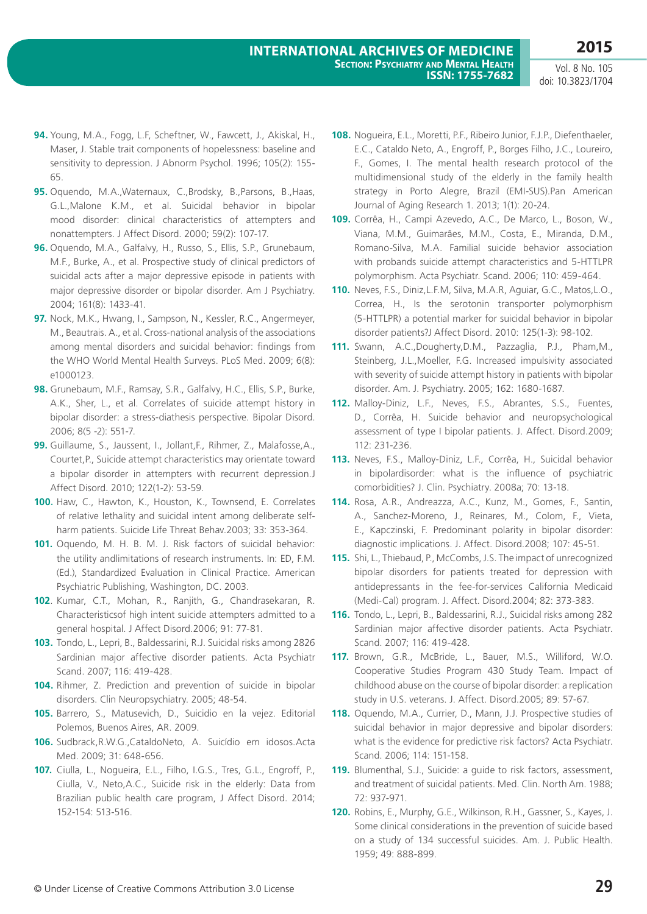**94.** Young, M.A., Fogg, L.F, Scheftner, W., Fawcett, J., Akiskal, H., Maser, J. Stable trait components of hopelessness: baseline and sensitivity to depression. J Abnorm Psychol. 1996; 105(2): 155-65.

**95.** Oquendo, M.A.,Waternaux, C.,Brodsky, B.,Parsons, B.,Haas, G.L.,Malone K.M., et al. Suicidal behavior in bipolar mood disorder: clinical characteristics of attempters and nonattempters. J Affect Disord. 2000; 59(2): 107-17.

**96.** Oquendo, M.A., Galfalvy, H., Russo, S., Ellis, S.P., Grunebaum, M.F., Burke, A., et al. Prospective study of clinical predictors of suicidal acts after a major depressive episode in patients with major depressive disorder or bipolar disorder. Am J Psychiatry. 2004; 161(8): 1433-41.

**97.** Nock, M.K., Hwang, I., Sampson, N., Kessler, R.C., Angermeyer, M., Beautrais. A., et al. Cross-national analysis of the associations among mental disorders and suicidal behavior: findings from the WHO World Mental Health Surveys. PLoS Med. 2009; 6(8): e1000123.

**98.** Grunebaum, M.F., Ramsay, S.R., Galfalvy, H.C., Ellis, S.P., Burke, A.K., Sher, L., et al. Correlates of suicide attempt history in bipolar disorder: a stress-diathesis perspective. Bipolar Disord. 2006; 8(5 -2): 551-7.

**99.** Guillaume, S., Jaussent, I., Jollant,F., Rihmer, Z., Malafosse,A., Courtet,P., Suicide attempt characteristics may orientate toward a bipolar disorder in attempters with recurrent depression.J Affect Disord. 2010; 122(1-2): 53-59.

**100.** Haw, C., Hawton, K., Houston, K., Townsend, E. Correlates of relative lethality and suicidal intent among deliberate self-harm patients. Suicide Life Threat Behav.2003; 33: 353-364.

**101.** Oquendo, M. H. B. M. J. Risk factors of suicidal behavior: the utility andlimitations of research instruments. In: ED, F.M. (Ed.), Standardized Evaluation in Clinical Practice. American Psychiatric Publishing, Washington, DC. 2003.

**102**. Kumar, C.T., Mohan, R., Ranjith, G., Chandrasekaran, R. Characteristicsof high intent suicide attempters admitted to a general hospital. J Affect Disord.2006; 91: 77-81.

**103.** Tondo, L., Lepri, B., Baldessarini, R.J. Suicidal risks among 2826 Sardinian major affective disorder patients. Acta Psychiatr Scand. 2007; 116: 419-428.

**104.** Rihmer, Z. Prediction and prevention of suicide in bipolar disorders. Clin Neuropsychiatry. 2005; 48-54.

**105.** Barrero, S., Matusevich, D., Suicidio en la vejez. Editorial Polemos, Buenos Aires, AR. 2009.

**106.** Sudbrack,R.W.G.,CataldoNeto, A. Suicídio em idosos.Acta Med. 2009; 31: 648-656.

**107.** Ciulla, L., Nogueira, E.L., Filho, I.G.S., Tres, G.L., Engroff, P., Ciulla, V., Neto,A.C., Suicide risk in the elderly: Data from Brazilian public health care program, J Affect Disord. 2014; 152-154: 513-516.

**108.** Nogueira, E.L., Moretti, P.F., Ribeiro Junior, F.J.P., Diefenthaeler, E.C., Cataldo Neto, A., Engroff, P., Borges Filho, J.C., Loureiro, F., Gomes, I. The mental health research protocol of the multidimensional study of the elderly in the family health strategy in Porto Alegre, Brazil (EMI-SUS).Pan American Journal of Aging Research 1. 2013; 1(1): 20-24.

**109.** Corrêa, H., Campi Azevedo, A.C., De Marco, L., Boson, W., Viana, M.M., Guimarães, M.M., Costa, E., Miranda, D.M., Romano-Silva, M.A. Familial suicide behavior association with probands suicide attempt characteristics and 5-HTTLPR polymorphism. Acta Psychiatr. Scand. 2006; 110: 459-464.

**110.** Neves, F.S., Diniz,L.F.M, Silva, M.A.R, Aguiar, G.C., Matos,L.O., Correa, H., Is the serotonin transporter polymorphism (5-HTTLPR) a potential marker for suicidal behavior in bipolar disorder patients?J Affect Disord. 2010: 125(1-3): 98-102.

**111.** Swann, A.C.,Dougherty,D.M., Pazzaglia, P.J., Pham,M., Steinberg, J.L.,Moeller, F.G. Increased impulsivity associated with severity of suicide attempt history in patients with bipolar disorder. Am. J. Psychiatry. 2005; 162: 1680-1687.

**112.** Malloy-Diniz, L.F., Neves, F.S., Abrantes, S.S., Fuentes, D., Corrêa, H. Suicide behavior and neuropsychological assessment of type I bipolar patients. J. Affect. Disord.2009; 112: 231-236.

**113.** Neves, F.S., Malloy-Diniz, L.F., Corrêa, H., Suicidal behavior in bipolardisorder: what is the influence of psychiatric comorbidities? J. Clin. Psychiatry. 2008a; 70: 13-18.

**114.** Rosa, A.R., Andreazza, A.C., Kunz, M., Gomes, F., Santin, A., Sanchez-Moreno, J., Reinares, M., Colom, F., Vieta, E., Kapczinski, F. Predominant polarity in bipolar disorder: diagnostic implications. J. Affect. Disord.2008; 107: 45-51.

**115.** Shi, L., Thiebaud, P., McCombs, J.S. The impact of unrecognized bipolar disorders for patients treated for depression with antidepressants in the fee-for-services California Medicaid (Medi-Cal) program. J. Affect. Disord.2004; 82: 373-383.

**116.** Tondo, L., Lepri, B., Baldessarini, R.J., Suicidal risks among 282 Sardinian major affective disorder patients. Acta Psychiatr. Scand. 2007; 116: 419-428.

**117.** Brown, G.R., McBride, L., Bauer, M.S., Williford, W.O. Cooperative Studies Program 430 Study Team. Impact of childhood abuse on the course of bipolar disorder: a replication study in U.S. veterans. J. Affect. Disord.2005; 89: 57-67.

**118.** Oquendo, M.A., Currier, D., Mann, J.J. Prospective studies of suicidal behavior in major depressive and bipolar disorders: what is the evidence for predictive risk factors? Acta Psychiatr. Scand. 2006; 114: 151-158.

**119.** Blumenthal, S.J., Suicide: a guide to risk factors, assessment, and treatment of suicidal patients. Med. Clin. North Am. 1988; 72: 937-971.

**120.** Robins, E., Murphy, G.E., Wilkinson, R.H., Gassner, S., Kayes, J. Some clinical considerations in the prevention of suicide based on a study of 134 successful suicides. Am. J. Public Health. 1959; 49: 888-899.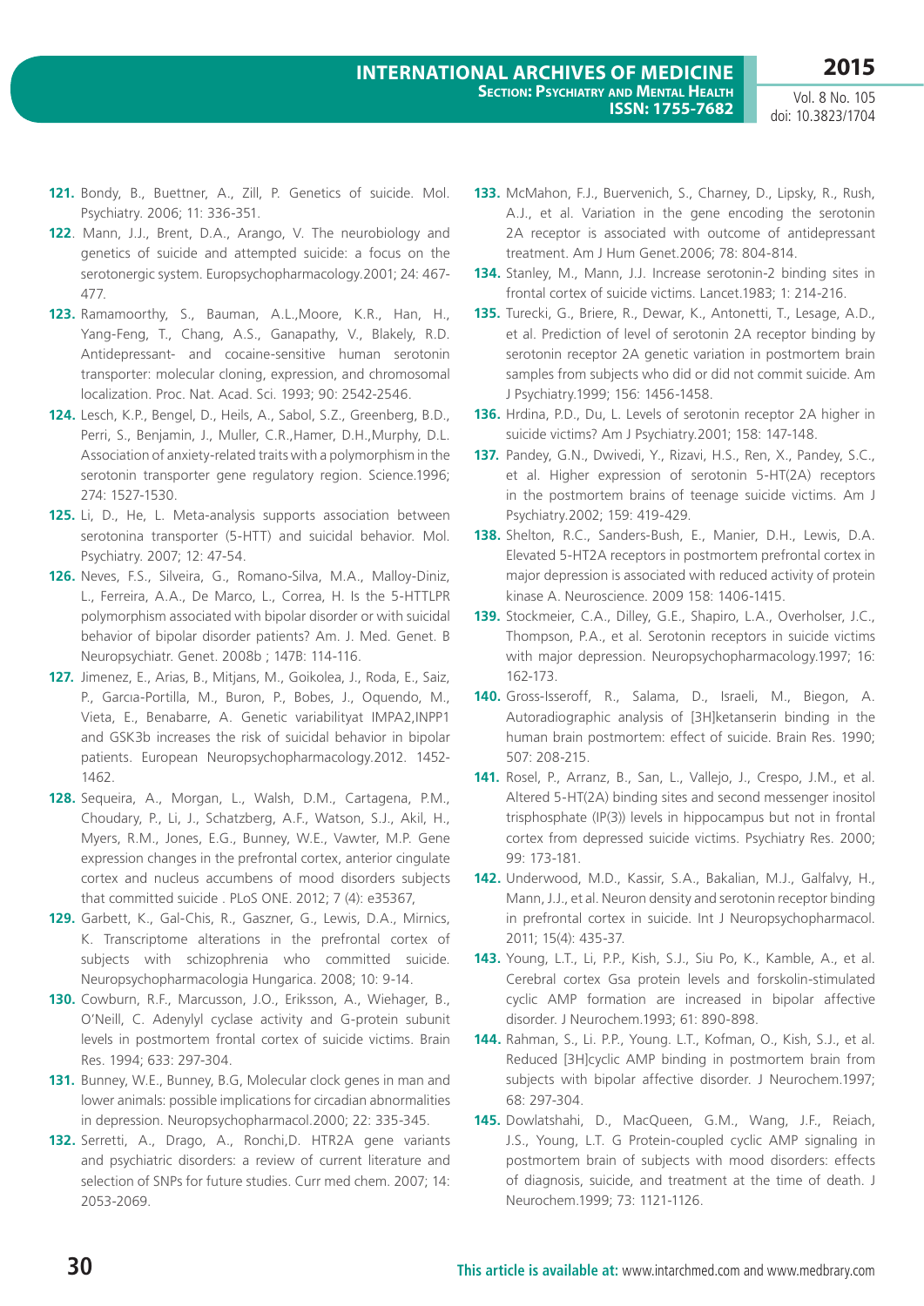**121.** Bondy, B., Buettner, A., Zill, P. Genetics of suicide. Mol. Psychiatry. 2006; 11: 336-351.

**122**. Mann, J.J., Brent, D.A., Arango, V. The neurobiology and genetics of suicide and attempted suicide: a focus on the serotonergic system. Europsychopharmacology.2001; 24: 467-477.

**123.** Ramamoorthy, S., Bauman, A.L.,Moore, K.R., Han, H., Yang-Feng, T., Chang, A.S., Ganapathy, V., Blakely, R.D. Antidepressant- and cocaine-sensitive human serotonin transporter: molecular cloning, expression, and chromosomal localization. Proc. Nat. Acad. Sci. 1993; 90: 2542-2546.

**124.** Lesch, K.P., Bengel, D., Heils, A., Sabol, S.Z., Greenberg, B.D., Perri, S., Benjamin, J., Muller, C.R.,Hamer, D.H.,Murphy, D.L. Association of anxiety-related traits with a polymorphism in the serotonin transporter gene regulatory region. Science.1996; 274: 1527-1530.

**125.** Li, D., He, L. Meta-analysis supports association between serotonina transporter (5-HTT) and suicidal behavior. Mol. Psychiatry. 2007; 12: 47-54.

**126.** Neves, F.S., Silveira, G., Romano-Silva, M.A., Malloy-Diniz, L., Ferreira, A.A., De Marco, L., Correa, H. Is the 5-HTTLPR polymorphism associated with bipolar disorder or with suicidal behavior of bipolar disorder patients? Am. J. Med. Genet. B Neuropsychiatr. Genet. 2008b ; 147B: 114-116.

**127.** Jimenez, E., Arias, B., Mitjans, M., Goikolea, J., Roda, E., Saiz, P., Garcıa-Portilla, M., Buron, P., Bobes, J., Oquendo, M., Vieta, E., Benabarre, A. Genetic variabilityat IMPA2,INPP1 and GSK3b increases the risk of suicidal behavior in bipolar patients. European Neuropsychopharmacology.2012. 1452-1462.

**128.** Sequeira, A., Morgan, L., Walsh, D.M., Cartagena, P.M., Choudary, P., Li, J., Schatzberg, A.F., Watson, S.J., Akil, H., Myers, R.M., Jones, E.G., Bunney, W.E., Vawter, M.P. Gene expression changes in the prefrontal cortex, anterior cingulate cortex and nucleus accumbens of mood disorders subjects that committed suicide . PLoS ONE. 2012; 7 (4): e35367,

**129.** Garbett, K., Gal-Chis, R., Gaszner, G., Lewis, D.A., Mirnics, K. Transcriptome alterations in the prefrontal cortex of subjects with schizophrenia who committed suicide. Neuropsychopharmacologia Hungarica. 2008; 10: 9-14.

**130.** Cowburn, R.F., Marcusson, J.O., Eriksson, A., Wiehager, B., O'Neill, C. Adenylyl cyclase activity and G-protein subunit levels in postmortem frontal cortex of suicide victims. Brain Res. 1994; 633: 297-304.

**131.** Bunney, W.E., Bunney, B.G, Molecular clock genes in man and lower animals: possible implications for circadian abnormalities in depression. Neuropsychopharmacol.2000; 22: 335-345.

**132.** Serretti, A., Drago, A., Ronchi,D. HTR2A gene variants and psychiatric disorders: a review of current literature and selection of SNPs for future studies. Curr med chem. 2007; 14: 2053-2069.

**133.** McMahon, F.J., Buervenich, S., Charney, D., Lipsky, R., Rush, A.J., et al. Variation in the gene encoding the serotonin 2A receptor is associated with outcome of antidepressant treatment. Am J Hum Genet.2006; 78: 804-814.

**134.** Stanley, M., Mann, J.J. Increase serotonin-2 binding sites in frontal cortex of suicide victims. Lancet.1983; 1: 214-216.

**135.** Turecki, G., Briere, R., Dewar, K., Antonetti, T., Lesage, A.D., et al. Prediction of level of serotonin 2A receptor binding by serotonin receptor 2A genetic variation in postmortem brain samples from subjects who did or did not commit suicide. Am J Psychiatry.1999; 156: 1456-1458.

**136.** Hrdina, P.D., Du, L. Levels of serotonin receptor 2A higher in suicide victims? Am J Psychiatry.2001; 158: 147-148.

**137.** Pandey, G.N., Dwivedi, Y., Rizavi, H.S., Ren, X., Pandey, S.C., et al. Higher expression of serotonin 5-HT(2A) receptors in the postmortem brains of teenage suicide victims. Am J Psychiatry.2002; 159: 419-429.

**138.** Shelton, R.C., Sanders-Bush, E., Manier, D.H., Lewis, D.A. Elevated 5-HT2A receptors in postmortem prefrontal cortex in major depression is associated with reduced activity of protein kinase A. Neuroscience. 2009 158: 1406-1415.

**139.** Stockmeier, C.A., Dilley, G.E., Shapiro, L.A., Overholser, J.C., Thompson, P.A., et al. Serotonin receptors in suicide victims with major depression. Neuropsychopharmacology.1997; 16: 162-173.

**140.** Gross-Isseroff, R., Salama, D., Israeli, M., Biegon, A. Autoradiographic analysis of [3H]ketanserin binding in the human brain postmortem: effect of suicide. Brain Res. 1990; 507: 208-215.

**141.** Rosel, P., Arranz, B., San, L., Vallejo, J., Crespo, J.M., et al. Altered 5-HT(2A) binding sites and second messenger inositol trisphosphate (IP(3)) levels in hippocampus but not in frontal cortex from depressed suicide victims. Psychiatry Res. 2000; 99: 173-181.

**142.** Underwood, M.D., Kassir, S.A., Bakalian, M.J., Galfalvy, H., Mann, J.J., et al. Neuron density and serotonin receptor binding in prefrontal cortex in suicide. Int J Neuropsychopharmacol. 2011; 15(4): 435-37.

**143.** Young, L.T., Li, P.P., Kish, S.J., Siu Po, K., Kamble, A., et al. Cerebral cortex Gsa protein levels and forskolin-stimulated cyclic AMP formation are increased in bipolar affective disorder. J Neurochem.1993; 61: 890-898.

**144.** Rahman, S., Li. P.P., Young. L.T., Kofman, O., Kish, S.J., et al. Reduced [3H]cyclic AMP binding in postmortem brain from subjects with bipolar affective disorder. J Neurochem.1997; 68: 297-304.

**145.** Dowlatshahi, D., MacQueen, G.M., Wang, J.F., Reiach, J.S., Young, L.T. G Protein-coupled cyclic AMP signaling in postmortem brain of subjects with mood disorders: effects of diagnosis, suicide, and treatment at the time of death. J Neurochem.1999; 73: 1121-1126.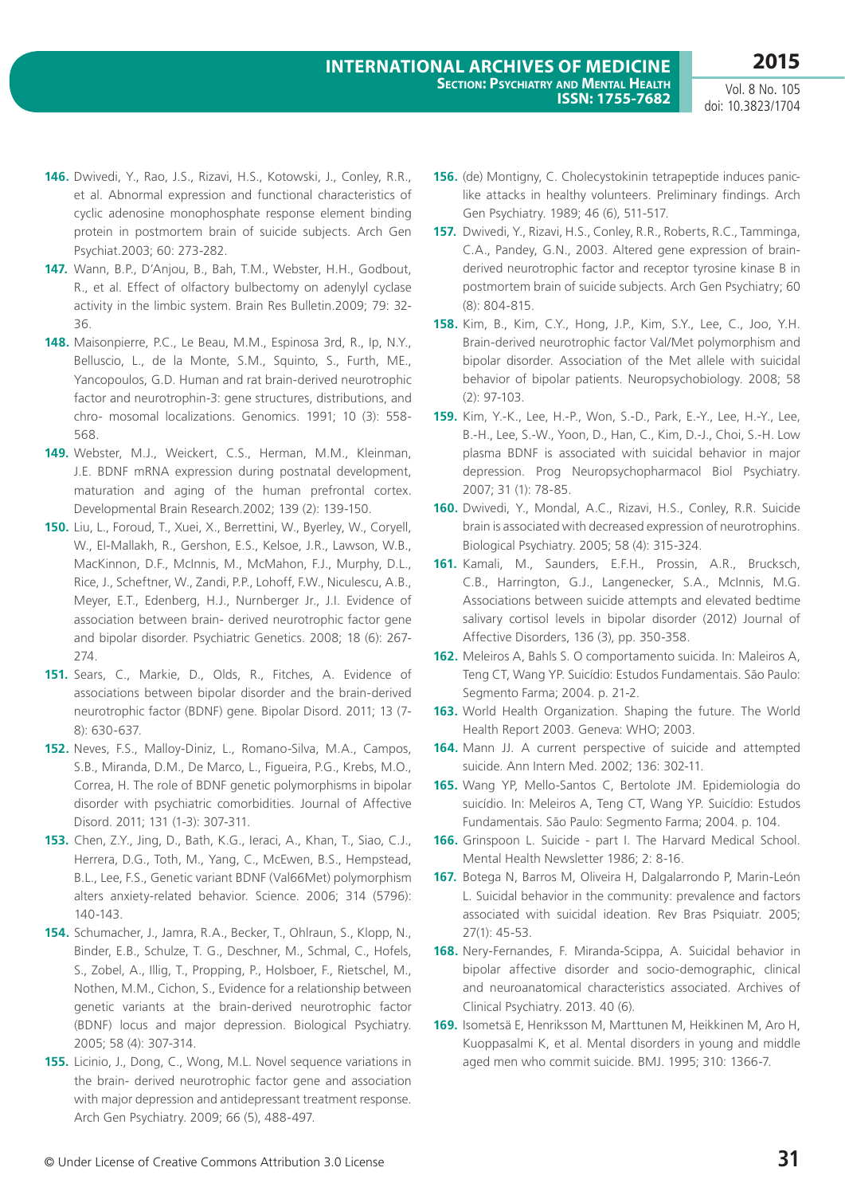146. Dwivedi, Y., Rao, J.S., Rizavi, H.S., Kotowski, J., Conley, R.R., et al. Abnormal expression and functional characteristics of cyclic adenosine monophosphate response element binding protein in postmortem brain of suicide subjects. Arch Gen Psychiat.2003; 60: 273-282.

147. Wann, B.P., D'Anjou, B., Bah, T.M., Webster, H.H., Godbout, R., et al. Effect of olfactory bulbectomy on adenylyl cyclase activity in the limbic system. Brain Res Bulletin.2009; 79: 32-36.

148. Maisonpierre, P.C., Le Beau, M.M., Espinosa 3rd, R., Ip, N.Y., Belluscio, L., de la Monte, S.M., Squinto, S., Furth, ME., Yancopoulos, G.D. Human and rat brain-derived neurotrophic factor and neurotrophin-3: gene structures, distributions, and chro- mosomal localizations. Genomics. 1991; 10 (3): 558-568.

149. Webster, M.J., Weickert, C.S., Herman, M.M., Kleinman, J.E. BDNF mRNA expression during postnatal development, maturation and aging of the human prefrontal cortex. Developmental Brain Research.2002; 139 (2): 139-150.

150. Liu, L., Foroud, T., Xuei, X., Berrettini, W., Byerley, W., Coryell, W., El-Mallakh, R., Gershon, E.S., Kelsoe, J.R., Lawson, W.B., MacKinnon, D.F., McInnis, M., McMahon, F.J., Murphy, D.L., Rice, J., Scheftner, W., Zandi, P.P., Lohoff, F.W., Niculescu, A.B., Meyer, E.T., Edenberg, H.J., Nurnberger Jr., J.I. Evidence of association between brain- derived neurotrophic factor gene and bipolar disorder. Psychiatric Genetics. 2008; 18 (6): 267-274.

151. Sears, C., Markie, D., Olds, R., Fitches, A. Evidence of associations between bipolar disorder and the brain-derived neurotrophic factor (BDNF) gene. Bipolar Disord. 2011; 13 (7-8): 630-637.

152. Neves, F.S., Malloy-Diniz, L., Romano-Silva, M.A., Campos, S.B., Miranda, D.M., De Marco, L., Figueira, P.G., Krebs, M.O., Correa, H. The role of BDNF genetic polymorphisms in bipolar disorder with psychiatric comorbidities. Journal of Affective Disord. 2011; 131 (1-3): 307-311.

153. Chen, Z.Y., Jing, D., Bath, K.G., Ieraci, A., Khan, T., Siao, C.J., Herrera, D.G., Toth, M., Yang, C., McEwen, B.S., Hempstead, B.L., Lee, F.S., Genetic variant BDNF (Val66Met) polymorphism alters anxiety-related behavior. Science. 2006; 314 (5796): 140-143.

154. Schumacher, J., Jamra, R.A., Becker, T., Ohlraun, S., Klopp, N., Binder, E.B., Schulze, T. G., Deschner, M., Schmal, C., Hofels, S., Zobel, A., Illig, T., Propping, P., Holsboer, F., Rietschel, M., Nothen, M.M., Cichon, S., Evidence for a relationship between genetic variants at the brain-derived neurotrophic factor (BDNF) locus and major depression. Biological Psychiatry. 2005; 58 (4): 307-314.

155. Licinio, J., Dong, C., Wong, M.L. Novel sequence variations in the brain- derived neurotrophic factor gene and association with major depression and antidepressant treatment response. Arch Gen Psychiatry. 2009; 66 (5), 488-497.

156. (de) Montigny, C. Cholecystokinin tetrapeptide induces panic-like attacks in healthy volunteers. Preliminary findings. Arch Gen Psychiatry. 1989; 46 (6), 511-517.

157. Dwivedi, Y., Rizavi, H.S., Conley, R.R., Roberts, R.C., Tamminga, C.A., Pandey, G.N., 2003. Altered gene expression of brain-derived neurotrophic factor and receptor tyrosine kinase B in postmortem brain of suicide subjects. Arch Gen Psychiatry; 60 (8): 804-815.

158. Kim, B., Kim, C.Y., Hong, J.P., Kim, S.Y., Lee, C., Joo, Y.H. Brain-derived neurotrophic factor Val/Met polymorphism and bipolar disorder. Association of the Met allele with suicidal behavior of bipolar patients. Neuropsychobiology. 2008; 58 (2): 97-103.

159. Kim, Y.-K., Lee, H.-P., Won, S.-D., Park, E.-Y., Lee, H.-Y., Lee, B.-H., Lee, S.-W., Yoon, D., Han, C., Kim, D.-J., Choi, S.-H. Low plasma BDNF is associated with suicidal behavior in major depression. Prog Neuropsychopharmacol Biol Psychiatry. 2007; 31 (1): 78-85.

160. Dwivedi, Y., Mondal, A.C., Rizavi, H.S., Conley, R.R. Suicide brain is associated with decreased expression of neurotrophins. Biological Psychiatry. 2005; 58 (4): 315-324.

161. Kamali, M., Saunders, E.F.H., Prossin, A.R., Brucksch, C.B., Harrington, G.J., Langenecker, S.A., McInnis, M.G. Associations between suicide attempts and elevated bedtime salivary cortisol levels in bipolar disorder (2012) Journal of Affective Disorders, 136 (3), pp. 350-358.

162. Meleiros A, Bahls S. O comportamento suicida. In: Maleiros A, Teng CT, Wang YP. Suicídio: Estudos Fundamentais. São Paulo: Segmento Farma; 2004. p. 21-2.

163. World Health Organization. Shaping the future. The World Health Report 2003. Geneva: WHO; 2003.

164. Mann JJ. A current perspective of suicide and attempted suicide. Ann Intern Med. 2002; 136: 302-11.

165. Wang YP, Mello-Santos C, Bertolote JM. Epidemiologia do suicídio. In: Meleiros A, Teng CT, Wang YP. Suicídio: Estudos Fundamentais. São Paulo: Segmento Farma; 2004. p. 104.

166. Grinspoon L. Suicide - part I. The Harvard Medical School. Mental Health Newsletter 1986; 2: 8-16.

167. Botega N, Barros M, Oliveira H, Dalgalarrondo P, Marin-León L. Suicidal behavior in the community: prevalence and factors associated with suicidal ideation. Rev Bras Psiquiatr. 2005; 27(1): 45-53.

168. Nery-Fernandes, F. Miranda-Scippa, A. Suicidal behavior in bipolar affective disorder and socio-demographic, clinical and neuroanatomical characteristics associated. Archives of Clinical Psychiatry. 2013. 40 (6).

169. Isometsä E, Henriksson M, Marttunen M, Heikkinen M, Aro H, Kuoppasalmi K, et al. Mental disorders in young and middle aged men who commit suicide. BMJ. 1995; 310: 1366-7.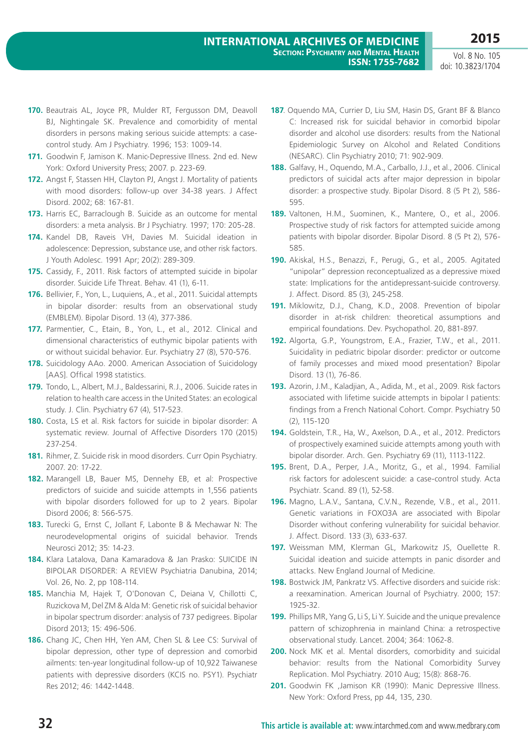**170.** Beautrais AL, Joyce PR, Mulder RT, Fergusson DM, Deavoll BJ, Nightingale SK. Prevalence and comorbidity of mental disorders in persons making serious suicide attempts: a case-control study. Am J Psychiatry. 1996; 153: 1009-14.

**171.** Goodwin F, Jamison K. Manic-Depressive Illness. 2nd ed. New York: Oxford University Press; 2007. p. 223-69.

**172.** Angst F, Stassen HH, Clayton PJ, Angst J. Mortality of patients with mood disorders: follow-up over 34-38 years. J Affect Disord. 2002; 68: 167-81.

**173.** Harris EC, Barraclough B. Suicide as an outcome for mental disorders: a meta analysis. Br J Psychiatry. 1997; 170: 205-28.

**174.** Kandel DB, Raveis VH, Davies M. Suicidal ideation in adolescence: Depression, substance use, and other risk factors. J Youth Adolesc. 1991 Apr; 20(2): 289-309.

**175.** Cassidy, F., 2011. Risk factors of attempted suicide in bipolar disorder. Suicide Life Threat. Behav. 41 (1), 6-11.

**176.** Bellivier, F., Yon, L., Luquiens, A., et al., 2011. Suicidal attempts in bipolar disorder: results from an observational study (EMBLEM). Bipolar Disord. 13 (4), 377-386.

**177.** Parmentier, C., Etain, B., Yon, L., et al., 2012. Clinical and dimensional characteristics of euthymic bipolar patients with or without suicidal behavior. Eur. Psychiatry 27 (8), 570-576.

**178.** Suicidology AAo. 2000. American Association of Suicidology [AAS]. Offical 1998 statistics.

**179.** Tondo, L., Albert, M.J., Baldessarini, R.J., 2006. Suicide rates in relation to health care access in the United States: an ecological study. J. Clin. Psychiatry 67 (4), 517-523.

**180.** Costa, LS et al. Risk factors for suicide in bipolar disorder: A systematic review. Journal of Affective Disorders 170 (2015) 237-254.

**181.** Rihmer, Z. Suicide risk in mood disorders. Curr Opin Psychiatry. 2007. 20: 17-22.

**182.** Marangell LB, Bauer MS, Dennehy EB, et al: Prospective predictors of suicide and suicide attempts in 1,556 patients with bipolar disorders followed for up to 2 years. Bipolar Disord 2006; 8: 566-575.

**183.** Turecki G, Ernst C, Jollant F, Labonte B & Mechawar N: The neurodevelopmental origins of suicidal behavior. Trends Neurosci 2012; 35: 14-23.

**184.** Klara Latalova, Dana Kamaradova & Jan Prasko: SUICIDE IN BIPOLAR DISORDER: A REVIEW Psychiatria Danubina, 2014; Vol. 26, No. 2, pp 108-114.

**185.** Manchia M, Hajek T, O'Donovan C, Deiana V, Chillotti C, Ruzickova M, Del ZM & Alda M: Genetic risk of suicidal behavior in bipolar spectrum disorder: analysis of 737 pedigrees. Bipolar Disord 2013; 15: 496-506.

**186.** Chang JC, Chen HH, Yen AM, Chen SL & Lee CS: Survival of bipolar depression, other type of depression and comorbid ailments: ten-year longitudinal follow-up of 10,922 Taiwanese patients with depressive disorders (KCIS no. PSY1). Psychiatr Res 2012; 46: 1442-1448.

**187**. Oquendo MA, Currier D, Liu SM, Hasin DS, Grant BF & Blanco C: Increased risk for suicidal behavior in comorbid bipolar disorder and alcohol use disorders: results from the National Epidemiologic Survey on Alcohol and Related Conditions (NESARC). Clin Psychiatry 2010; 71: 902-909.

**188.** Galfavy, H., Oquendo, M.A., Carballo, J.J., et al., 2006. Clinical predictors of suicidal acts after major depression in bipolar disorder: a prospective study. Bipolar Disord. 8 (5 Pt 2), 586-595.

**189.** Valtonen, H.M., Suominen, K., Mantere, O., et al., 2006. Prospective study of risk factors for attempted suicide among patients with bipolar disorder. Bipolar Disord. 8 (5 Pt 2), 576-585.

**190.** Akiskal, H.S., Benazzi, F., Perugi, G., et al., 2005. Agitated "unipolar" depression reconceptualized as a depressive mixed state: Implications for the antidepressant-suicide controversy. J. Affect. Disord. 85 (3), 245-258.

**191.** Miklowitz, D.J., Chang, K.D., 2008. Prevention of bipolar disorder in at-risk children: theoretical assumptions and empirical foundations. Dev. Psychopathol. 20, 881-897.

**192.** Algorta, G.P., Youngstrom, E.A., Frazier, T.W., et al., 2011. Suicidality in pediatric bipolar disorder: predictor or outcome of family processes and mixed mood presentation? Bipolar Disord. 13 (1), 76-86.

**193.** Azorin, J.M., Kaladjian, A., Adida, M., et al., 2009. Risk factors associated with lifetime suicide attempts in bipolar I patients: findings from a French National Cohort. Compr. Psychiatry 50 (2), 115-120

**194.** Goldstein, T.R., Ha, W., Axelson, D.A., et al., 2012. Predictors of prospectively examined suicide attempts among youth with bipolar disorder. Arch. Gen. Psychiatry 69 (11), 1113-1122.

**195.** Brent, D.A., Perper, J.A., Moritz, G., et al., 1994. Familial risk factors for adolescent suicide: a case-control study. Acta Psychiatr. Scand. 89 (1), 52-58.

**196.** Magno, L.A.V., Santana, C.V.N., Rezende, V.B., et al., 2011. Genetic variations in FOXO3A are associated with Bipolar Disorder without confering vulnerability for suicidal behavior. J. Affect. Disord. 133 (3), 633-637.

**197.** Weissman MM, Klerman GL, Markowitz JS, Ouellette R. Suicidal ideation and suicide attempts in panic disorder and attacks. New England Journal of Medicine.

**198.** Bostwick JM, Pankratz VS. Affective disorders and suicide risk: a reexamination. American Journal of Psychiatry. 2000; 157: 1925-32.

**199.** Phillips MR, Yang G, Li S, Li Y. Suicide and the unique prevalence pattern of schizophrenia in mainland China: a retrospective observational study. Lancet. 2004; 364: 1062-8.

**200.** Nock MK et al. Mental disorders, comorbidity and suicidal behavior: results from the National Comorbidity Survey Replication. Mol Psychiatry. 2010 Aug; 15(8): 868-76.

**201.** Goodwin FK ,Jamison KR (1990): Manic Depressive Illness. New York: Oxford Press, pp 44, 135, 230.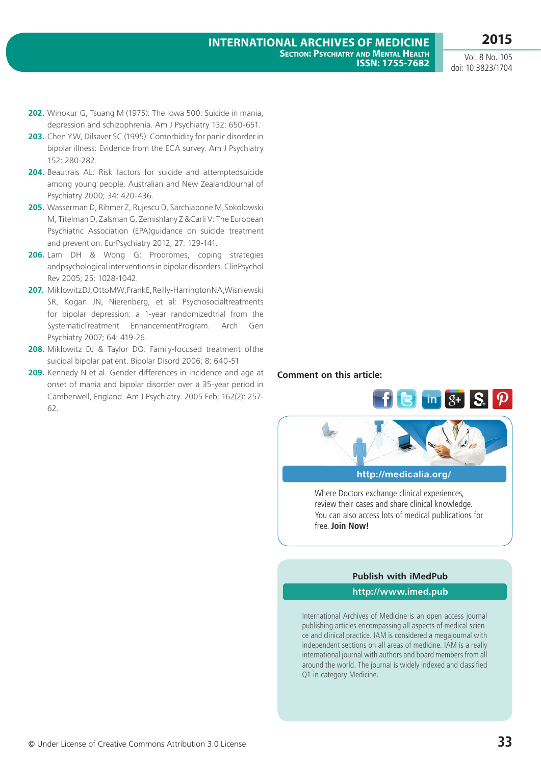202. Winokur G, Tsuang M (1975): The Iowa 500: Suicide in mania, depression and schizophrenia. Am J Psychiatry 132: 650-651.
203. Chen YW, Dilsaver SC (1995): Comorbidity for panic disorder in bipolar illness: Evidence from the ECA survey. Am J Psychiatry 152: 280-282.
204. Beautrais AL: Risk factors for suicide and attemptedsuicide among young people. Australian and New ZealandJournal of Psychiatry 2000; 34: 420-436.
205. Wasserman D, Rihmer Z, Rujescu D, Sarchiapone M,Sokolowski M, Titelman D, Zalsman G, Zemishlany Z &Carli V: The European Psychiatric Association (EPA)guidance on suicide treatment and prevention. EurPsychiatry 2012; 27: 129-141.
206. Lam DH & Wong G: Prodromes, coping strategies andpsychological interventions in bipolar disorders. ClinPsychol Rev 2005; 25: 1028-1042.
207. MiklowitzDJ,OttoMW,FrankE,Reilly-HarringtonNA,Wisniewski SR, Kogan JN, Nierenberg, et al: Psychosocialtreatments for bipolar depression: a 1-year randomizedtrial from the SystematicTreatment EnhancementProgram. Arch Gen Psychiatry 2007; 64: 419-26.
208. Miklowitz DJ & Taylor DO: Family-focused treatment ofthe suicidal bipolar patient. Bipolar Disord 2006; 8: 640-51
209. Kennedy N et al. Gender differences in incidence and age at onset of mania and bipolar disorder over a 35-year period in Camberwell, England. Am J Psychiatry. 2005 Feb; 162(2): 257-62.

**Comment on this article:**

**http://medicalia.org/**

Where Doctors exchange clinical experiences, review their cases and share clinical knowledge. You can also access lots of medical publications for free. **Join Now!**

**Publish with iMedPub**

**http://www.imed.pub**

International Archives of Medicine is an open access journal publishing articles encompassing all aspects of medical science and clinical practice. IAM is considered a megajournal with independent sections on all areas of medicine. IAM is a really international journal with authors and board members from all around the world. The journal is widely indexed and classified Q1 in category Medicine.

© Under License of Creative Commons Attribution 3.0 License